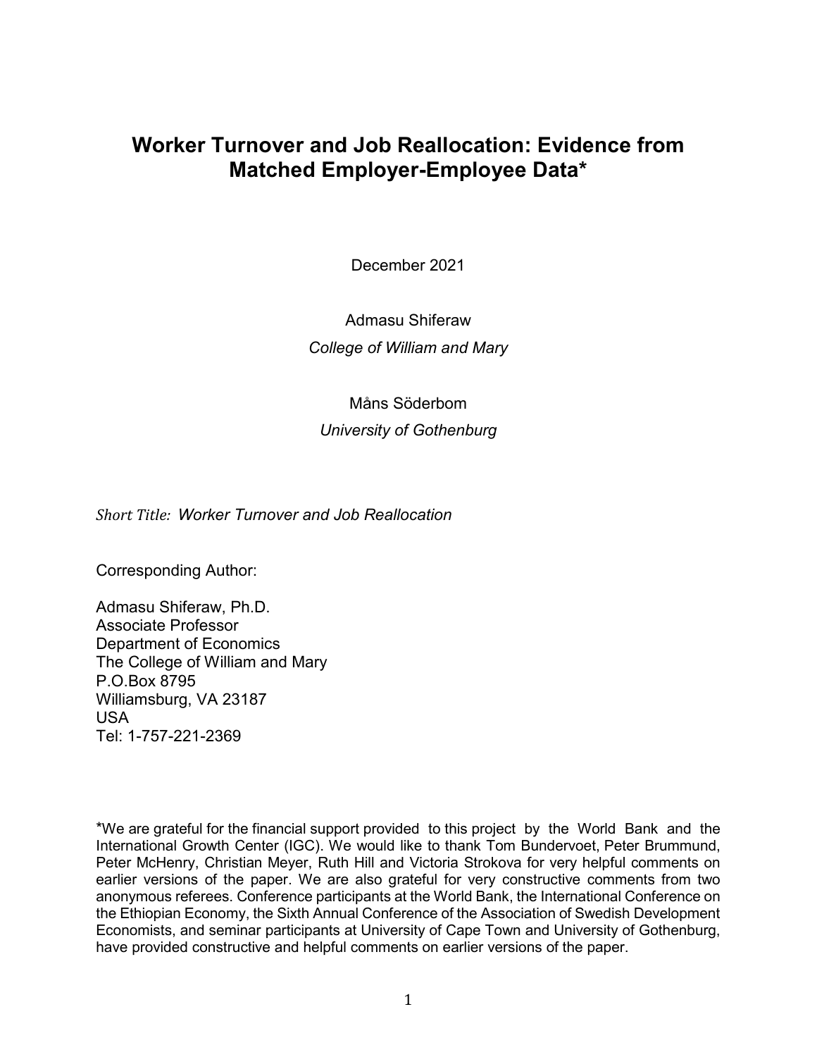# Worker Turnover and Job Reallocation: Evidence from Matched Employer-Employee Data*

December 2021

Admasu Shiferaw

*College of William and Mary*

Måns Söderbom

*University of Gothenburg*

*Short Title: Worker Turnover and Job Reallocation*

Corresponding Author:

Admasu Shiferaw, Ph.D.
Associate Professor
Department of Economics
The College of William and Mary
P.O.Box 8795
Williamsburg, VA 23187
USA
Tel: 1-757-221-2369

*We are grateful for the financial support provided to this project by the World Bank and the International Growth Center (IGC). We would like to thank Tom Bundervoet, Peter Brummund, Peter McHenry, Christian Meyer, Ruth Hill and Victoria Strokova for very helpful comments on earlier versions of the paper. We are also grateful for very constructive comments from two anonymous referees. Conference participants at the World Bank, the International Conference on the Ethiopian Economy, the Sixth Annual Conference of the Association of Swedish Development Economists, and seminar participants at University of Cape Town and University of Gothenburg, have provided constructive and helpful comments on earlier versions of the paper.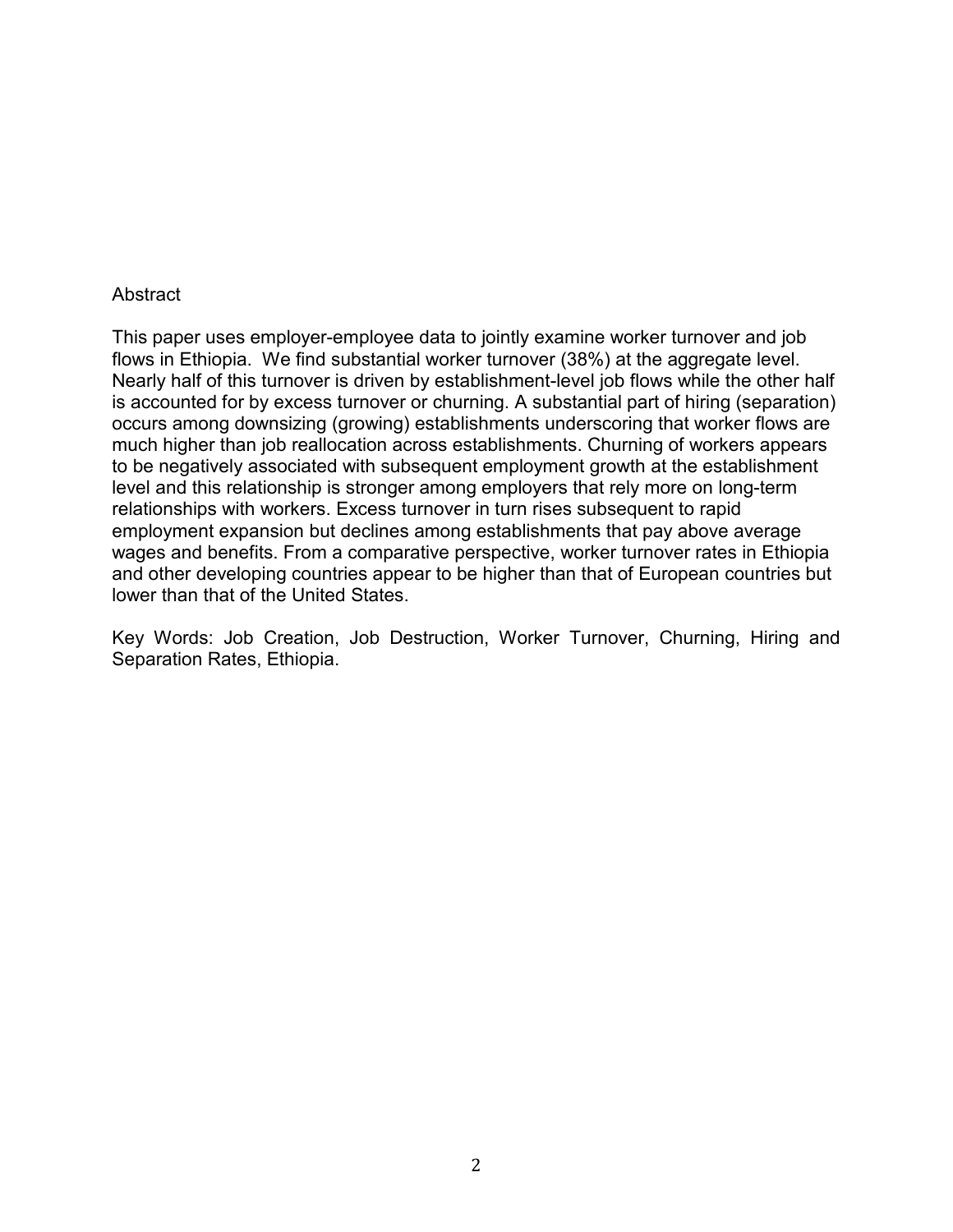## Abstract

This paper uses employer-employee data to jointly examine worker turnover and job flows in Ethiopia. We find substantial worker turnover (38%) at the aggregate level. Nearly half of this turnover is driven by establishment-level job flows while the other half is accounted for by excess turnover or churning. A substantial part of hiring (separation) occurs among downsizing (growing) establishments underscoring that worker flows are much higher than job reallocation across establishments. Churning of workers appears to be negatively associated with subsequent employment growth at the establishment level and this relationship is stronger among employers that rely more on long-term relationships with workers. Excess turnover in turn rises subsequent to rapid employment expansion but declines among establishments that pay above average wages and benefits. From a comparative perspective, worker turnover rates in Ethiopia and other developing countries appear to be higher than that of European countries but lower than that of the United States.

Key Words: Job Creation, Job Destruction, Worker Turnover, Churning, Hiring and Separation Rates, Ethiopia.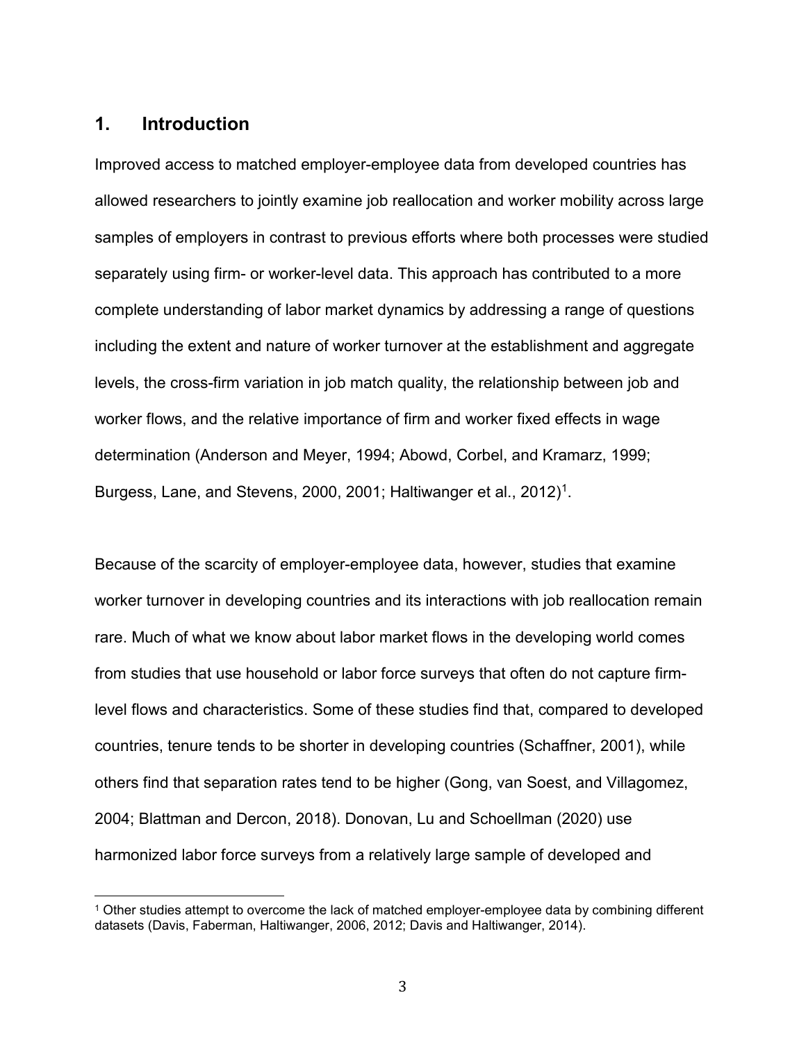## 1. Introduction

Improved access to matched employer-employee data from developed countries has allowed researchers to jointly examine job reallocation and worker mobility across large samples of employers in contrast to previous efforts where both processes were studied separately using firm- or worker-level data. This approach has contributed to a more complete understanding of labor market dynamics by addressing a range of questions including the extent and nature of worker turnover at the establishment and aggregate levels, the cross-firm variation in job match quality, the relationship between job and worker flows, and the relative importance of firm and worker fixed effects in wage determination (Anderson and Meyer, 1994; Abowd, Corbel, and Kramarz, 1999; Burgess, Lane, and Stevens, 2000, 2001; Haltiwanger et al., 2012)[1].

Because of the scarcity of employer-employee data, however, studies that examine worker turnover in developing countries and its interactions with job reallocation remain rare. Much of what we know about labor market flows in the developing world comes from studies that use household or labor force surveys that often do not capture firm-level flows and characteristics. Some of these studies find that, compared to developed countries, tenure tends to be shorter in developing countries (Schaffner, 2001), while others find that separation rates tend to be higher (Gong, van Soest, and Villagomez, 2004; Blattman and Dercon, 2018). Donovan, Lu and Schoellman (2020) use harmonized labor force surveys from a relatively large sample of developed and

[1] Other studies attempt to overcome the lack of matched employer-employee data by combining different datasets (Davis, Faberman, Haltiwanger, 2006, 2012; Davis and Haltiwanger, 2014).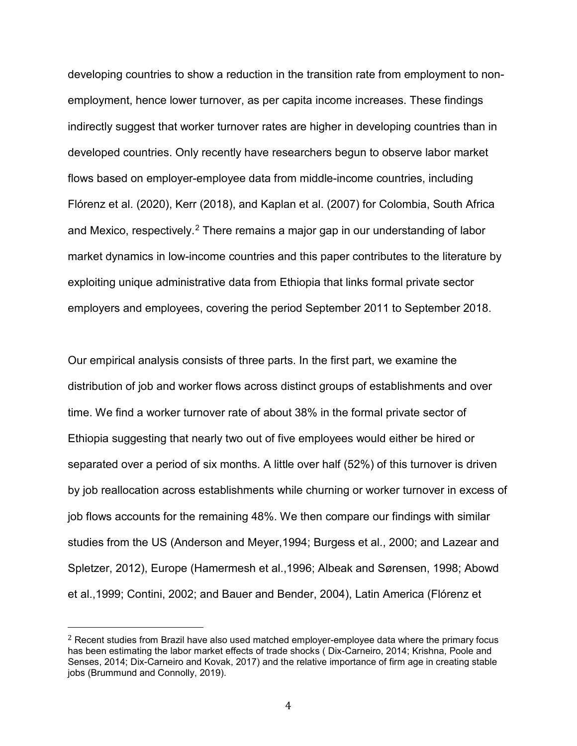developing countries to show a reduction in the transition rate from employment to non-employment, hence lower turnover, as per capita income increases. These findings indirectly suggest that worker turnover rates are higher in developing countries than in developed countries. Only recently have researchers begun to observe labor market flows based on employer-employee data from middle-income countries, including Flórenz et al. (2020), Kerr (2018), and Kaplan et al. (2007) for Colombia, South Africa and Mexico, respectively.[2] There remains a major gap in our understanding of labor market dynamics in low-income countries and this paper contributes to the literature by exploiting unique administrative data from Ethiopia that links formal private sector employers and employees, covering the period September 2011 to September 2018.

Our empirical analysis consists of three parts. In the first part, we examine the distribution of job and worker flows across distinct groups of establishments and over time. We find a worker turnover rate of about 38% in the formal private sector of Ethiopia suggesting that nearly two out of five employees would either be hired or separated over a period of six months. A little over half (52%) of this turnover is driven by job reallocation across establishments while churning or worker turnover in excess of job flows accounts for the remaining 48%. We then compare our findings with similar studies from the US (Anderson and Meyer,1994; Burgess et al., 2000; and Lazear and Spletzer, 2012), Europe (Hamermesh et al.,1996; Albeak and Sørensen, 1998; Abowd et al.,1999; Contini, 2002; and Bauer and Bender, 2004), Latin America (Flórenz et

[2] Recent studies from Brazil have also used matched employer-employee data where the primary focus has been estimating the labor market effects of trade shocks ( Dix-Carneiro, 2014; Krishna, Poole and Senses, 2014; Dix-Carneiro and Kovak, 2017) and the relative importance of firm age in creating stable jobs (Brummund and Connolly, 2019).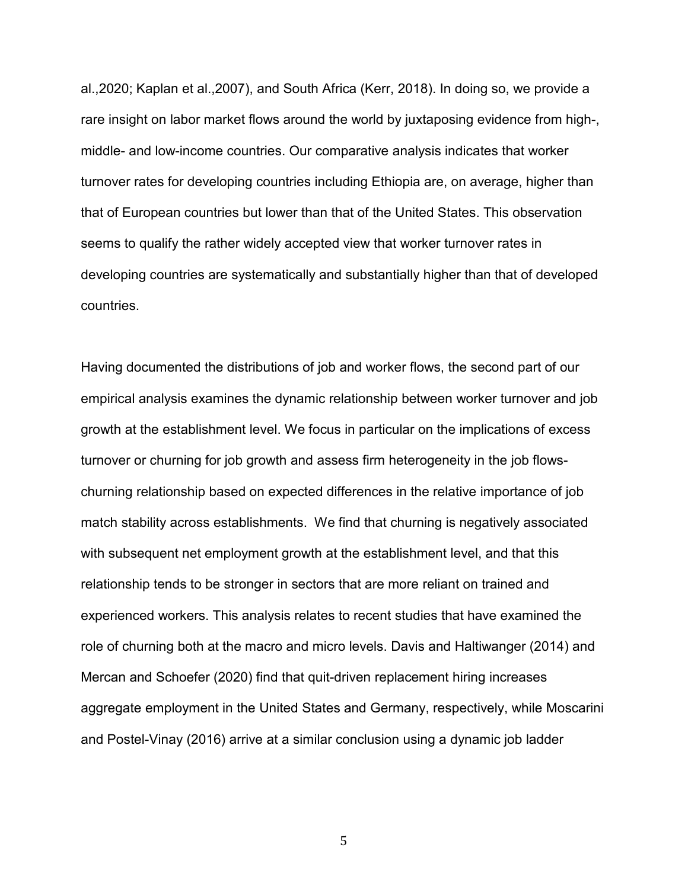al.,2020; Kaplan et al.,2007), and South Africa (Kerr, 2018). In doing so, we provide a rare insight on labor market flows around the world by juxtaposing evidence from high-, middle- and low-income countries. Our comparative analysis indicates that worker turnover rates for developing countries including Ethiopia are, on average, higher than that of European countries but lower than that of the United States. This observation seems to qualify the rather widely accepted view that worker turnover rates in developing countries are systematically and substantially higher than that of developed countries.

Having documented the distributions of job and worker flows, the second part of our empirical analysis examines the dynamic relationship between worker turnover and job growth at the establishment level. We focus in particular on the implications of excess turnover or churning for job growth and assess firm heterogeneity in the job flows-churning relationship based on expected differences in the relative importance of job match stability across establishments. We find that churning is negatively associated with subsequent net employment growth at the establishment level, and that this relationship tends to be stronger in sectors that are more reliant on trained and experienced workers. This analysis relates to recent studies that have examined the role of churning both at the macro and micro levels. Davis and Haltiwanger (2014) and Mercan and Schoefer (2020) find that quit-driven replacement hiring increases aggregate employment in the United States and Germany, respectively, while Moscarini and Postel-Vinay (2016) arrive at a similar conclusion using a dynamic job ladder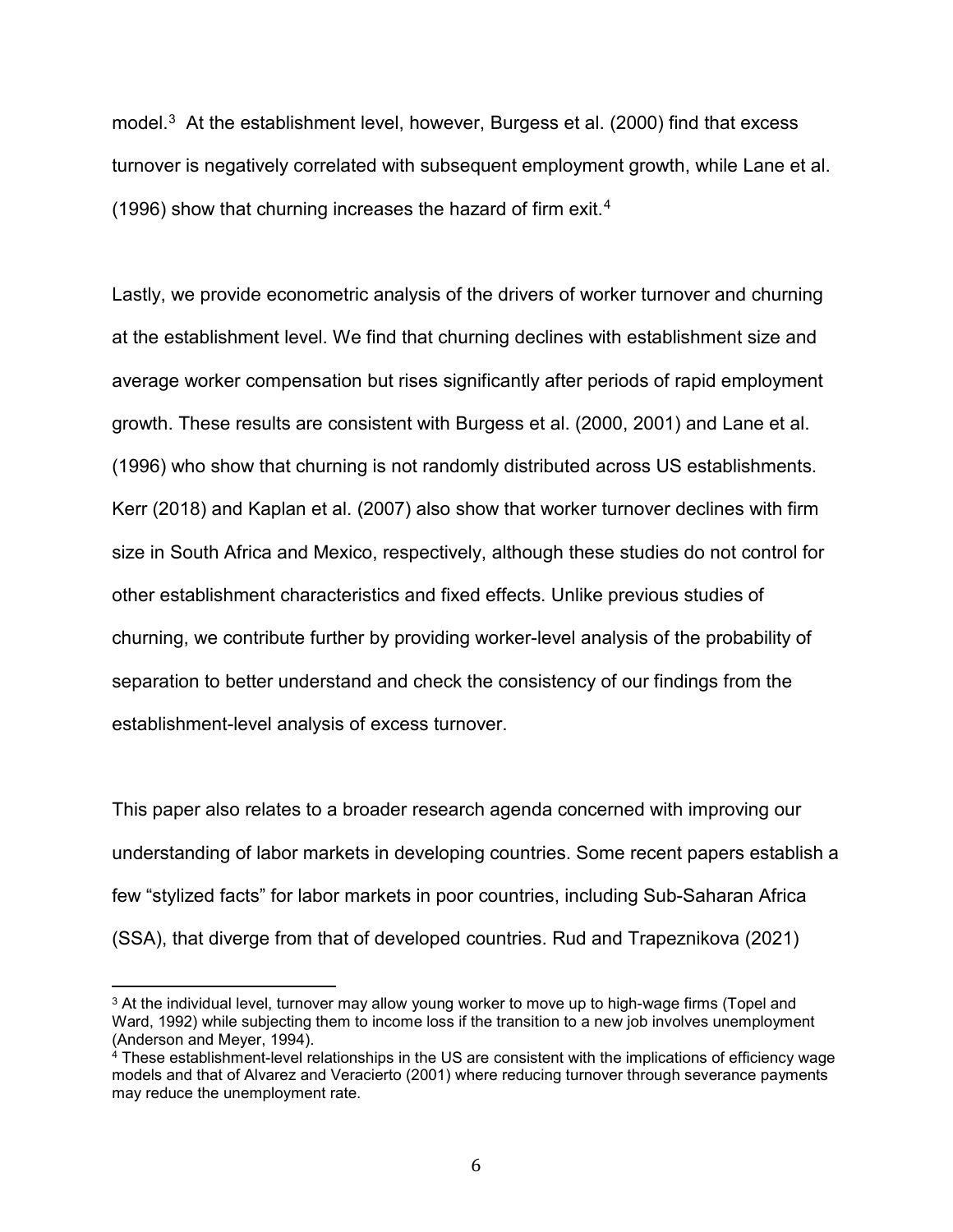model.[3] At the establishment level, however, Burgess et al. (2000) find that excess turnover is negatively correlated with subsequent employment growth, while Lane et al. (1996) show that churning increases the hazard of firm exit.[4]

Lastly, we provide econometric analysis of the drivers of worker turnover and churning at the establishment level. We find that churning declines with establishment size and average worker compensation but rises significantly after periods of rapid employment growth. These results are consistent with Burgess et al. (2000, 2001) and Lane et al. (1996) who show that churning is not randomly distributed across US establishments. Kerr (2018) and Kaplan et al. (2007) also show that worker turnover declines with firm size in South Africa and Mexico, respectively, although these studies do not control for other establishment characteristics and fixed effects. Unlike previous studies of churning, we contribute further by providing worker-level analysis of the probability of separation to better understand and check the consistency of our findings from the establishment-level analysis of excess turnover.

This paper also relates to a broader research agenda concerned with improving our understanding of labor markets in developing countries. Some recent papers establish a few "stylized facts" for labor markets in poor countries, including Sub-Saharan Africa (SSA), that diverge from that of developed countries. Rud and Trapeznikova (2021)

---

[3] At the individual level, turnover may allow young worker to move up to high-wage firms (Topel and Ward, 1992) while subjecting them to income loss if the transition to a new job involves unemployment (Anderson and Meyer, 1994).

[4] These establishment-level relationships in the US are consistent with the implications of efficiency wage models and that of Alvarez and Veracierto (2001) where reducing turnover through severance payments may reduce the unemployment rate.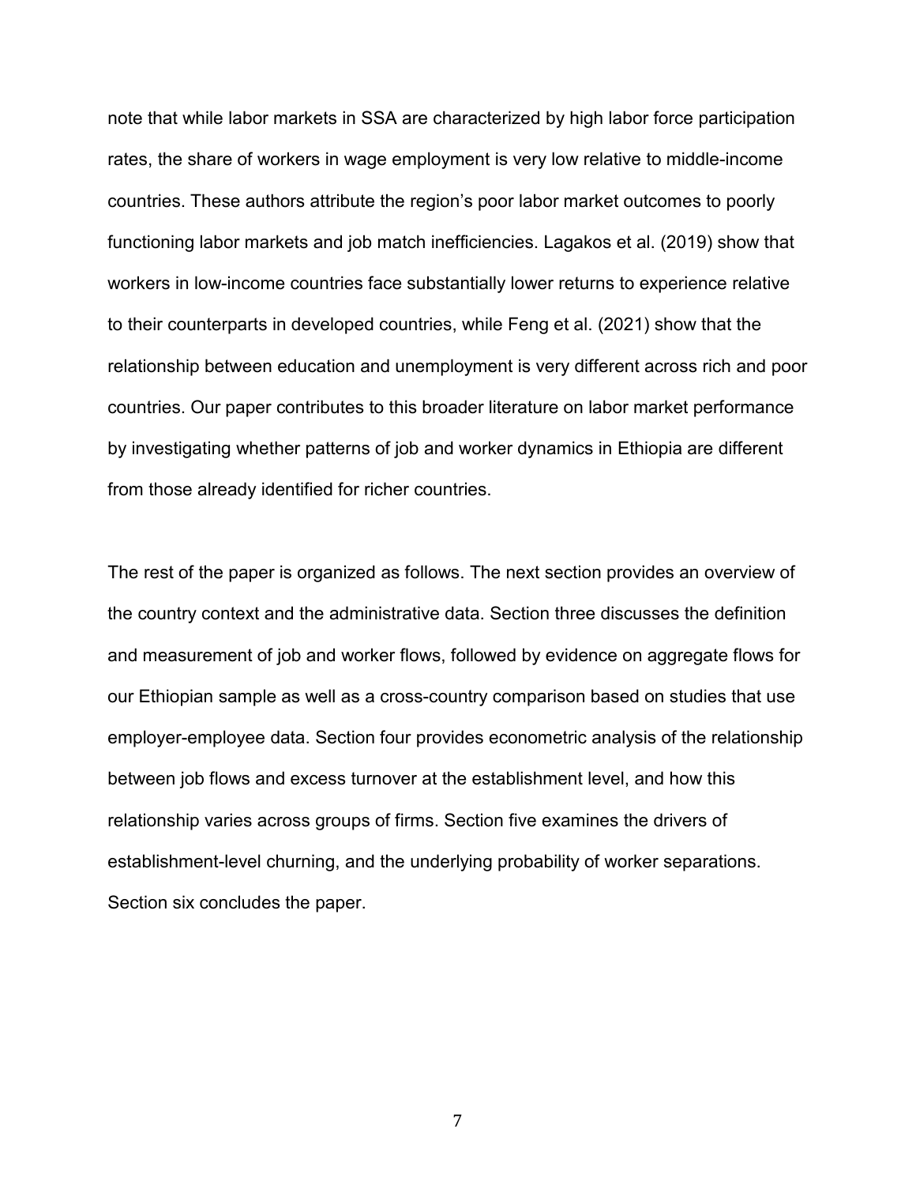note that while labor markets in SSA are characterized by high labor force participation rates, the share of workers in wage employment is very low relative to middle-income countries. These authors attribute the region's poor labor market outcomes to poorly functioning labor markets and job match inefficiencies. Lagakos et al. (2019) show that workers in low-income countries face substantially lower returns to experience relative to their counterparts in developed countries, while Feng et al. (2021) show that the relationship between education and unemployment is very different across rich and poor countries. Our paper contributes to this broader literature on labor market performance by investigating whether patterns of job and worker dynamics in Ethiopia are different from those already identified for richer countries.

The rest of the paper is organized as follows. The next section provides an overview of the country context and the administrative data. Section three discusses the definition and measurement of job and worker flows, followed by evidence on aggregate flows for our Ethiopian sample as well as a cross-country comparison based on studies that use employer-employee data. Section four provides econometric analysis of the relationship between job flows and excess turnover at the establishment level, and how this relationship varies across groups of firms. Section five examines the drivers of establishment-level churning, and the underlying probability of worker separations. Section six concludes the paper.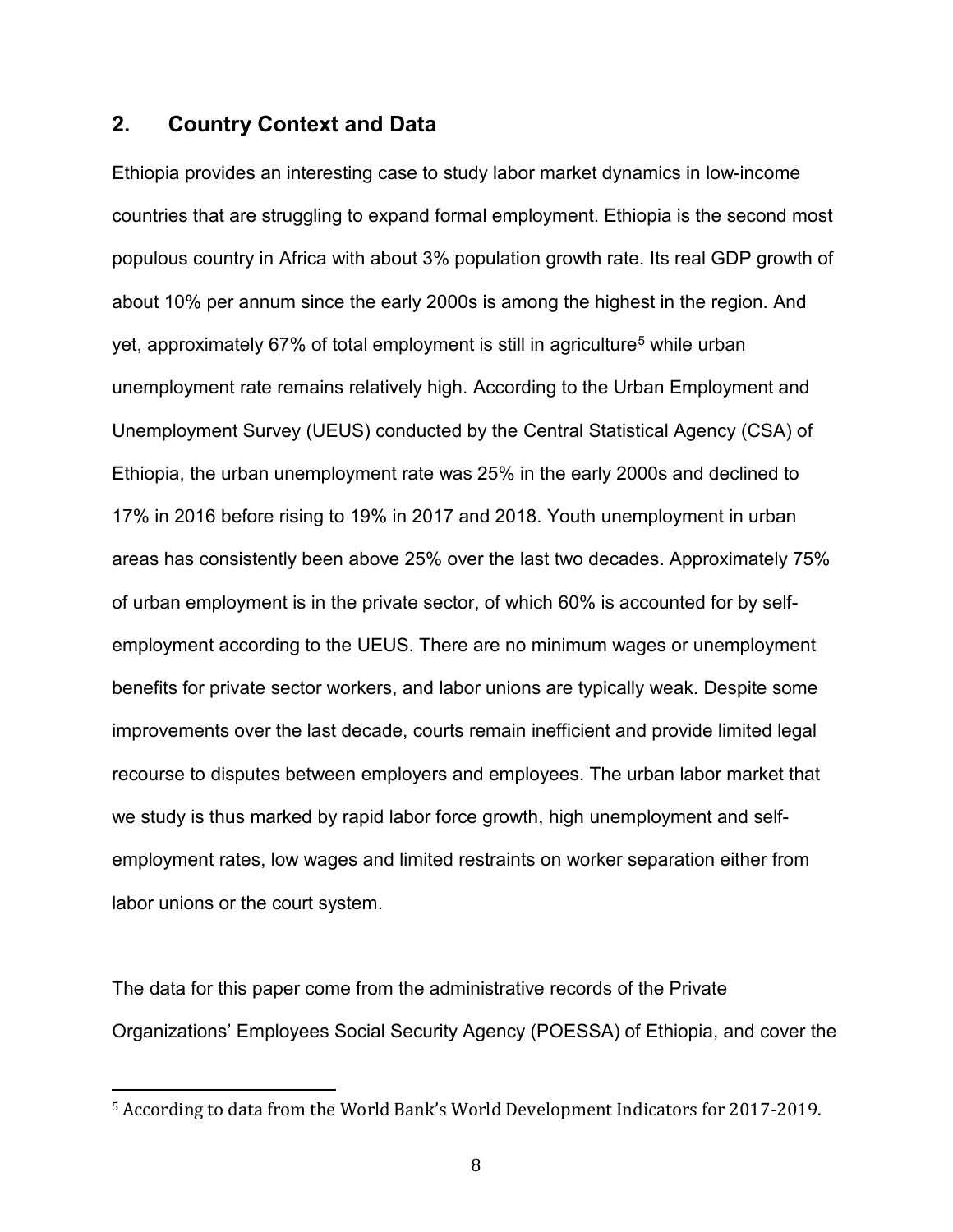## 2. Country Context and Data

Ethiopia provides an interesting case to study labor market dynamics in low-income countries that are struggling to expand formal employment. Ethiopia is the second most populous country in Africa with about 3% population growth rate. Its real GDP growth of about 10% per annum since the early 2000s is among the highest in the region. And yet, approximately 67% of total employment is still in agriculture[5] while urban unemployment rate remains relatively high. According to the Urban Employment and Unemployment Survey (UEUS) conducted by the Central Statistical Agency (CSA) of Ethiopia, the urban unemployment rate was 25% in the early 2000s and declined to 17% in 2016 before rising to 19% in 2017 and 2018. Youth unemployment in urban areas has consistently been above 25% over the last two decades. Approximately 75% of urban employment is in the private sector, of which 60% is accounted for by self-employment according to the UEUS. There are no minimum wages or unemployment benefits for private sector workers, and labor unions are typically weak. Despite some improvements over the last decade, courts remain inefficient and provide limited legal recourse to disputes between employers and employees. The urban labor market that we study is thus marked by rapid labor force growth, high unemployment and self-employment rates, low wages and limited restraints on worker separation either from labor unions or the court system.

The data for this paper come from the administrative records of the Private Organizations' Employees Social Security Agency (POESSA) of Ethiopia, and cover the

---

[5] According to data from the World Bank's World Development Indicators for 2017-2019.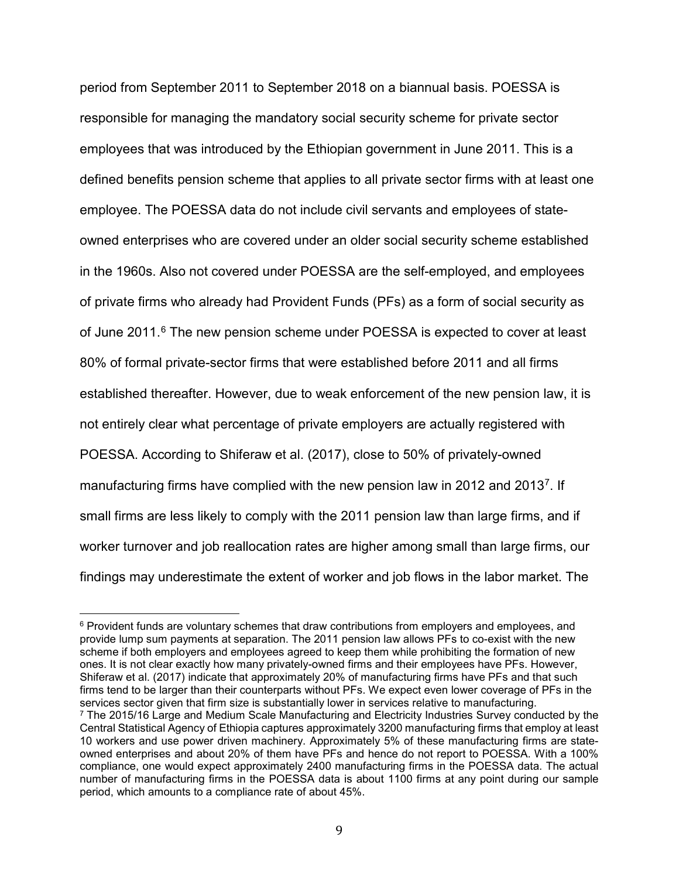period from September 2011 to September 2018 on a biannual basis. POESSA is responsible for managing the mandatory social security scheme for private sector employees that was introduced by the Ethiopian government in June 2011. This is a defined benefits pension scheme that applies to all private sector firms with at least one employee. The POESSA data do not include civil servants and employees of state-owned enterprises who are covered under an older social security scheme established in the 1960s. Also not covered under POESSA are the self-employed, and employees of private firms who already had Provident Funds (PFs) as a form of social security as of June 2011.[6] The new pension scheme under POESSA is expected to cover at least 80% of formal private-sector firms that were established before 2011 and all firms established thereafter. However, due to weak enforcement of the new pension law, it is not entirely clear what percentage of private employers are actually registered with POESSA. According to Shiferaw et al. (2017), close to 50% of privately-owned manufacturing firms have complied with the new pension law in 2012 and 2013[7]. If small firms are less likely to comply with the 2011 pension law than large firms, and if worker turnover and job reallocation rates are higher among small than large firms, our findings may underestimate the extent of worker and job flows in the labor market. The

[6] Provident funds are voluntary schemes that draw contributions from employers and employees, and provide lump sum payments at separation. The 2011 pension law allows PFs to co-exist with the new scheme if both employers and employees agreed to keep them while prohibiting the formation of new ones. It is not clear exactly how many privately-owned firms and their employees have PFs. However, Shiferaw et al. (2017) indicate that approximately 20% of manufacturing firms have PFs and that such firms tend to be larger than their counterparts without PFs. We expect even lower coverage of PFs in the services sector given that firm size is substantially lower in services relative to manufacturing.

[7] The 2015/16 Large and Medium Scale Manufacturing and Electricity Industries Survey conducted by the Central Statistical Agency of Ethiopia captures approximately 3200 manufacturing firms that employ at least 10 workers and use power driven machinery. Approximately 5% of these manufacturing firms are state-owned enterprises and about 20% of them have PFs and hence do not report to POESSA. With a 100% compliance, one would expect approximately 2400 manufacturing firms in the POESSA data. The actual number of manufacturing firms in the POESSA data is about 1100 firms at any point during our sample period, which amounts to a compliance rate of about 45%.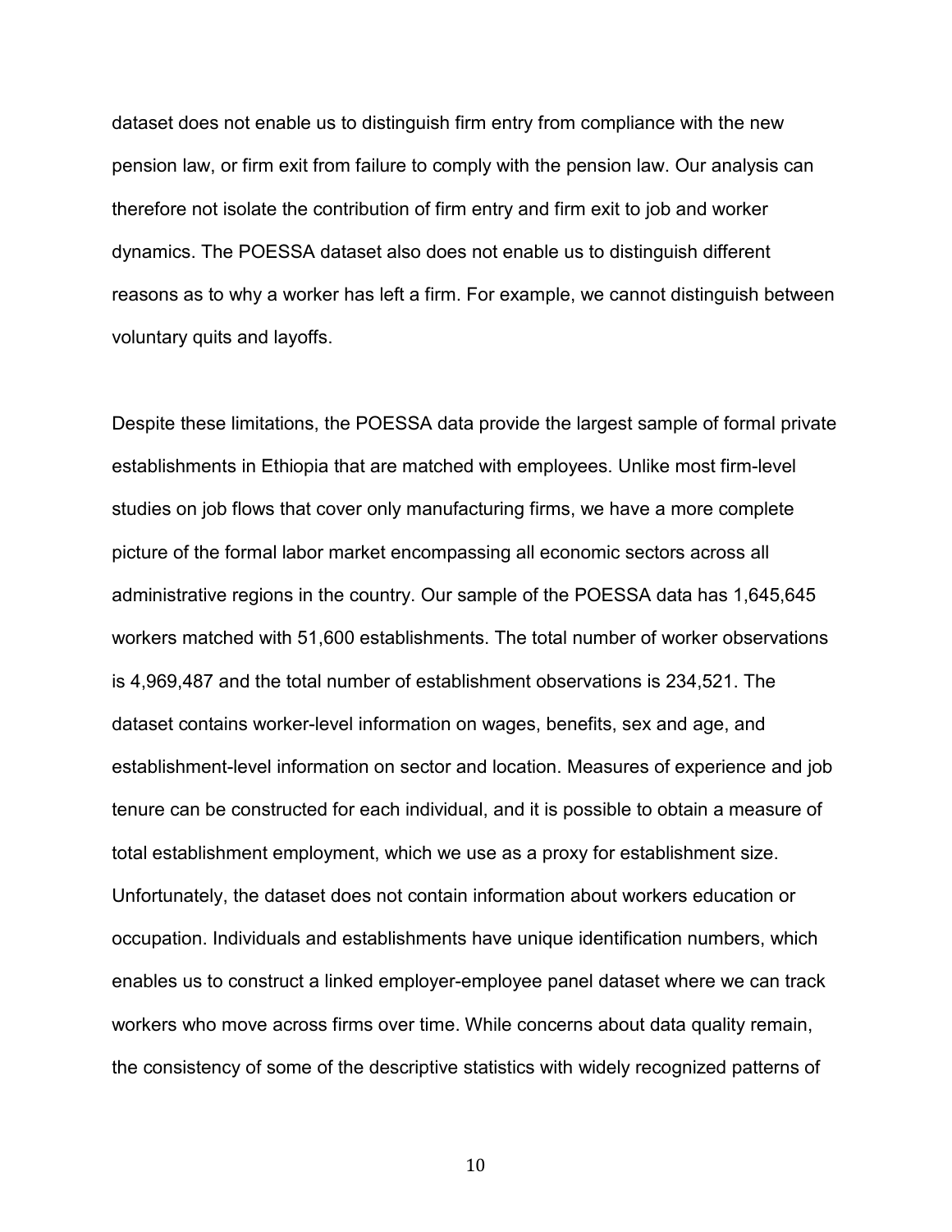dataset does not enable us to distinguish firm entry from compliance with the new pension law, or firm exit from failure to comply with the pension law. Our analysis can therefore not isolate the contribution of firm entry and firm exit to job and worker dynamics. The POESSA dataset also does not enable us to distinguish different reasons as to why a worker has left a firm. For example, we cannot distinguish between voluntary quits and layoffs.

Despite these limitations, the POESSA data provide the largest sample of formal private establishments in Ethiopia that are matched with employees. Unlike most firm-level studies on job flows that cover only manufacturing firms, we have a more complete picture of the formal labor market encompassing all economic sectors across all administrative regions in the country. Our sample of the POESSA data has 1,645,645 workers matched with 51,600 establishments. The total number of worker observations is 4,969,487 and the total number of establishment observations is 234,521. The dataset contains worker-level information on wages, benefits, sex and age, and establishment-level information on sector and location. Measures of experience and job tenure can be constructed for each individual, and it is possible to obtain a measure of total establishment employment, which we use as a proxy for establishment size. Unfortunately, the dataset does not contain information about workers education or occupation. Individuals and establishments have unique identification numbers, which enables us to construct a linked employer-employee panel dataset where we can track workers who move across firms over time. While concerns about data quality remain, the consistency of some of the descriptive statistics with widely recognized patterns of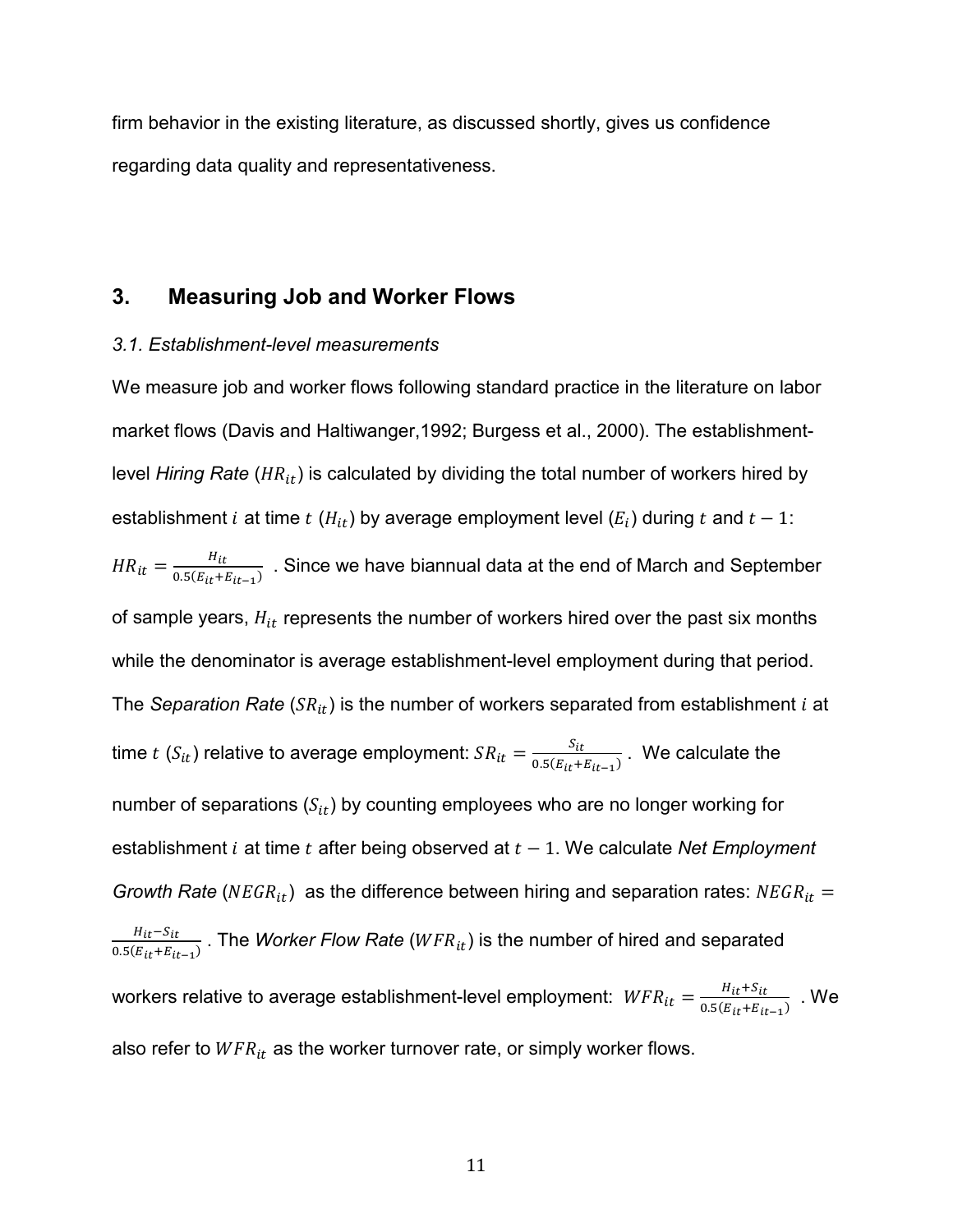firm behavior in the existing literature, as discussed shortly, gives us confidence regarding data quality and representativeness.

## 3. Measuring Job and Worker Flows

### *3.1. Establishment-level measurements*

We measure job and worker flows following standard practice in the literature on labor market flows (Davis and Haltiwanger,1992; Burgess et al., 2000). The establishment-level *Hiring Rate* ($HR_{it}$) is calculated by dividing the total number of workers hired by establishment $i$ at time $t$ ($H_{it}$) by average employment level ($E_i$) during $t$ and $t-1$: $HR_{it} = \frac{H_{it}}{0.5(E_{it}+E_{it-1})}$ . Since we have biannual data at the end of March and September of sample years, $H_{it}$ represents the number of workers hired over the past six months while the denominator is average establishment-level employment during that period. The *Separation Rate* ($SR_{it}$) is the number of workers separated from establishment $i$ at time $t$ ($S_{it}$) relative to average employment: $SR_{it} = \frac{S_{it}}{0.5(E_{it}+E_{it-1})}$ . We calculate the number of separations ($S_{it}$) by counting employees who are no longer working for establishment $i$ at time $t$ after being observed at $t-1$. We calculate *Net Employment Growth Rate* ($NEGR_{it}$) as the difference between hiring and separation rates: $NEGR_{it} = \frac{H_{it}-S_{it}}{0.5(E_{it}+E_{it-1})}$ . The *Worker Flow Rate* ($WFR_{it}$) is the number of hired and separated workers relative to average establishment-level employment: $WFR_{it} = \frac{H_{it}+S_{it}}{0.5(E_{it}+E_{it-1})}$ . We also refer to $WFR_{it}$ as the worker turnover rate, or simply worker flows.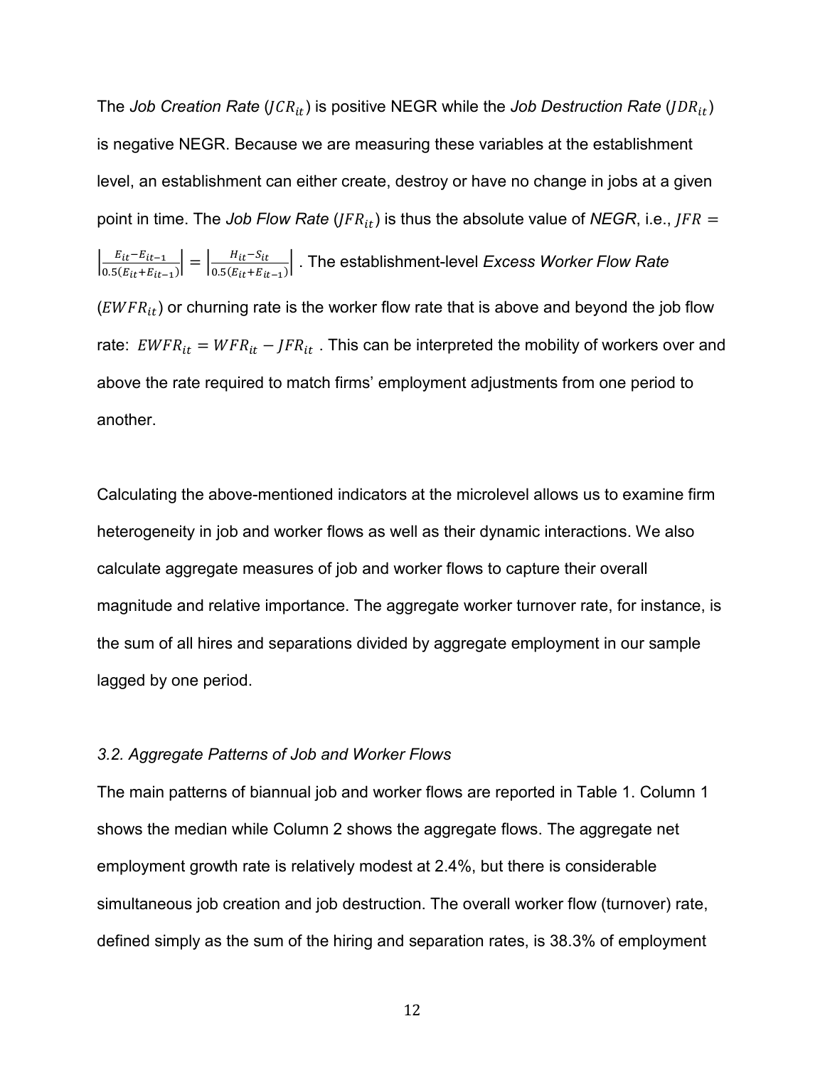The *Job Creation Rate* ($JCR_{it}$) is positive NEGR while the *Job Destruction Rate* ($JDR_{it}$) is negative NEGR. Because we are measuring these variables at the establishment level, an establishment can either create, destroy or have no change in jobs at a given point in time. The *Job Flow Rate* ($JFR_{it}$) is thus the absolute value of *NEGR*, i.e., $JFR = \left|\frac{E_{it}-E_{it-1}}{0.5(E_{it}+E_{it-1})}\right| = \left|\frac{H_{it}-S_{it}}{0.5(E_{it}+E_{it-1})}\right|$ . The establishment-level *Excess Worker Flow Rate* ($EWFR_{it}$) or churning rate is the worker flow rate that is above and beyond the job flow rate: $EWFR_{it} = WFR_{it} - JFR_{it}$ . This can be interpreted the mobility of workers over and above the rate required to match firms' employment adjustments from one period to another.

Calculating the above-mentioned indicators at the microlevel allows us to examine firm heterogeneity in job and worker flows as well as their dynamic interactions. We also calculate aggregate measures of job and worker flows to capture their overall magnitude and relative importance. The aggregate worker turnover rate, for instance, is the sum of all hires and separations divided by aggregate employment in our sample lagged by one period.

### *3.2. Aggregate Patterns of Job and Worker Flows*

The main patterns of biannual job and worker flows are reported in Table 1. Column 1 shows the median while Column 2 shows the aggregate flows. The aggregate net employment growth rate is relatively modest at 2.4%, but there is considerable simultaneous job creation and job destruction. The overall worker flow (turnover) rate, defined simply as the sum of the hiring and separation rates, is 38.3% of employment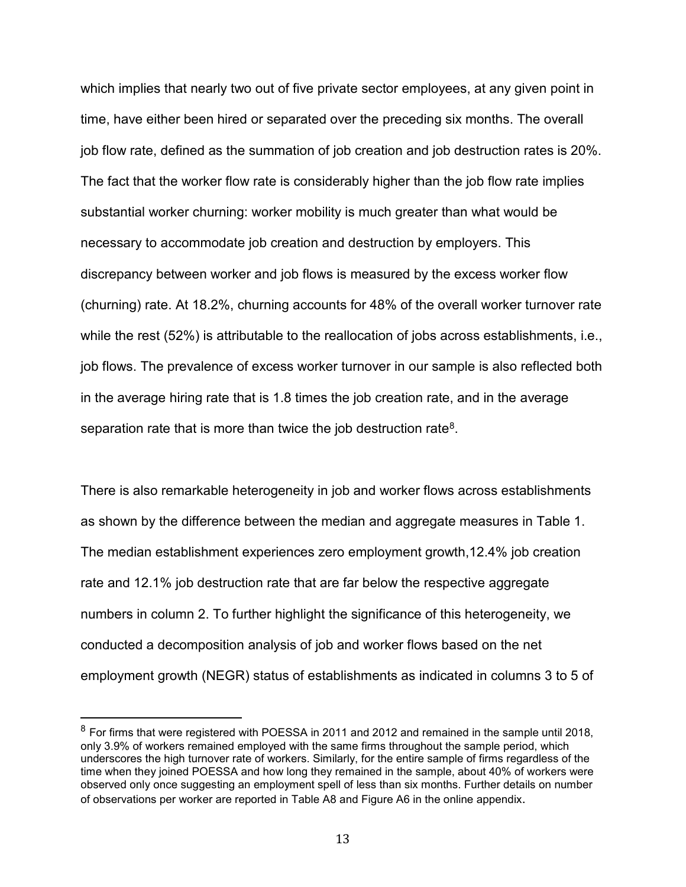which implies that nearly two out of five private sector employees, at any given point in time, have either been hired or separated over the preceding six months. The overall job flow rate, defined as the summation of job creation and job destruction rates is 20%. The fact that the worker flow rate is considerably higher than the job flow rate implies substantial worker churning: worker mobility is much greater than what would be necessary to accommodate job creation and destruction by employers. This discrepancy between worker and job flows is measured by the excess worker flow (churning) rate. At 18.2%, churning accounts for 48% of the overall worker turnover rate while the rest (52%) is attributable to the reallocation of jobs across establishments, i.e., job flows. The prevalence of excess worker turnover in our sample is also reflected both in the average hiring rate that is 1.8 times the job creation rate, and in the average separation rate that is more than twice the job destruction rate[8].

There is also remarkable heterogeneity in job and worker flows across establishments as shown by the difference between the median and aggregate measures in Table 1. The median establishment experiences zero employment growth,12.4% job creation rate and 12.1% job destruction rate that are far below the respective aggregate numbers in column 2. To further highlight the significance of this heterogeneity, we conducted a decomposition analysis of job and worker flows based on the net employment growth (NEGR) status of establishments as indicated in columns 3 to 5 of

---

[8] For firms that were registered with POESSA in 2011 and 2012 and remained in the sample until 2018, only 3.9% of workers remained employed with the same firms throughout the sample period, which underscores the high turnover rate of workers. Similarly, for the entire sample of firms regardless of the time when they joined POESSA and how long they remained in the sample, about 40% of workers were observed only once suggesting an employment spell of less than six months. Further details on number of observations per worker are reported in Table A8 and Figure A6 in the online appendix.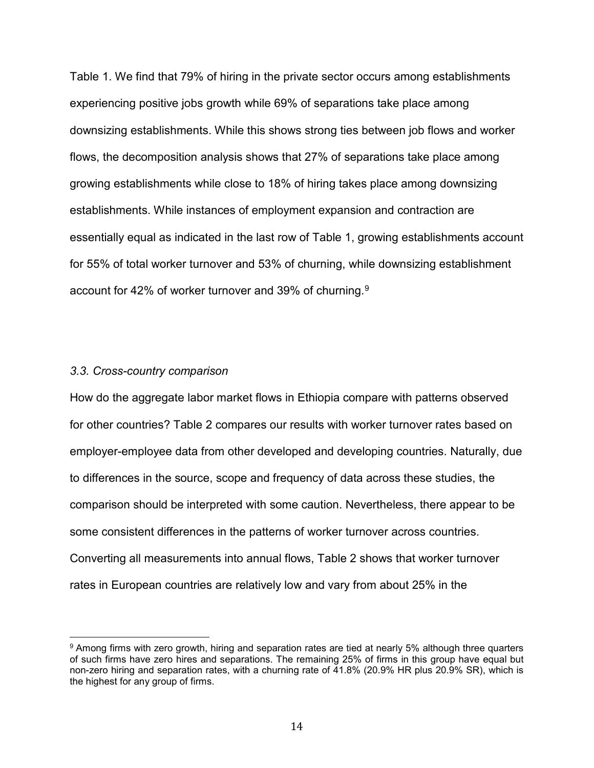Table 1. We find that 79% of hiring in the private sector occurs among establishments experiencing positive jobs growth while 69% of separations take place among downsizing establishments. While this shows strong ties between job flows and worker flows, the decomposition analysis shows that 27% of separations take place among growing establishments while close to 18% of hiring takes place among downsizing establishments. While instances of employment expansion and contraction are essentially equal as indicated in the last row of Table 1, growing establishments account for 55% of total worker turnover and 53% of churning, while downsizing establishment account for 42% of worker turnover and 39% of churning.[9]

### *3.3. Cross-country comparison*

How do the aggregate labor market flows in Ethiopia compare with patterns observed for other countries? Table 2 compares our results with worker turnover rates based on employer-employee data from other developed and developing countries. Naturally, due to differences in the source, scope and frequency of data across these studies, the comparison should be interpreted with some caution. Nevertheless, there appear to be some consistent differences in the patterns of worker turnover across countries. Converting all measurements into annual flows, Table 2 shows that worker turnover rates in European countries are relatively low and vary from about 25% in the

---

[9] Among firms with zero growth, hiring and separation rates are tied at nearly 5% although three quarters of such firms have zero hires and separations. The remaining 25% of firms in this group have equal but non-zero hiring and separation rates, with a churning rate of 41.8% (20.9% HR plus 20.9% SR), which is the highest for any group of firms.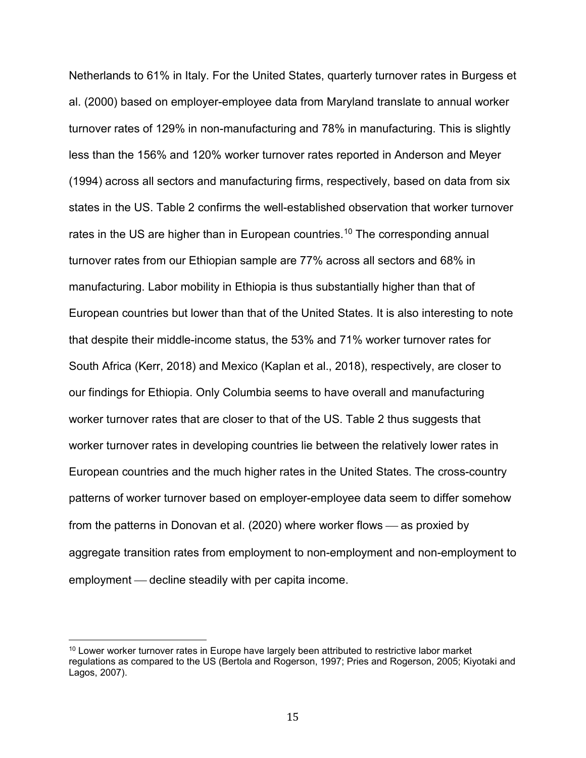Netherlands to 61% in Italy. For the United States, quarterly turnover rates in Burgess et al. (2000) based on employer-employee data from Maryland translate to annual worker turnover rates of 129% in non-manufacturing and 78% in manufacturing. This is slightly less than the 156% and 120% worker turnover rates reported in Anderson and Meyer (1994) across all sectors and manufacturing firms, respectively, based on data from six states in the US. Table 2 confirms the well-established observation that worker turnover rates in the US are higher than in European countries.[10] The corresponding annual turnover rates from our Ethiopian sample are 77% across all sectors and 68% in manufacturing. Labor mobility in Ethiopia is thus substantially higher than that of European countries but lower than that of the United States. It is also interesting to note that despite their middle-income status, the 53% and 71% worker turnover rates for South Africa (Kerr, 2018) and Mexico (Kaplan et al., 2018), respectively, are closer to our findings for Ethiopia. Only Columbia seems to have overall and manufacturing worker turnover rates that are closer to that of the US. Table 2 thus suggests that worker turnover rates in developing countries lie between the relatively lower rates in European countries and the much higher rates in the United States. The cross-country patterns of worker turnover based on employer-employee data seem to differ somehow from the patterns in Donovan et al. (2020) where worker flows — as proxied by aggregate transition rates from employment to non-employment and non-employment to employment — decline steadily with per capita income.

[10] Lower worker turnover rates in Europe have largely been attributed to restrictive labor market regulations as compared to the US (Bertola and Rogerson, 1997; Pries and Rogerson, 2005; Kiyotaki and Lagos, 2007).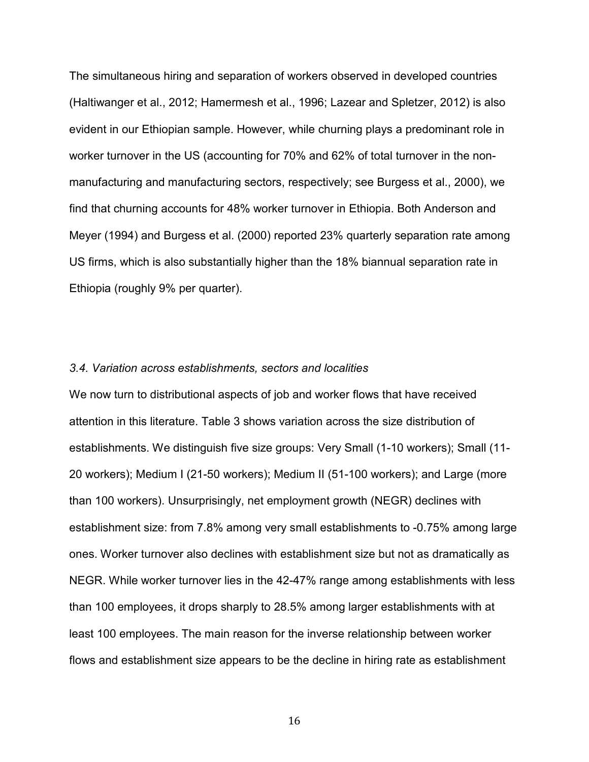The simultaneous hiring and separation of workers observed in developed countries (Haltiwanger et al., 2012; Hamermesh et al., 1996; Lazear and Spletzer, 2012) is also evident in our Ethiopian sample. However, while churning plays a predominant role in worker turnover in the US (accounting for 70% and 62% of total turnover in the non-manufacturing and manufacturing sectors, respectively; see Burgess et al., 2000), we find that churning accounts for 48% worker turnover in Ethiopia. Both Anderson and Meyer (1994) and Burgess et al. (2000) reported 23% quarterly separation rate among US firms, which is also substantially higher than the 18% biannual separation rate in Ethiopia (roughly 9% per quarter).

### *3.4. Variation across establishments, sectors and localities*

We now turn to distributional aspects of job and worker flows that have received attention in this literature. Table 3 shows variation across the size distribution of establishments. We distinguish five size groups: Very Small (1-10 workers); Small (11-20 workers); Medium I (21-50 workers); Medium II (51-100 workers); and Large (more than 100 workers). Unsurprisingly, net employment growth (NEGR) declines with establishment size: from 7.8% among very small establishments to -0.75% among large ones. Worker turnover also declines with establishment size but not as dramatically as NEGR. While worker turnover lies in the 42-47% range among establishments with less than 100 employees, it drops sharply to 28.5% among larger establishments with at least 100 employees. The main reason for the inverse relationship between worker flows and establishment size appears to be the decline in hiring rate as establishment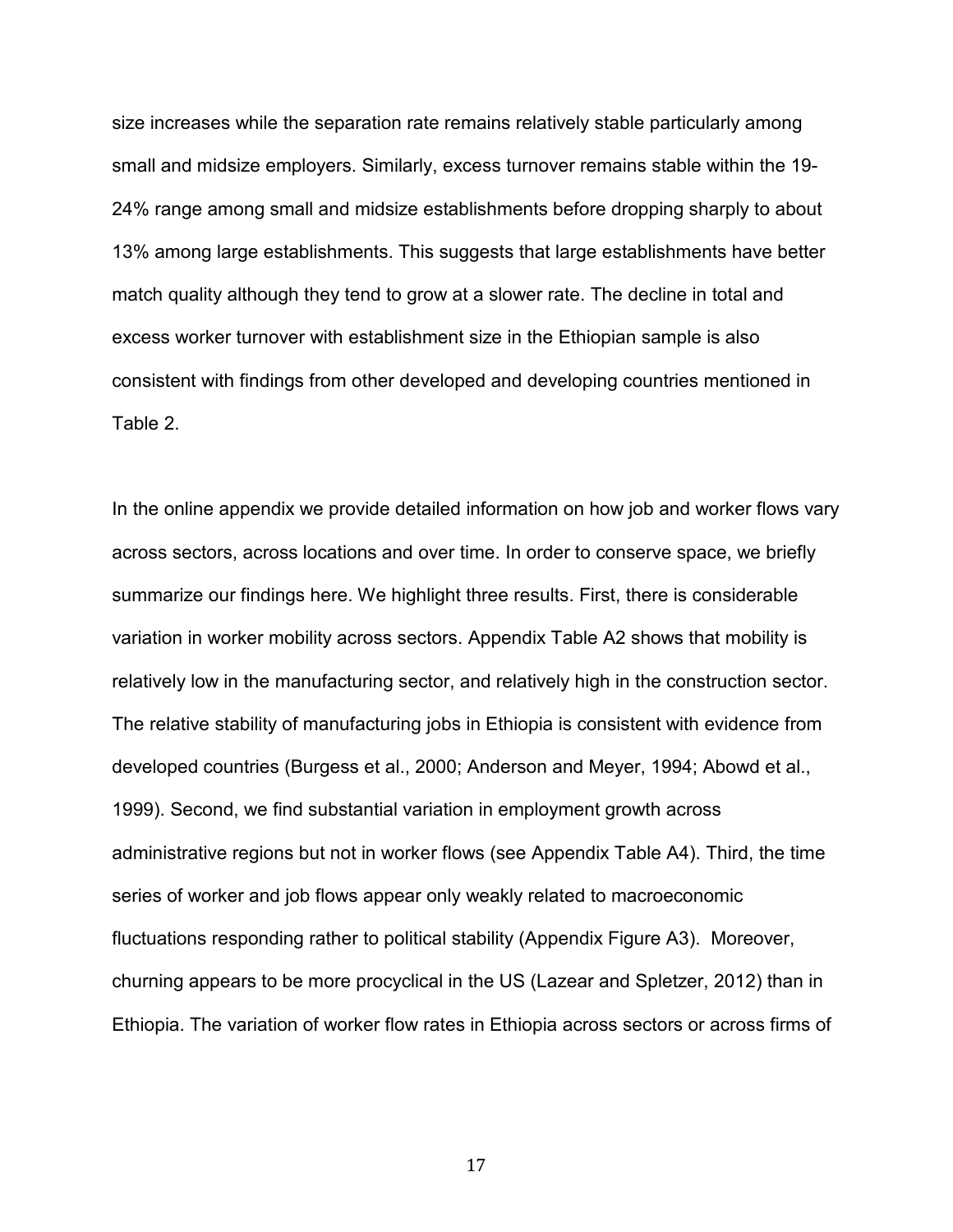size increases while the separation rate remains relatively stable particularly among small and midsize employers. Similarly, excess turnover remains stable within the 19-24% range among small and midsize establishments before dropping sharply to about 13% among large establishments. This suggests that large establishments have better match quality although they tend to grow at a slower rate. The decline in total and excess worker turnover with establishment size in the Ethiopian sample is also consistent with findings from other developed and developing countries mentioned in Table 2.

In the online appendix we provide detailed information on how job and worker flows vary across sectors, across locations and over time. In order to conserve space, we briefly summarize our findings here. We highlight three results. First, there is considerable variation in worker mobility across sectors. Appendix Table A2 shows that mobility is relatively low in the manufacturing sector, and relatively high in the construction sector. The relative stability of manufacturing jobs in Ethiopia is consistent with evidence from developed countries (Burgess et al., 2000; Anderson and Meyer, 1994; Abowd et al., 1999). Second, we find substantial variation in employment growth across administrative regions but not in worker flows (see Appendix Table A4). Third, the time series of worker and job flows appear only weakly related to macroeconomic fluctuations responding rather to political stability (Appendix Figure A3). Moreover, churning appears to be more procyclical in the US (Lazear and Spletzer, 2012) than in Ethiopia. The variation of worker flow rates in Ethiopia across sectors or across firms of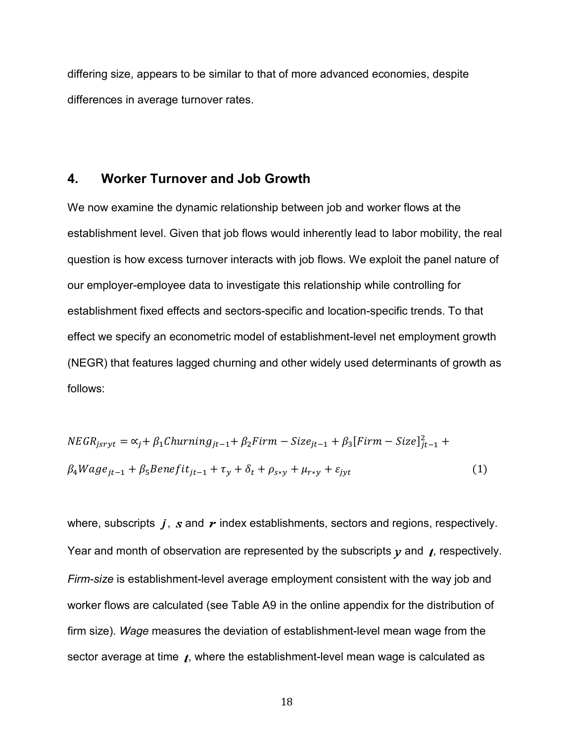differing size, appears to be similar to that of more advanced economies, despite differences in average turnover rates.

## 4. Worker Turnover and Job Growth

We now examine the dynamic relationship between job and worker flows at the establishment level. Given that job flows would inherently lead to labor mobility, the real question is how excess turnover interacts with job flows. We exploit the panel nature of our employer-employee data to investigate this relationship while controlling for establishment fixed effects and sectors-specific and location-specific trends. To that effect we specify an econometric model of establishment-level net employment growth (NEGR) that features lagged churning and other widely used determinants of growth as follows:

$$NEGR_{jsryt} = \propto_j + \beta_1 Churning_{jt-1} + \beta_2 Firm-Size_{jt-1} + \beta_3 [Firm-Size]^2_{jt-1} + \beta_4 Wage_{jt-1} + \beta_5 Benefit_{jt-1} + \tau_y + \delta_t + \rho_{s*y} + \mu_{r*y} + \varepsilon_{jyt} \qquad (1)$$

where, subscripts $j$, $s$ and $r$ index establishments, sectors and regions, respectively. Year and month of observation are represented by the subscripts $y$ and $t$, respectively. *Firm-size* is establishment-level average employment consistent with the way job and worker flows are calculated (see Table A9 in the online appendix for the distribution of firm size). *Wage* measures the deviation of establishment-level mean wage from the sector average at time $t$, where the establishment-level mean wage is calculated as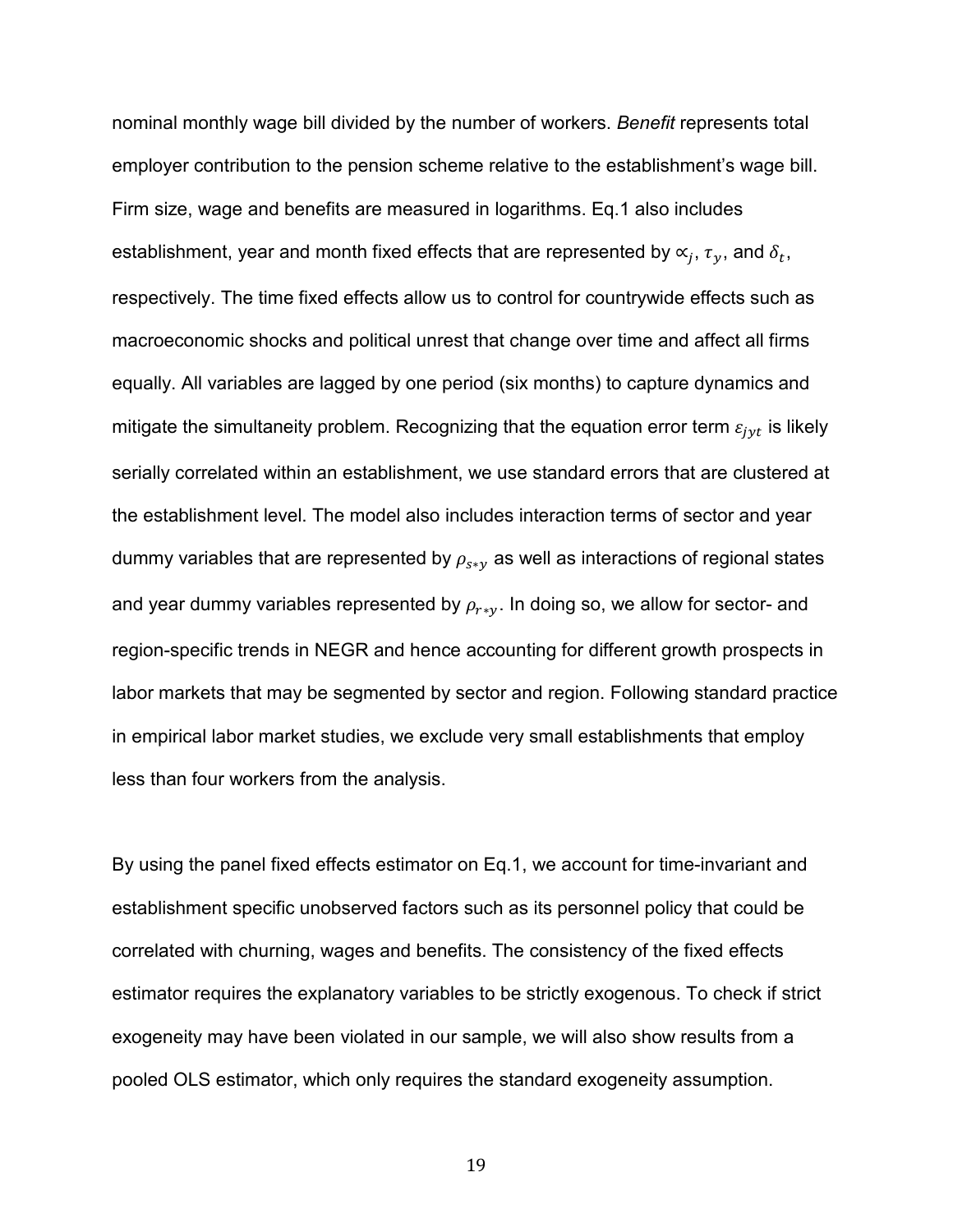nominal monthly wage bill divided by the number of workers. *Benefit* represents total employer contribution to the pension scheme relative to the establishment's wage bill. Firm size, wage and benefits are measured in logarithms. Eq.1 also includes establishment, year and month fixed effects that are represented by $\propto_j$, $\tau_y$, and $\delta_t$, respectively. The time fixed effects allow us to control for countrywide effects such as macroeconomic shocks and political unrest that change over time and affect all firms equally. All variables are lagged by one period (six months) to capture dynamics and mitigate the simultaneity problem. Recognizing that the equation error term $\varepsilon_{jyt}$ is likely serially correlated within an establishment, we use standard errors that are clustered at the establishment level. The model also includes interaction terms of sector and year dummy variables that are represented by $\rho_{s*y}$ as well as interactions of regional states and year dummy variables represented by $\rho_{r*y}$. In doing so, we allow for sector- and region-specific trends in NEGR and hence accounting for different growth prospects in labor markets that may be segmented by sector and region. Following standard practice in empirical labor market studies, we exclude very small establishments that employ less than four workers from the analysis.

By using the panel fixed effects estimator on Eq.1, we account for time-invariant and establishment specific unobserved factors such as its personnel policy that could be correlated with churning, wages and benefits. The consistency of the fixed effects estimator requires the explanatory variables to be strictly exogenous. To check if strict exogeneity may have been violated in our sample, we will also show results from a pooled OLS estimator, which only requires the standard exogeneity assumption.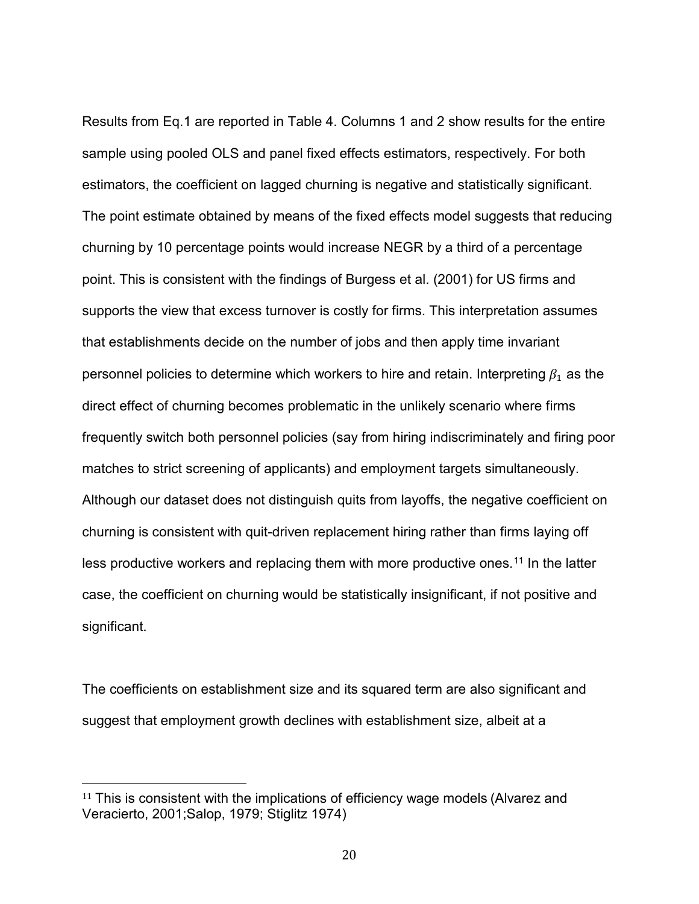Results from Eq.1 are reported in Table 4. Columns 1 and 2 show results for the entire sample using pooled OLS and panel fixed effects estimators, respectively. For both estimators, the coefficient on lagged churning is negative and statistically significant. The point estimate obtained by means of the fixed effects model suggests that reducing churning by 10 percentage points would increase NEGR by a third of a percentage point. This is consistent with the findings of Burgess et al. (2001) for US firms and supports the view that excess turnover is costly for firms. This interpretation assumes that establishments decide on the number of jobs and then apply time invariant personnel policies to determine which workers to hire and retain. Interpreting $\beta_1$ as the direct effect of churning becomes problematic in the unlikely scenario where firms frequently switch both personnel policies (say from hiring indiscriminately and firing poor matches to strict screening of applicants) and employment targets simultaneously. Although our dataset does not distinguish quits from layoffs, the negative coefficient on churning is consistent with quit-driven replacement hiring rather than firms laying off less productive workers and replacing them with more productive ones.[11] In the latter case, the coefficient on churning would be statistically insignificant, if not positive and significant.

The coefficients on establishment size and its squared term are also significant and suggest that employment growth declines with establishment size, albeit at a

[11] This is consistent with the implications of efficiency wage models (Alvarez and Veracierto, 2001;Salop, 1979; Stiglitz 1974)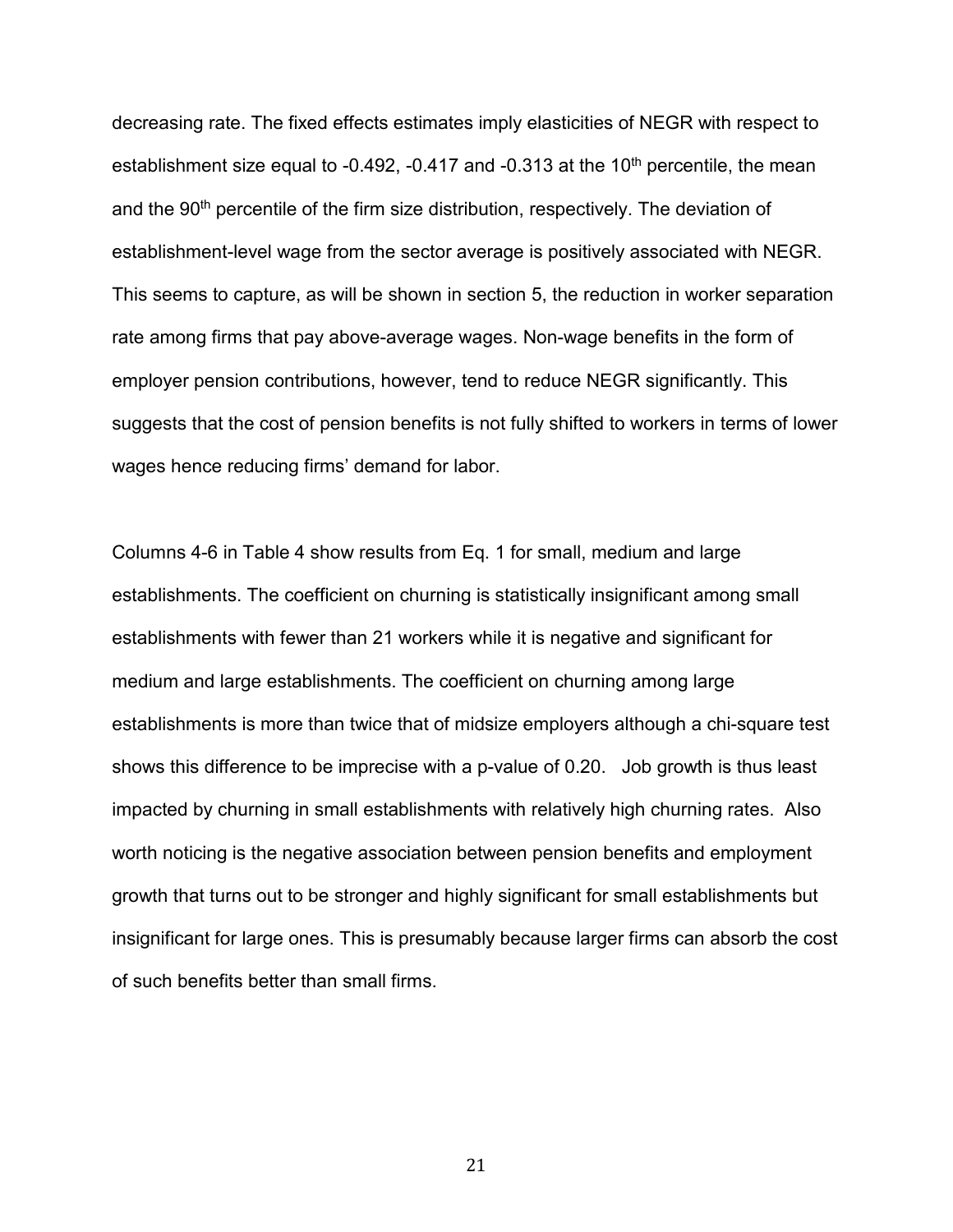decreasing rate. The fixed effects estimates imply elasticities of NEGR with respect to establishment size equal to -0.492, -0.417 and -0.313 at the 10th percentile, the mean and the 90th percentile of the firm size distribution, respectively. The deviation of establishment-level wage from the sector average is positively associated with NEGR. This seems to capture, as will be shown in section 5, the reduction in worker separation rate among firms that pay above-average wages. Non-wage benefits in the form of employer pension contributions, however, tend to reduce NEGR significantly. This suggests that the cost of pension benefits is not fully shifted to workers in terms of lower wages hence reducing firms' demand for labor.

Columns 4-6 in Table 4 show results from Eq. 1 for small, medium and large establishments. The coefficient on churning is statistically insignificant among small establishments with fewer than 21 workers while it is negative and significant for medium and large establishments. The coefficient on churning among large establishments is more than twice that of midsize employers although a chi-square test shows this difference to be imprecise with a p-value of 0.20. Job growth is thus least impacted by churning in small establishments with relatively high churning rates. Also worth noticing is the negative association between pension benefits and employment growth that turns out to be stronger and highly significant for small establishments but insignificant for large ones. This is presumably because larger firms can absorb the cost of such benefits better than small firms.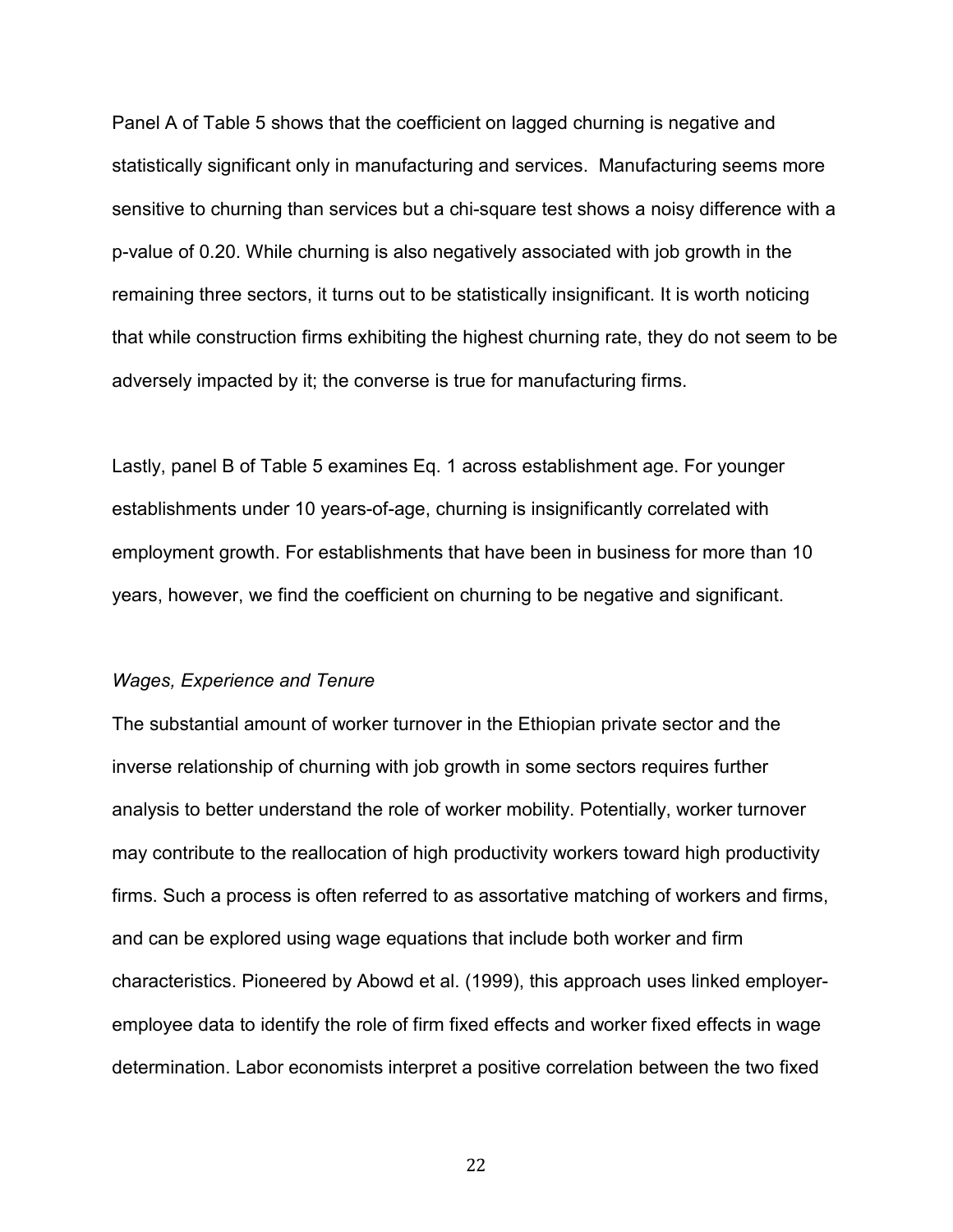Panel A of Table 5 shows that the coefficient on lagged churning is negative and statistically significant only in manufacturing and services. Manufacturing seems more sensitive to churning than services but a chi-square test shows a noisy difference with a p-value of 0.20. While churning is also negatively associated with job growth in the remaining three sectors, it turns out to be statistically insignificant. It is worth noticing that while construction firms exhibiting the highest churning rate, they do not seem to be adversely impacted by it; the converse is true for manufacturing firms.

Lastly, panel B of Table 5 examines Eq. 1 across establishment age. For younger establishments under 10 years-of-age, churning is insignificantly correlated with employment growth. For establishments that have been in business for more than 10 years, however, we find the coefficient on churning to be negative and significant.

### *Wages, Experience and Tenure*

The substantial amount of worker turnover in the Ethiopian private sector and the inverse relationship of churning with job growth in some sectors requires further analysis to better understand the role of worker mobility. Potentially, worker turnover may contribute to the reallocation of high productivity workers toward high productivity firms. Such a process is often referred to as assortative matching of workers and firms, and can be explored using wage equations that include both worker and firm characteristics. Pioneered by Abowd et al. (1999), this approach uses linked employer-employee data to identify the role of firm fixed effects and worker fixed effects in wage determination. Labor economists interpret a positive correlation between the two fixed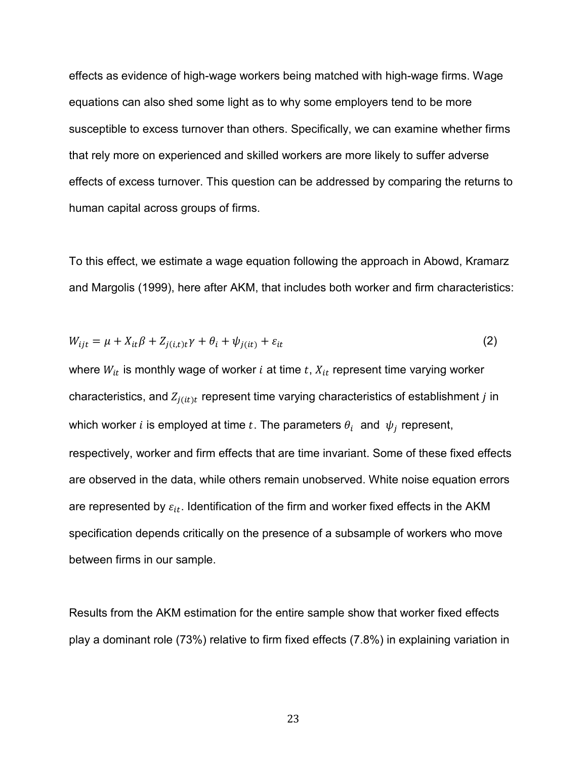effects as evidence of high-wage workers being matched with high-wage firms. Wage equations can also shed some light as to why some employers tend to be more susceptible to excess turnover than others. Specifically, we can examine whether firms that rely more on experienced and skilled workers are more likely to suffer adverse effects of excess turnover. This question can be addressed by comparing the returns to human capital across groups of firms.

To this effect, we estimate a wage equation following the approach in Abowd, Kramarz and Margolis (1999), here after AKM, that includes both worker and firm characteristics:

$$W_{ijt} = \mu + X_{it}\beta + Z_{j(i,t)t}\gamma + \theta_i + \psi_{j(it)} + \varepsilon_{it} \tag{2}$$

where $W_{it}$ is monthly wage of worker $i$ at time $t$, $X_{it}$ represent time varying worker characteristics, and $Z_{j(it)t}$ represent time varying characteristics of establishment $j$ in which worker $i$ is employed at time $t$. The parameters $\theta_i$ and $\psi_j$ represent, respectively, worker and firm effects that are time invariant. Some of these fixed effects are observed in the data, while others remain unobserved. White noise equation errors are represented by $\varepsilon_{it}$. Identification of the firm and worker fixed effects in the AKM specification depends critically on the presence of a subsample of workers who move between firms in our sample.

Results from the AKM estimation for the entire sample show that worker fixed effects play a dominant role (73%) relative to firm fixed effects (7.8%) in explaining variation in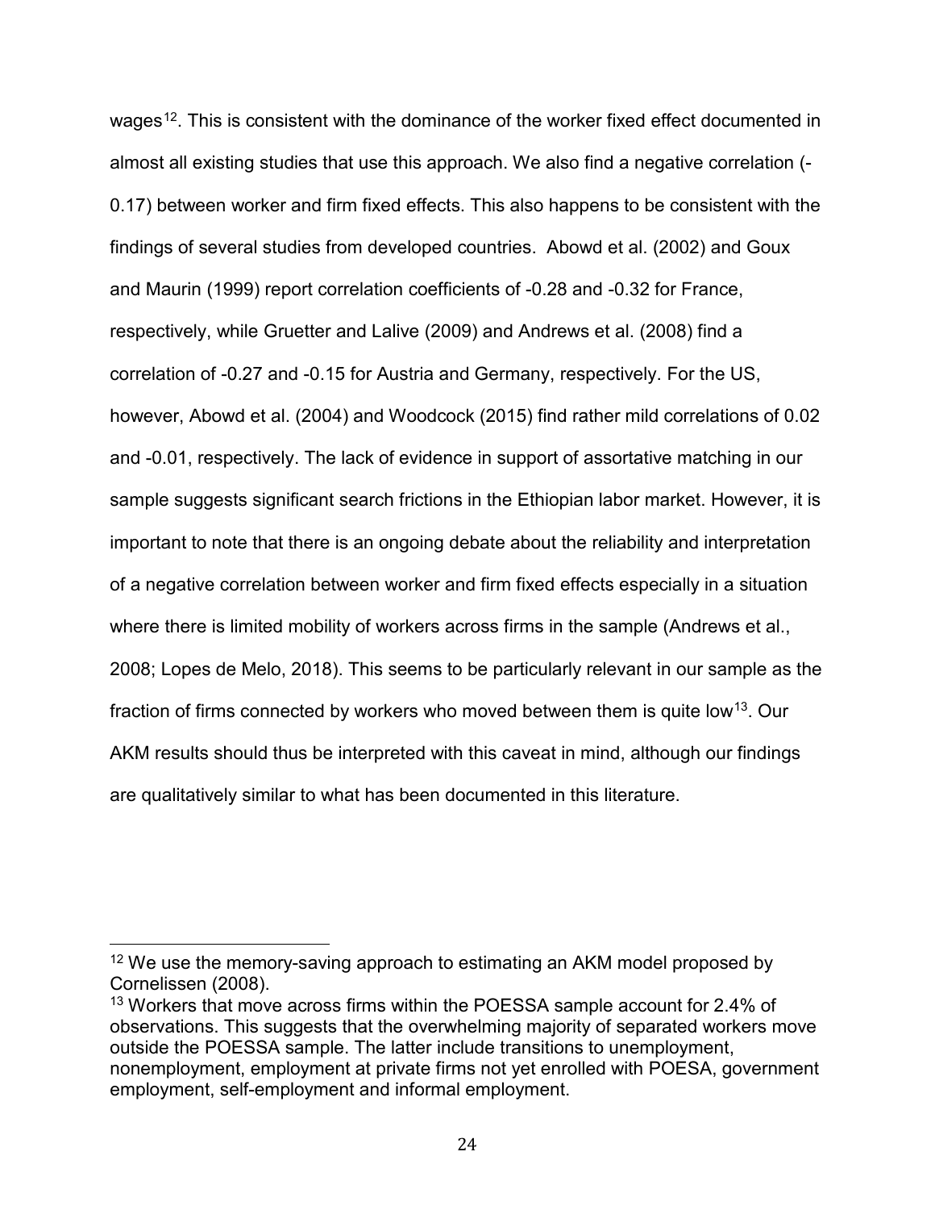wages[12]. This is consistent with the dominance of the worker fixed effect documented in almost all existing studies that use this approach. We also find a negative correlation (-0.17) between worker and firm fixed effects. This also happens to be consistent with the findings of several studies from developed countries. Abowd et al. (2002) and Goux and Maurin (1999) report correlation coefficients of -0.28 and -0.32 for France, respectively, while Gruetter and Lalive (2009) and Andrews et al. (2008) find a correlation of -0.27 and -0.15 for Austria and Germany, respectively. For the US, however, Abowd et al. (2004) and Woodcock (2015) find rather mild correlations of 0.02 and -0.01, respectively. The lack of evidence in support of assortative matching in our sample suggests significant search frictions in the Ethiopian labor market. However, it is important to note that there is an ongoing debate about the reliability and interpretation of a negative correlation between worker and firm fixed effects especially in a situation where there is limited mobility of workers across firms in the sample (Andrews et al., 2008; Lopes de Melo, 2018). This seems to be particularly relevant in our sample as the fraction of firms connected by workers who moved between them is quite low[13]. Our AKM results should thus be interpreted with this caveat in mind, although our findings are qualitatively similar to what has been documented in this literature.

[12] We use the memory-saving approach to estimating an AKM model proposed by Cornelissen (2008).

[13] Workers that move across firms within the POESSA sample account for 2.4% of observations. This suggests that the overwhelming majority of separated workers move outside the POESSA sample. The latter include transitions to unemployment, nonemployment, employment at private firms not yet enrolled with POESA, government employment, self-employment and informal employment.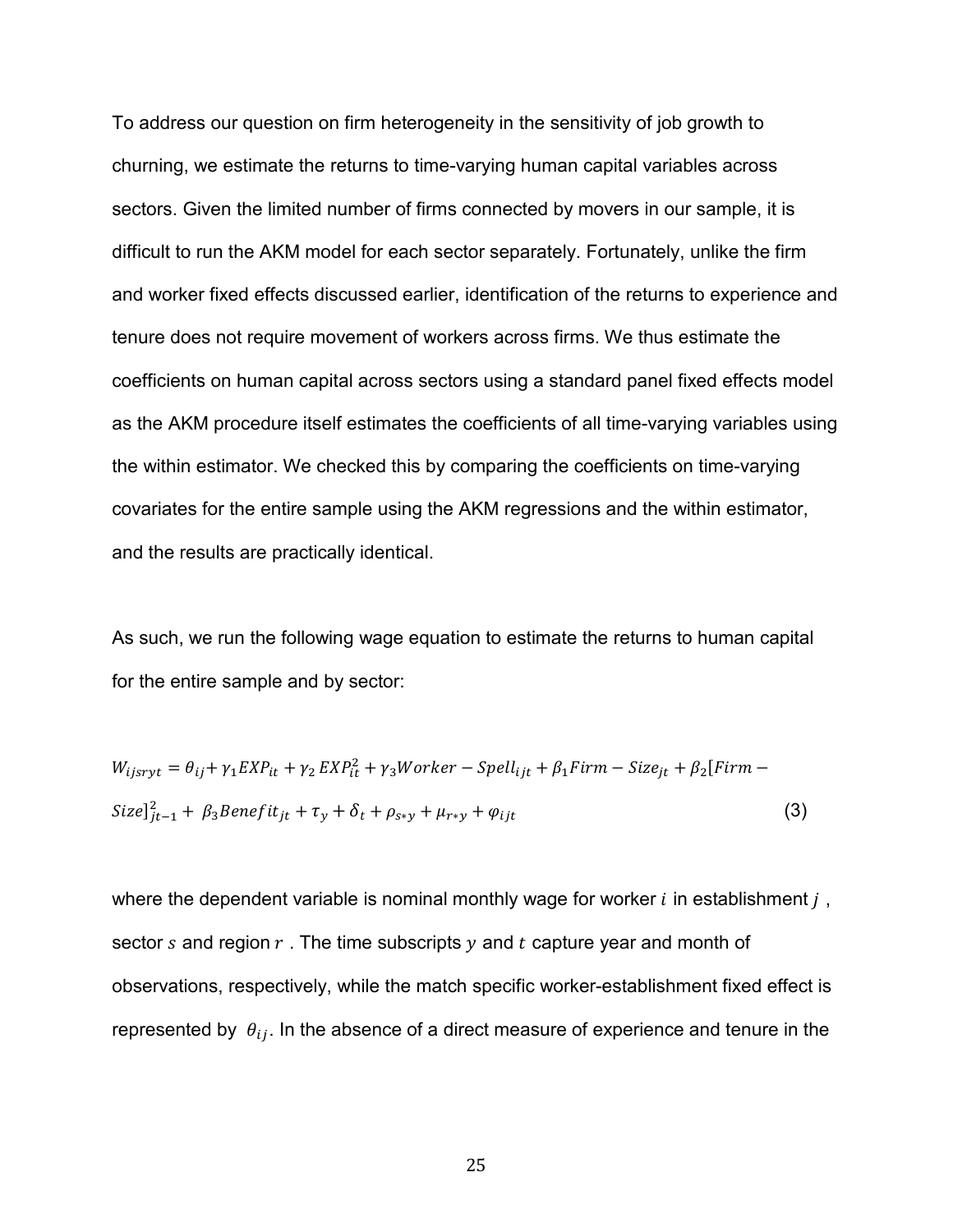To address our question on firm heterogeneity in the sensitivity of job growth to churning, we estimate the returns to time-varying human capital variables across sectors. Given the limited number of firms connected by movers in our sample, it is difficult to run the AKM model for each sector separately. Fortunately, unlike the firm and worker fixed effects discussed earlier, identification of the returns to experience and tenure does not require movement of workers across firms. We thus estimate the coefficients on human capital across sectors using a standard panel fixed effects model as the AKM procedure itself estimates the coefficients of all time-varying variables using the within estimator. We checked this by comparing the coefficients on time-varying covariates for the entire sample using the AKM regressions and the within estimator, and the results are practically identical.

As such, we run the following wage equation to estimate the returns to human capital for the entire sample and by sector:

$$W_{ijsryt} = \theta_{ij} + \gamma_1 EXP_{it} + \gamma_2 EXP_{it}^2 + \gamma_3 Worker-Spell_{ijt} + \beta_1 Firm-Size_{jt} + \beta_2 [Firm-Size]_{jt-1}^2 + \beta_3 Benefit_{jt} + \tau_y + \delta_t + \rho_{s*y} + \mu_{r*y} + \varphi_{ijt} \tag{3}$$

where the dependent variable is nominal monthly wage for worker $i$ in establishment $j$, sector $s$ and region $r$. The time subscripts $y$ and $t$ capture year and month of observations, respectively, while the match specific worker-establishment fixed effect is represented by $\theta_{ij}$. In the absence of a direct measure of experience and tenure in the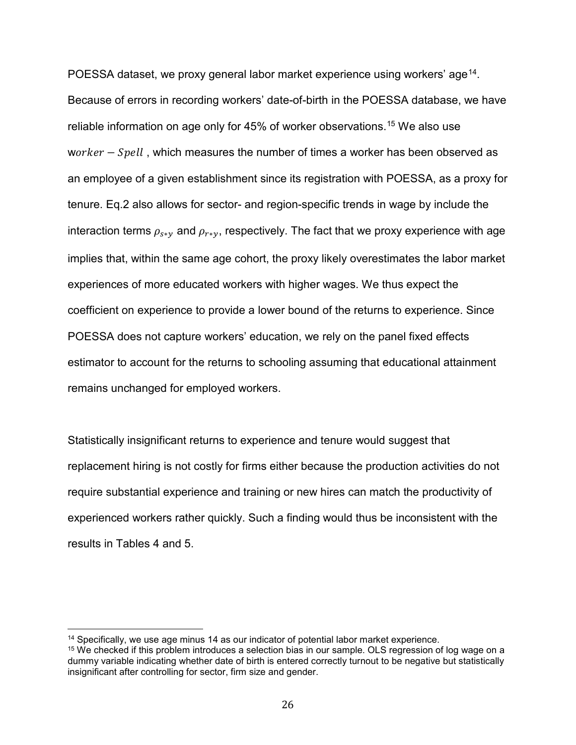POESSA dataset, we proxy general labor market experience using workers' age[14]. Because of errors in recording workers' date-of-birth in the POESSA database, we have reliable information on age only for 45% of worker observations.[15] We also use w$orker - Spell$ , which measures the number of times a worker has been observed as an employee of a given establishment since its registration with POESSA, as a proxy for tenure. Eq.2 also allows for sector- and region-specific trends in wage by include the interaction terms $\rho_{s*y}$ and $\rho_{r*y}$, respectively. The fact that we proxy experience with age implies that, within the same age cohort, the proxy likely overestimates the labor market experiences of more educated workers with higher wages. We thus expect the coefficient on experience to provide a lower bound of the returns to experience. Since POESSA does not capture workers' education, we rely on the panel fixed effects estimator to account for the returns to schooling assuming that educational attainment remains unchanged for employed workers.

Statistically insignificant returns to experience and tenure would suggest that replacement hiring is not costly for firms either because the production activities do not require substantial experience and training or new hires can match the productivity of experienced workers rather quickly. Such a finding would thus be inconsistent with the results in Tables 4 and 5.

---

[14] Specifically, we use age minus 14 as our indicator of potential labor market experience.

[15] We checked if this problem introduces a selection bias in our sample. OLS regression of log wage on a dummy variable indicating whether date of birth is entered correctly turnout to be negative but statistically insignificant after controlling for sector, firm size and gender.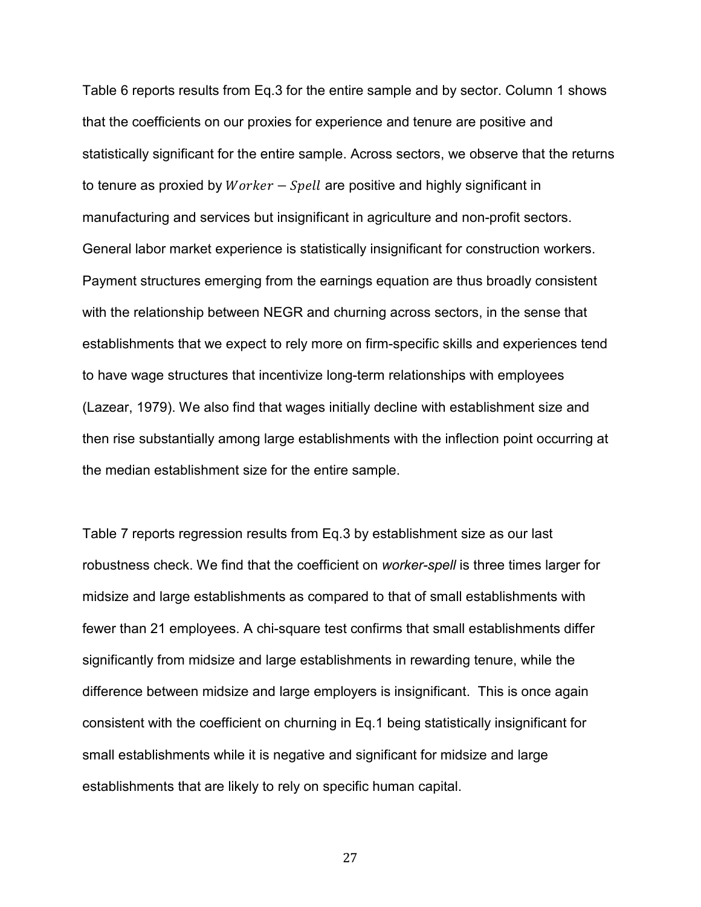Table 6 reports results from Eq.3 for the entire sample and by sector. Column 1 shows that the coefficients on our proxies for experience and tenure are positive and statistically significant for the entire sample. Across sectors, we observe that the returns to tenure as proxied by $Worker - Spell$ are positive and highly significant in manufacturing and services but insignificant in agriculture and non-profit sectors. General labor market experience is statistically insignificant for construction workers. Payment structures emerging from the earnings equation are thus broadly consistent with the relationship between NEGR and churning across sectors, in the sense that establishments that we expect to rely more on firm-specific skills and experiences tend to have wage structures that incentivize long-term relationships with employees (Lazear, 1979). We also find that wages initially decline with establishment size and then rise substantially among large establishments with the inflection point occurring at the median establishment size for the entire sample.

Table 7 reports regression results from Eq.3 by establishment size as our last robustness check. We find that the coefficient on *worker-spell* is three times larger for midsize and large establishments as compared to that of small establishments with fewer than 21 employees. A chi-square test confirms that small establishments differ significantly from midsize and large establishments in rewarding tenure, while the difference between midsize and large employers is insignificant. This is once again consistent with the coefficient on churning in Eq.1 being statistically insignificant for small establishments while it is negative and significant for midsize and large establishments that are likely to rely on specific human capital.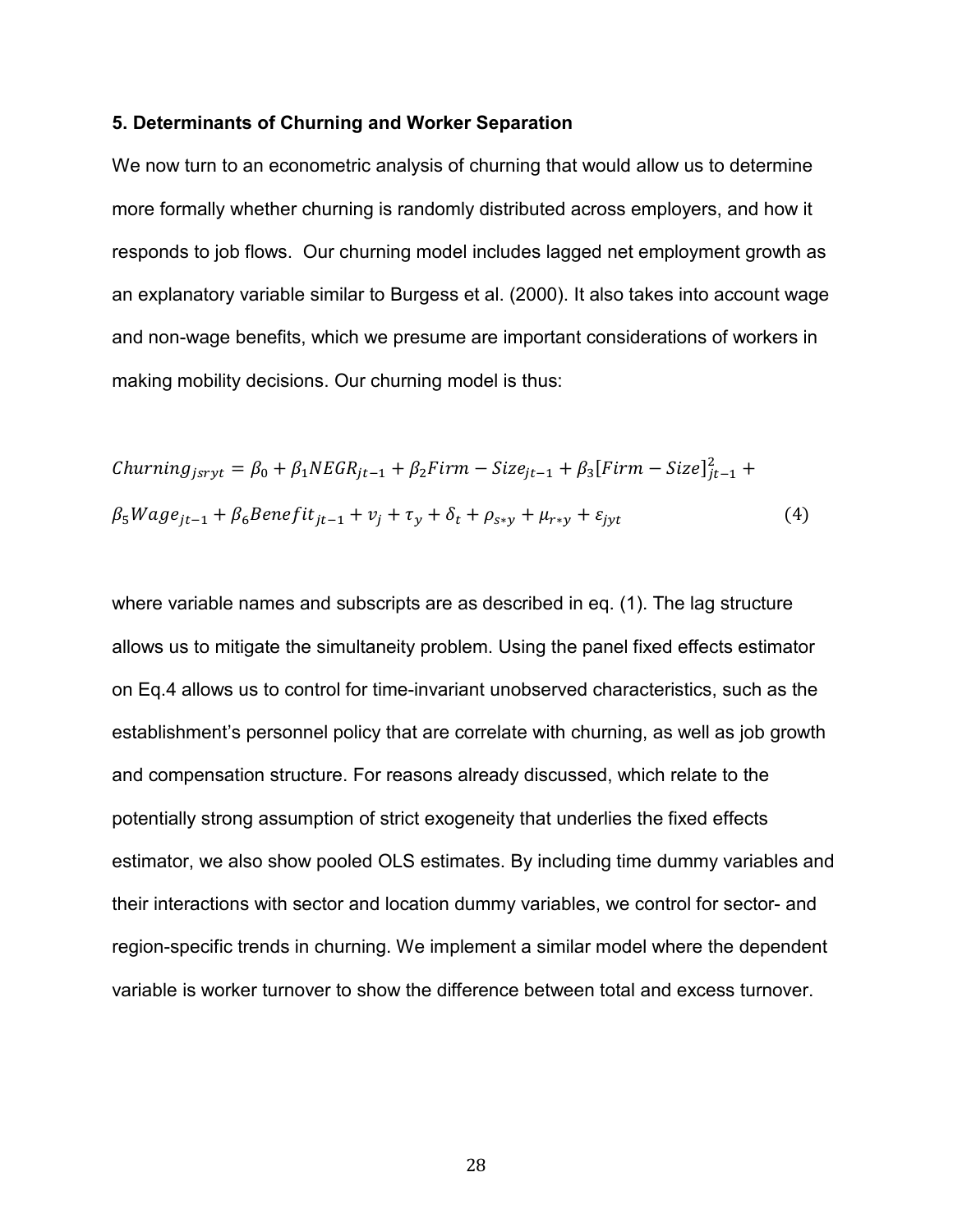### 5. Determinants of Churning and Worker Separation

We now turn to an econometric analysis of churning that would allow us to determine more formally whether churning is randomly distributed across employers, and how it responds to job flows. Our churning model includes lagged net employment growth as an explanatory variable similar to Burgess et al. (2000). It also takes into account wage and non-wage benefits, which we presume are important considerations of workers in making mobility decisions. Our churning model is thus:

$$Churning_{jsryt} = \beta_0 + \beta_1 NEGR_{jt-1} + \beta_2 Firm - Size_{jt-1} + \beta_3 [Firm - Size]^2_{jt-1} + \beta_5 Wage_{jt-1} + \beta_6 Benefit_{jt-1} + v_j + \tau_y + \delta_t + \rho_{s*y} + \mu_{r*y} + \varepsilon_{jyt} \quad (4)$$

where variable names and subscripts are as described in eq. (1). The lag structure allows us to mitigate the simultaneity problem. Using the panel fixed effects estimator on Eq.4 allows us to control for time-invariant unobserved characteristics, such as the establishment's personnel policy that are correlate with churning, as well as job growth and compensation structure. For reasons already discussed, which relate to the potentially strong assumption of strict exogeneity that underlies the fixed effects estimator, we also show pooled OLS estimates. By including time dummy variables and their interactions with sector and location dummy variables, we control for sector- and region-specific trends in churning. We implement a similar model where the dependent variable is worker turnover to show the difference between total and excess turnover.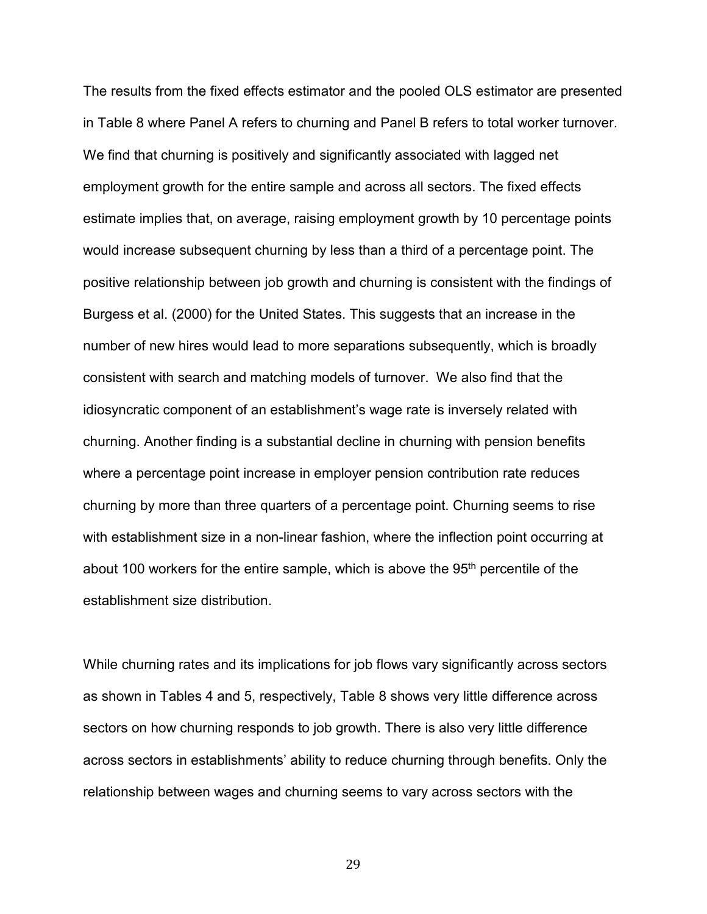The results from the fixed effects estimator and the pooled OLS estimator are presented in Table 8 where Panel A refers to churning and Panel B refers to total worker turnover. We find that churning is positively and significantly associated with lagged net employment growth for the entire sample and across all sectors. The fixed effects estimate implies that, on average, raising employment growth by 10 percentage points would increase subsequent churning by less than a third of a percentage point. The positive relationship between job growth and churning is consistent with the findings of Burgess et al. (2000) for the United States. This suggests that an increase in the number of new hires would lead to more separations subsequently, which is broadly consistent with search and matching models of turnover. We also find that the idiosyncratic component of an establishment's wage rate is inversely related with churning. Another finding is a substantial decline in churning with pension benefits where a percentage point increase in employer pension contribution rate reduces churning by more than three quarters of a percentage point. Churning seems to rise with establishment size in a non-linear fashion, where the inflection point occurring at about 100 workers for the entire sample, which is above the 95th percentile of the establishment size distribution.

While churning rates and its implications for job flows vary significantly across sectors as shown in Tables 4 and 5, respectively, Table 8 shows very little difference across sectors on how churning responds to job growth. There is also very little difference across sectors in establishments' ability to reduce churning through benefits. Only the relationship between wages and churning seems to vary across sectors with the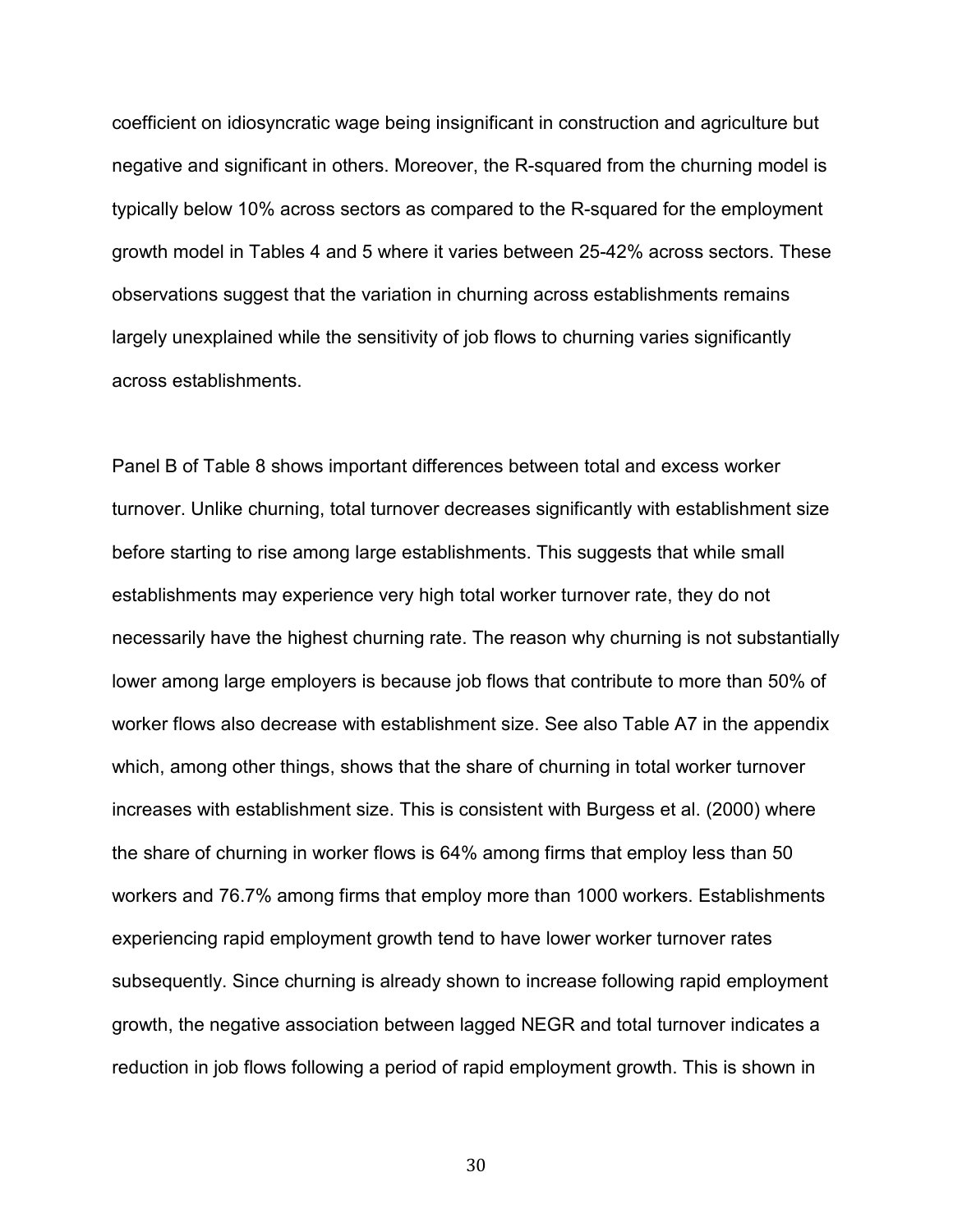coefficient on idiosyncratic wage being insignificant in construction and agriculture but negative and significant in others. Moreover, the R-squared from the churning model is typically below 10% across sectors as compared to the R-squared for the employment growth model in Tables 4 and 5 where it varies between 25-42% across sectors. These observations suggest that the variation in churning across establishments remains largely unexplained while the sensitivity of job flows to churning varies significantly across establishments.

Panel B of Table 8 shows important differences between total and excess worker turnover. Unlike churning, total turnover decreases significantly with establishment size before starting to rise among large establishments. This suggests that while small establishments may experience very high total worker turnover rate, they do not necessarily have the highest churning rate. The reason why churning is not substantially lower among large employers is because job flows that contribute to more than 50% of worker flows also decrease with establishment size. See also Table A7 in the appendix which, among other things, shows that the share of churning in total worker turnover increases with establishment size. This is consistent with Burgess et al. (2000) where the share of churning in worker flows is 64% among firms that employ less than 50 workers and 76.7% among firms that employ more than 1000 workers. Establishments experiencing rapid employment growth tend to have lower worker turnover rates subsequently. Since churning is already shown to increase following rapid employment growth, the negative association between lagged NEGR and total turnover indicates a reduction in job flows following a period of rapid employment growth. This is shown in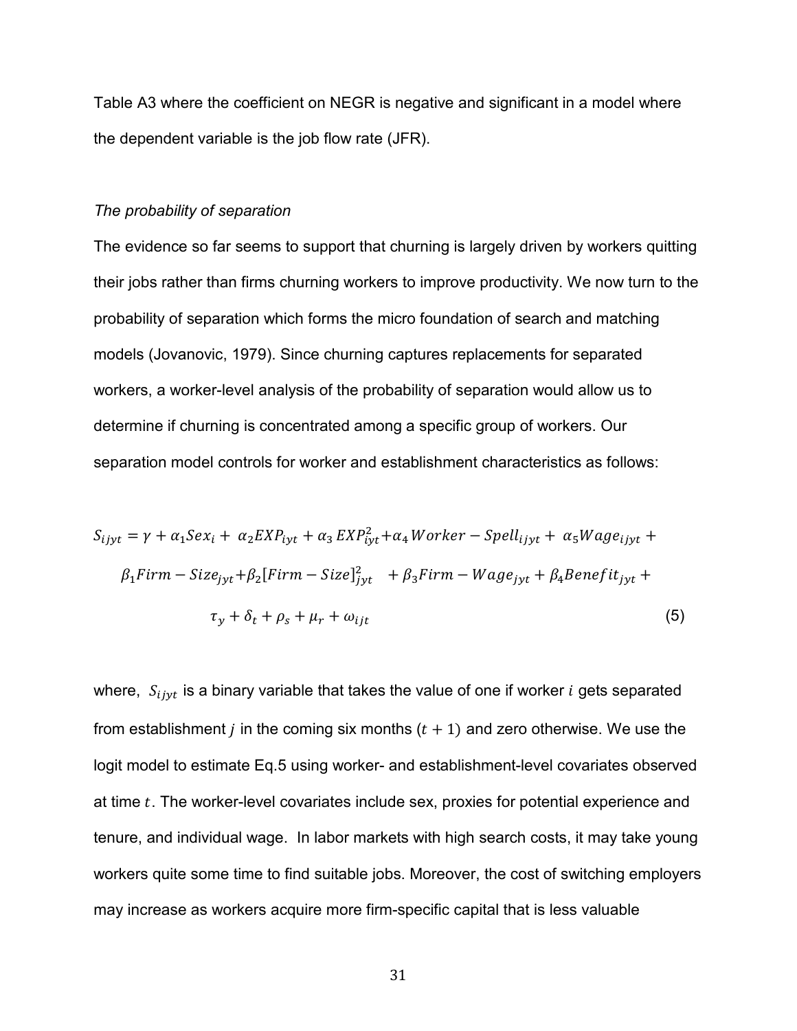Table A3 where the coefficient on NEGR is negative and significant in a model where the dependent variable is the job flow rate (JFR).

*The probability of separation*

The evidence so far seems to support that churning is largely driven by workers quitting their jobs rather than firms churning workers to improve productivity. We now turn to the probability of separation which forms the micro foundation of search and matching models (Jovanovic, 1979). Since churning captures replacements for separated workers, a worker-level analysis of the probability of separation would allow us to determine if churning is concentrated among a specific group of workers. Our separation model controls for worker and establishment characteristics as follows:

$$S_{ijyt} = \gamma + \alpha_1 Sex_i + \alpha_2 EXP_{iyt} + \alpha_3 EXP_{iyt}^2 + \alpha_4 Worker-Spell_{ijyt} + \alpha_5 Wage_{ijyt} + \beta_1 Firm-Size_{jyt} + \beta_2 [Firm-Size]_{jyt}^2 + \beta_3 Firm-Wage_{jyt} + \beta_4 Benefit_{jyt} + \tau_y + \delta_t + \rho_s + \mu_r + \omega_{ijt} \quad (5)$$

where, $S_{ijyt}$ is a binary variable that takes the value of one if worker $i$ gets separated from establishment $j$ in the coming six months $(t+1)$ and zero otherwise. We use the logit model to estimate Eq.5 using worker- and establishment-level covariates observed at time $t$. The worker-level covariates include sex, proxies for potential experience and tenure, and individual wage. In labor markets with high search costs, it may take young workers quite some time to find suitable jobs. Moreover, the cost of switching employers may increase as workers acquire more firm-specific capital that is less valuable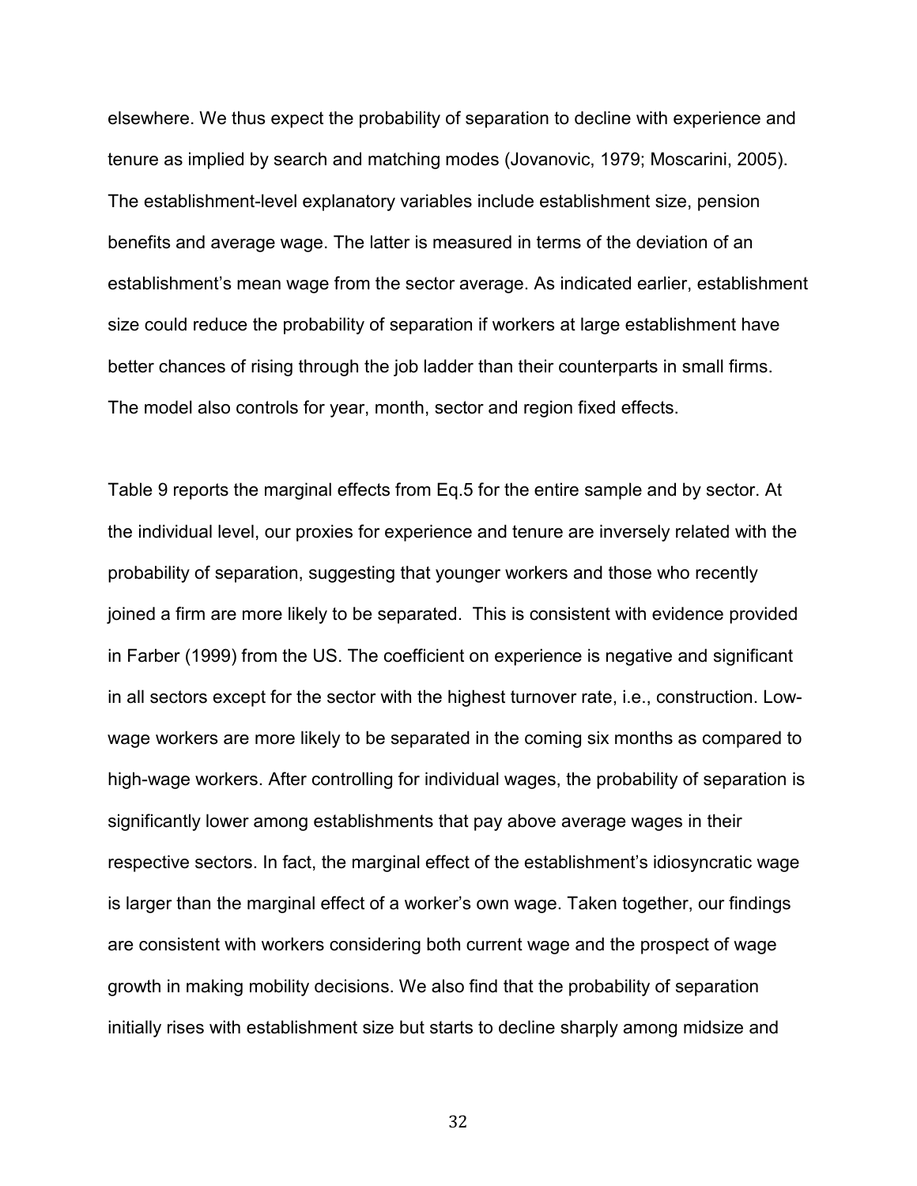elsewhere. We thus expect the probability of separation to decline with experience and tenure as implied by search and matching modes (Jovanovic, 1979; Moscarini, 2005). The establishment-level explanatory variables include establishment size, pension benefits and average wage. The latter is measured in terms of the deviation of an establishment's mean wage from the sector average. As indicated earlier, establishment size could reduce the probability of separation if workers at large establishment have better chances of rising through the job ladder than their counterparts in small firms. The model also controls for year, month, sector and region fixed effects.

Table 9 reports the marginal effects from Eq.5 for the entire sample and by sector. At the individual level, our proxies for experience and tenure are inversely related with the probability of separation, suggesting that younger workers and those who recently joined a firm are more likely to be separated. This is consistent with evidence provided in Farber (1999) from the US. The coefficient on experience is negative and significant in all sectors except for the sector with the highest turnover rate, i.e., construction. Low-wage workers are more likely to be separated in the coming six months as compared to high-wage workers. After controlling for individual wages, the probability of separation is significantly lower among establishments that pay above average wages in their respective sectors. In fact, the marginal effect of the establishment's idiosyncratic wage is larger than the marginal effect of a worker's own wage. Taken together, our findings are consistent with workers considering both current wage and the prospect of wage growth in making mobility decisions. We also find that the probability of separation initially rises with establishment size but starts to decline sharply among midsize and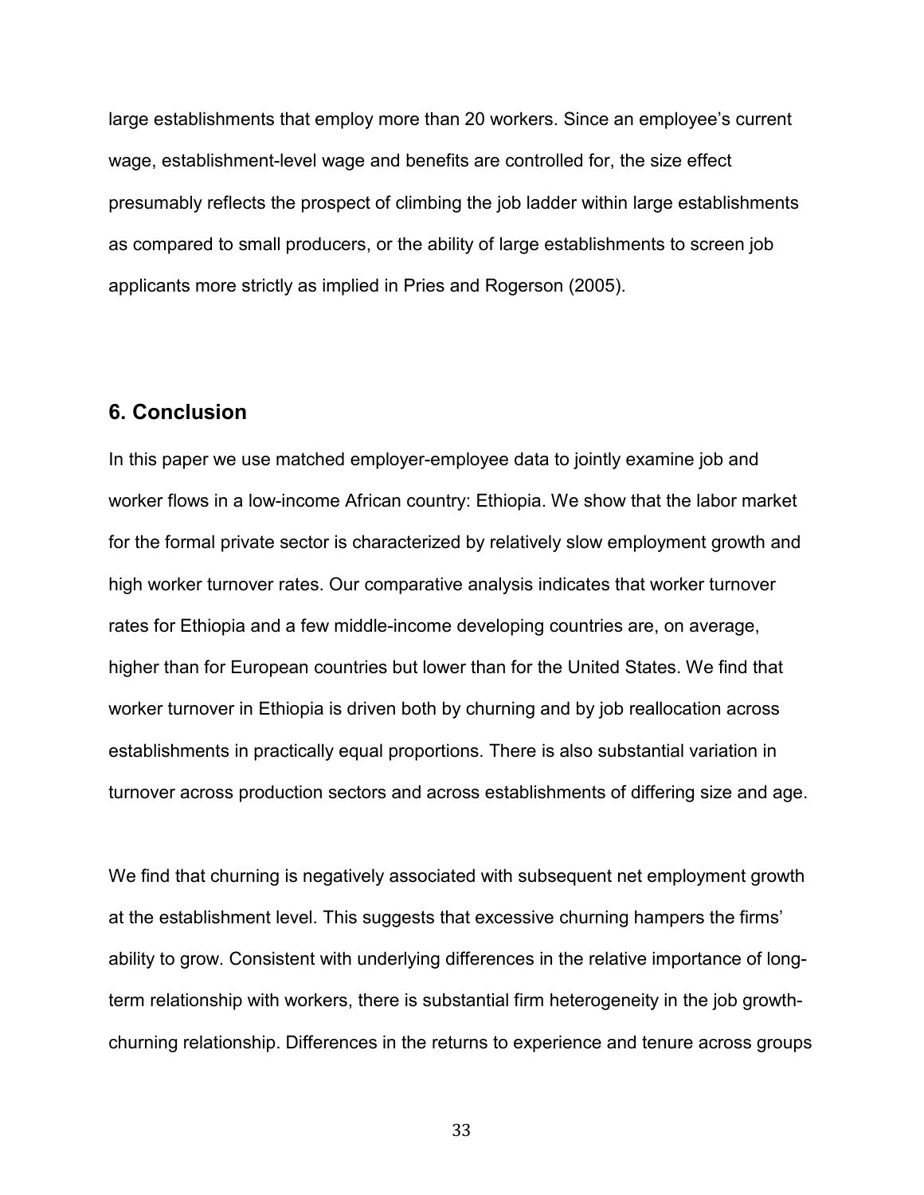large establishments that employ more than 20 workers. Since an employee's current wage, establishment-level wage and benefits are controlled for, the size effect presumably reflects the prospect of climbing the job ladder within large establishments as compared to small producers, or the ability of large establishments to screen job applicants more strictly as implied in Pries and Rogerson (2005).

## 6. Conclusion

In this paper we use matched employer-employee data to jointly examine job and worker flows in a low-income African country: Ethiopia. We show that the labor market for the formal private sector is characterized by relatively slow employment growth and high worker turnover rates. Our comparative analysis indicates that worker turnover rates for Ethiopia and a few middle-income developing countries are, on average, higher than for European countries but lower than for the United States. We find that worker turnover in Ethiopia is driven both by churning and by job reallocation across establishments in practically equal proportions. There is also substantial variation in turnover across production sectors and across establishments of differing size and age.

We find that churning is negatively associated with subsequent net employment growth at the establishment level. This suggests that excessive churning hampers the firms' ability to grow. Consistent with underlying differences in the relative importance of long-term relationship with workers, there is substantial firm heterogeneity in the job growth-churning relationship. Differences in the returns to experience and tenure across groups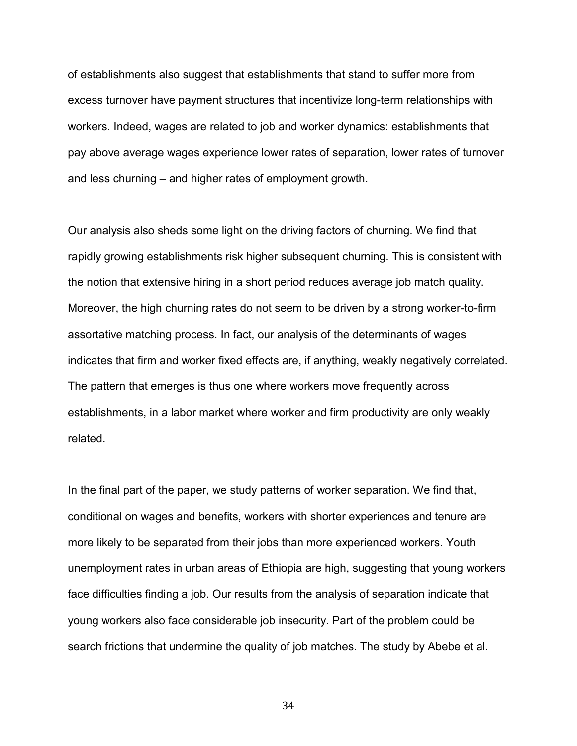of establishments also suggest that establishments that stand to suffer more from excess turnover have payment structures that incentivize long-term relationships with workers. Indeed, wages are related to job and worker dynamics: establishments that pay above average wages experience lower rates of separation, lower rates of turnover and less churning – and higher rates of employment growth.

Our analysis also sheds some light on the driving factors of churning. We find that rapidly growing establishments risk higher subsequent churning. This is consistent with the notion that extensive hiring in a short period reduces average job match quality. Moreover, the high churning rates do not seem to be driven by a strong worker-to-firm assortative matching process. In fact, our analysis of the determinants of wages indicates that firm and worker fixed effects are, if anything, weakly negatively correlated. The pattern that emerges is thus one where workers move frequently across establishments, in a labor market where worker and firm productivity are only weakly related.

In the final part of the paper, we study patterns of worker separation. We find that, conditional on wages and benefits, workers with shorter experiences and tenure are more likely to be separated from their jobs than more experienced workers. Youth unemployment rates in urban areas of Ethiopia are high, suggesting that young workers face difficulties finding a job. Our results from the analysis of separation indicate that young workers also face considerable job insecurity. Part of the problem could be search frictions that undermine the quality of job matches. The study by Abebe et al.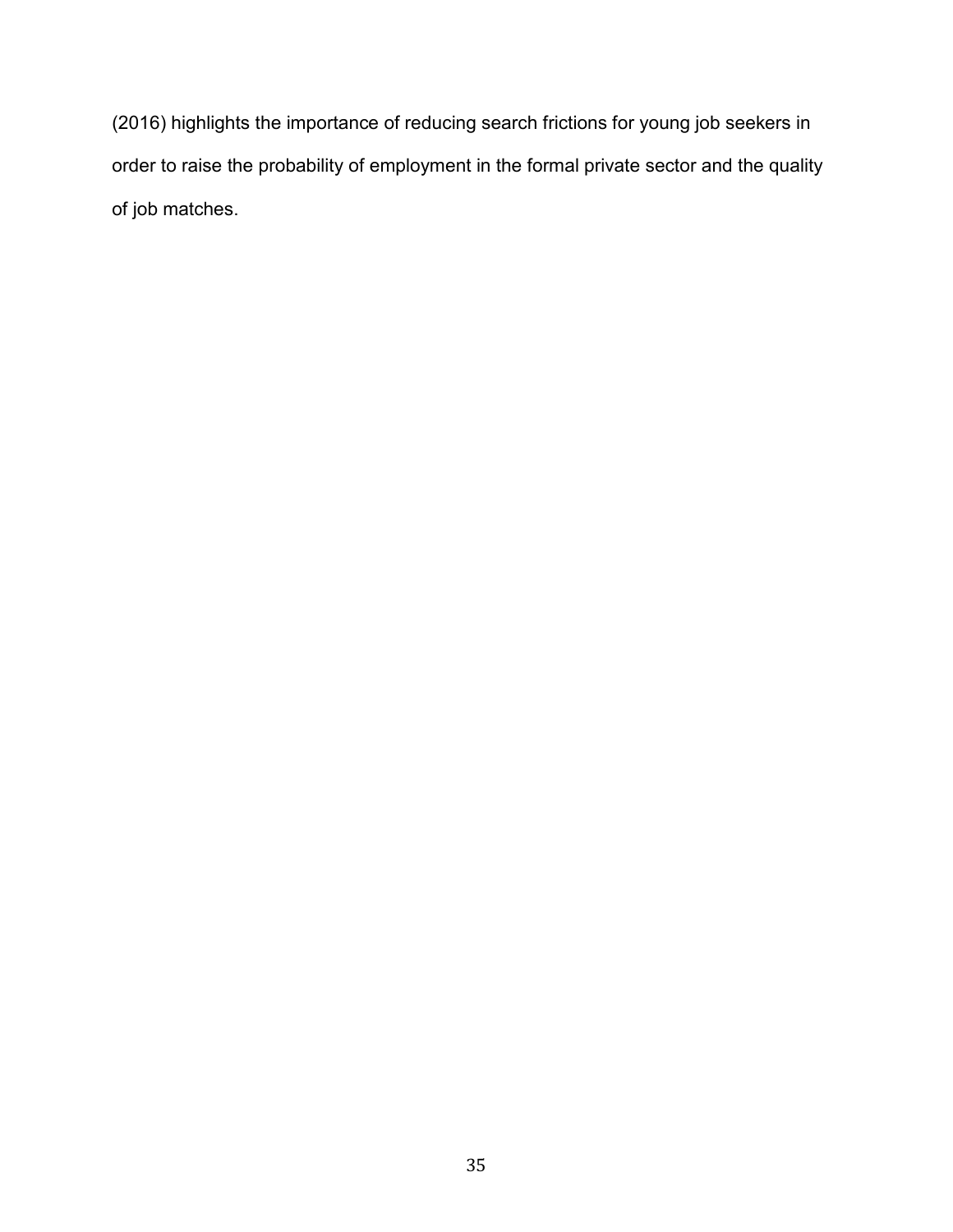(2016) highlights the importance of reducing search frictions for young job seekers in order to raise the probability of employment in the formal private sector and the quality of job matches.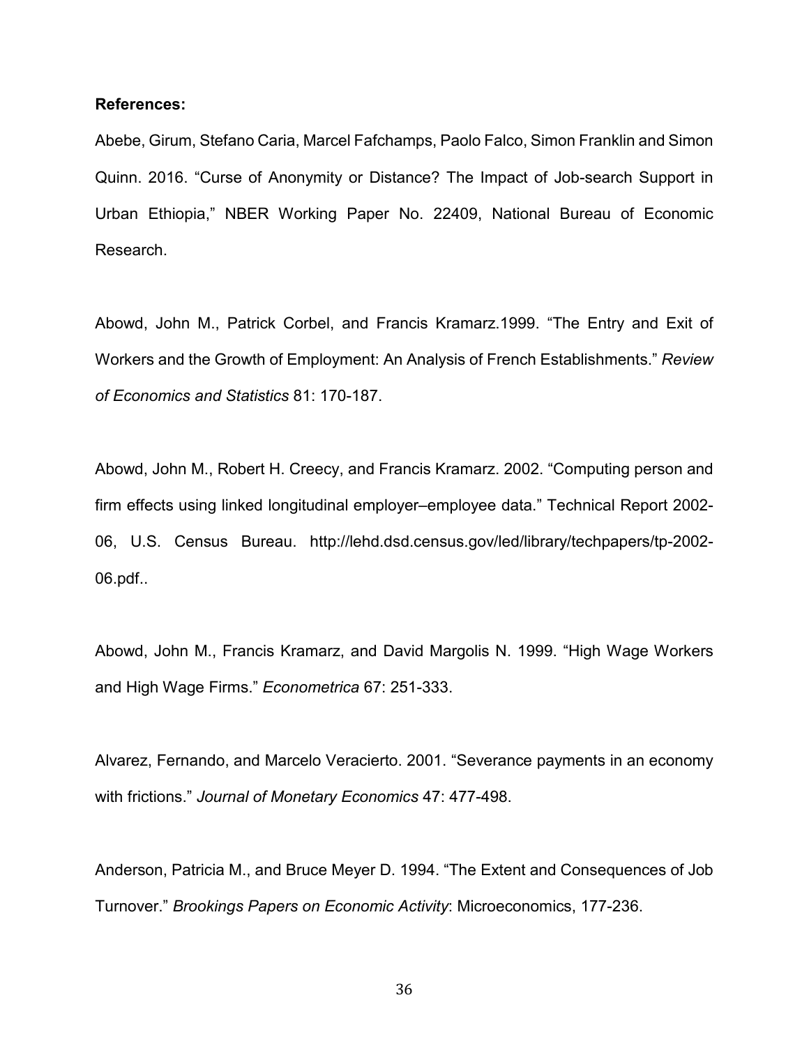**References:**

Abebe, Girum, Stefano Caria, Marcel Fafchamps, Paolo Falco, Simon Franklin and Simon Quinn. 2016. "Curse of Anonymity or Distance? The Impact of Job-search Support in Urban Ethiopia," NBER Working Paper No. 22409, National Bureau of Economic Research.

Abowd, John M., Patrick Corbel, and Francis Kramarz.1999. "The Entry and Exit of Workers and the Growth of Employment: An Analysis of French Establishments." *Review of Economics and Statistics* 81: 170-187.

Abowd, John M., Robert H. Creecy, and Francis Kramarz. 2002. "Computing person and firm effects using linked longitudinal employer–employee data." Technical Report 2002-06, U.S. Census Bureau. http://lehd.dsd.census.gov/led/library/techpapers/tp-2002-06.pdf..

Abowd, John M., Francis Kramarz, and David Margolis N. 1999. "High Wage Workers and High Wage Firms." *Econometrica* 67: 251-333.

Alvarez, Fernando, and Marcelo Veracierto. 2001. "Severance payments in an economy with frictions." *Journal of Monetary Economics* 47: 477-498.

Anderson, Patricia M., and Bruce Meyer D. 1994. "The Extent and Consequences of Job Turnover." *Brookings Papers on Economic Activity*: Microeconomics, 177-236.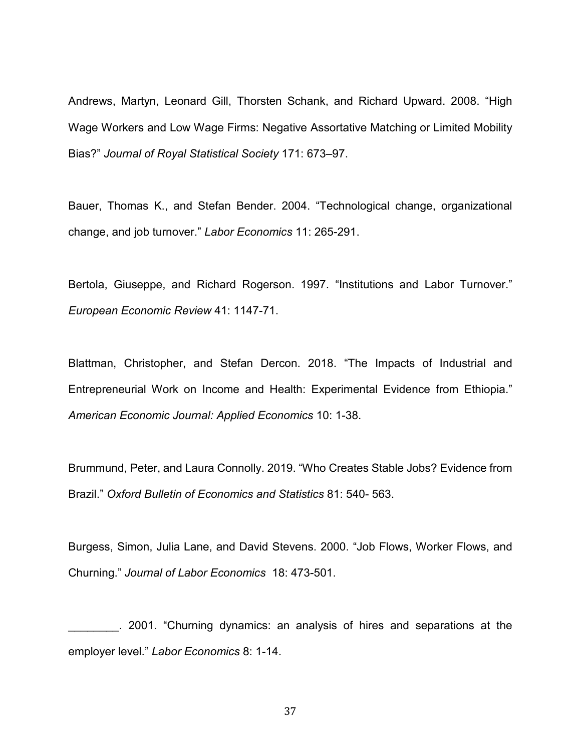Andrews, Martyn, Leonard Gill, Thorsten Schank, and Richard Upward. 2008. "High Wage Workers and Low Wage Firms: Negative Assortative Matching or Limited Mobility Bias?" *Journal of Royal Statistical Society* 171: 673–97.

Bauer, Thomas K., and Stefan Bender. 2004. "Technological change, organizational change, and job turnover." *Labor Economics* 11: 265-291.

Bertola, Giuseppe, and Richard Rogerson. 1997. "Institutions and Labor Turnover." *European Economic Review* 41: 1147-71.

Blattman, Christopher, and Stefan Dercon. 2018. "The Impacts of Industrial and Entrepreneurial Work on Income and Health: Experimental Evidence from Ethiopia." *American Economic Journal: Applied Economics* 10: 1-38.

Brummund, Peter, and Laura Connolly. 2019. "Who Creates Stable Jobs? Evidence from Brazil." *Oxford Bulletin of Economics and Statistics* 81: 540- 563.

Burgess, Simon, Julia Lane, and David Stevens. 2000. "Job Flows, Worker Flows, and Churning." *Journal of Labor Economics* 18: 473-501.

________. 2001. "Churning dynamics: an analysis of hires and separations at the employer level." *Labor Economics* 8: 1-14.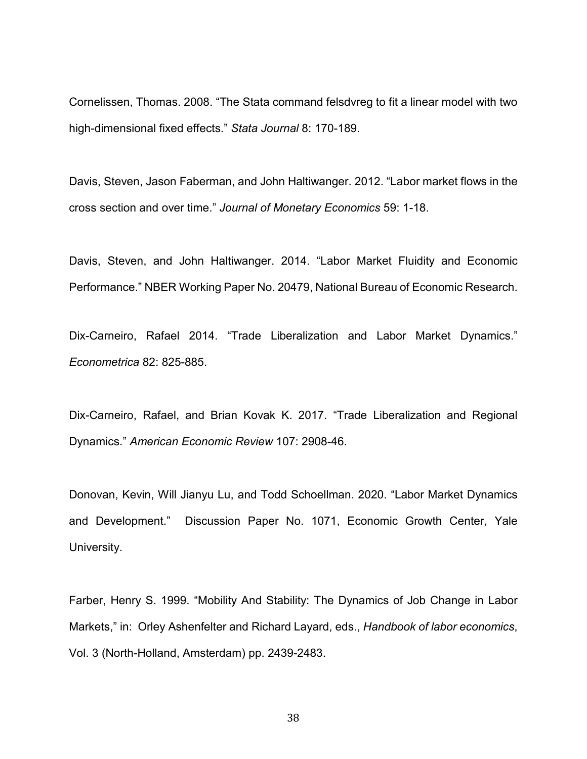Cornelissen, Thomas. 2008. “The Stata command felsdvreg to fit a linear model with two high-dimensional fixed effects.” *Stata Journal* 8: 170-189.

Davis, Steven, Jason Faberman, and John Haltiwanger. 2012. “Labor market flows in the cross section and over time.” *Journal of Monetary Economics* 59: 1-18.

Davis, Steven, and John Haltiwanger. 2014. “Labor Market Fluidity and Economic Performance.” NBER Working Paper No. 20479, National Bureau of Economic Research.

Dix-Carneiro, Rafael 2014. “Trade Liberalization and Labor Market Dynamics.” *Econometrica* 82: 825-885.

Dix-Carneiro, Rafael, and Brian Kovak K. 2017. “Trade Liberalization and Regional Dynamics.” *American Economic Review* 107: 2908-46.

Donovan, Kevin, Will Jianyu Lu, and Todd Schoellman. 2020. “Labor Market Dynamics and Development.” Discussion Paper No. 1071, Economic Growth Center, Yale University.

Farber, Henry S. 1999. “Mobility And Stability: The Dynamics of Job Change in Labor Markets,” in: Orley Ashenfelter and Richard Layard, eds., *Handbook of labor economics*, Vol. 3 (North-Holland, Amsterdam) pp. 2439-2483.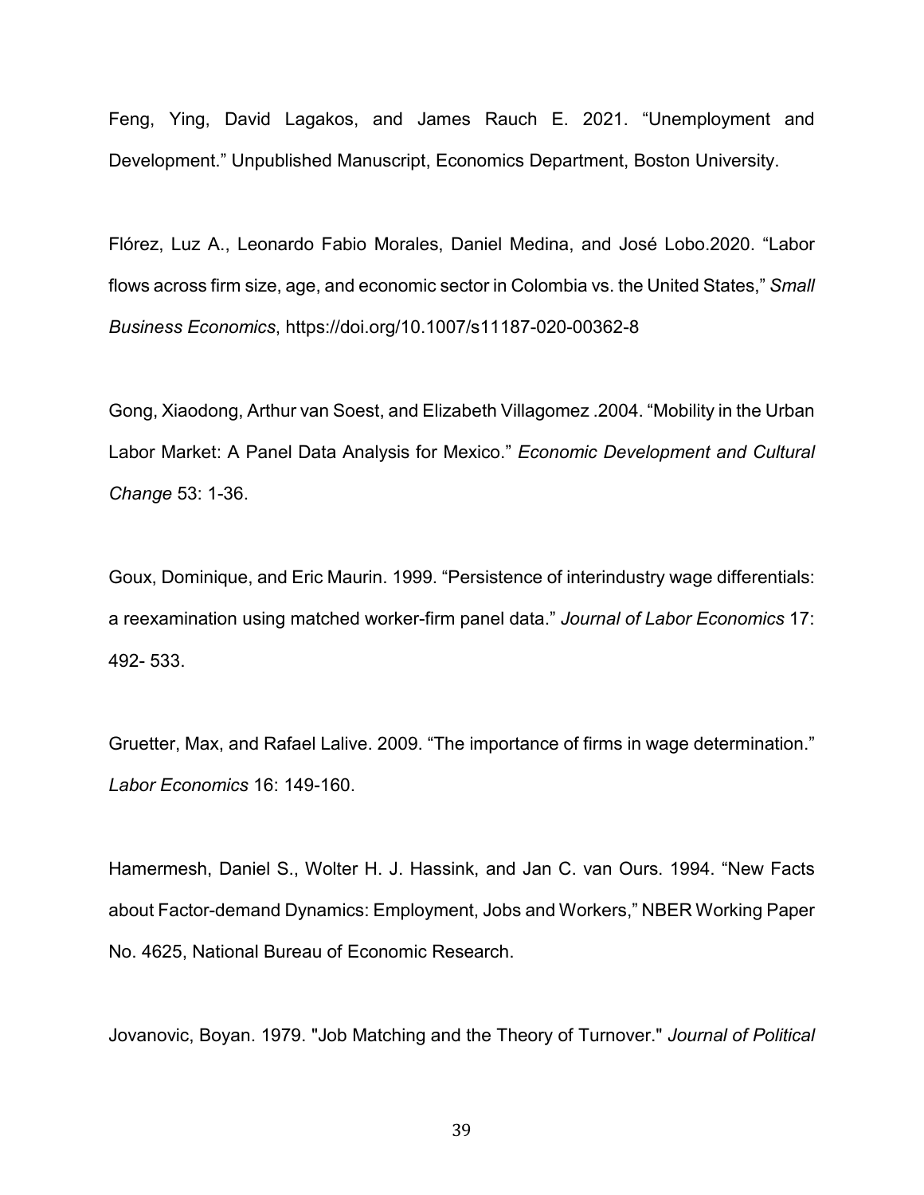Feng, Ying, David Lagakos, and James Rauch E. 2021. "Unemployment and Development." Unpublished Manuscript, Economics Department, Boston University.

Flórez, Luz A., Leonardo Fabio Morales, Daniel Medina, and José Lobo.2020. "Labor flows across firm size, age, and economic sector in Colombia vs. the United States," *Small Business Economics*, https://doi.org/10.1007/s11187-020-00362-8

Gong, Xiaodong, Arthur van Soest, and Elizabeth Villagomez .2004. "Mobility in the Urban Labor Market: A Panel Data Analysis for Mexico." *Economic Development and Cultural Change* 53: 1-36.

Goux, Dominique, and Eric Maurin. 1999. "Persistence of interindustry wage differentials: a reexamination using matched worker-firm panel data." *Journal of Labor Economics* 17: 492- 533.

Gruetter, Max, and Rafael Lalive. 2009. "The importance of firms in wage determination." *Labor Economics* 16: 149-160.

Hamermesh, Daniel S., Wolter H. J. Hassink, and Jan C. van Ours. 1994. "New Facts about Factor-demand Dynamics: Employment, Jobs and Workers," NBER Working Paper No. 4625, National Bureau of Economic Research.

Jovanovic, Boyan. 1979. "Job Matching and the Theory of Turnover." *Journal of Political*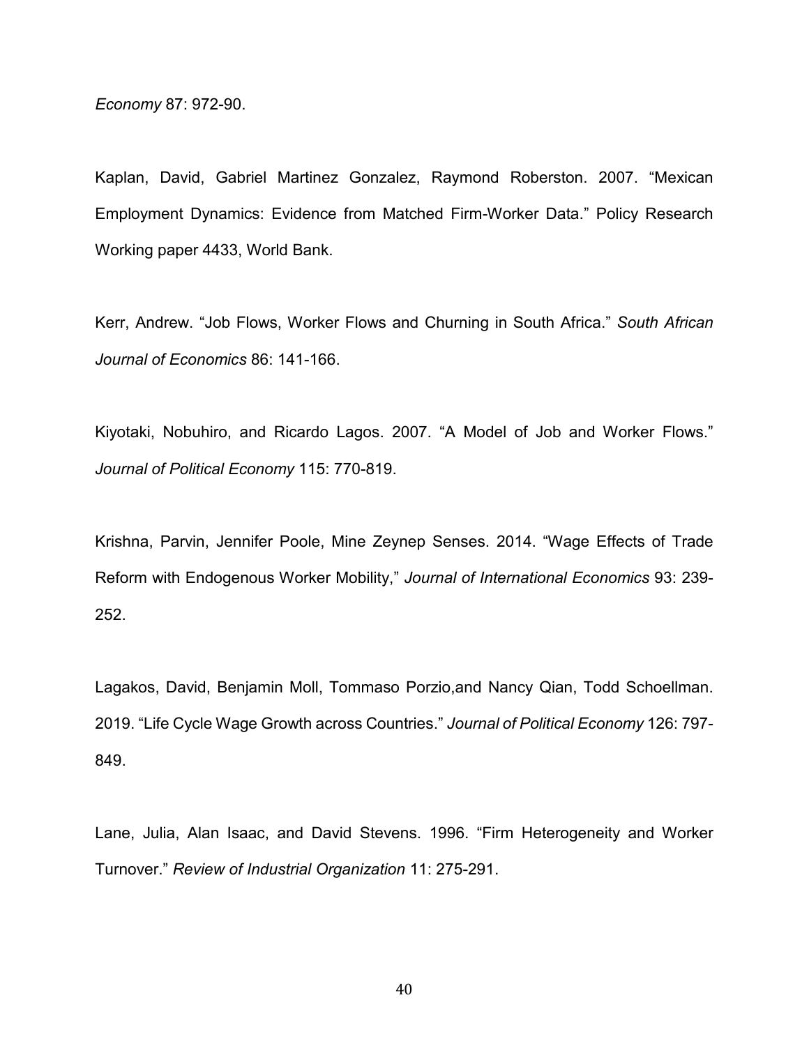*Economy* 87: 972-90.

Kaplan, David, Gabriel Martinez Gonzalez, Raymond Roberston. 2007. "Mexican Employment Dynamics: Evidence from Matched Firm-Worker Data." Policy Research Working paper 4433, World Bank.

Kerr, Andrew. "Job Flows, Worker Flows and Churning in South Africa." *South African Journal of Economics* 86: 141-166.

Kiyotaki, Nobuhiro, and Ricardo Lagos. 2007. "A Model of Job and Worker Flows." *Journal of Political Economy* 115: 770-819.

Krishna, Parvin, Jennifer Poole, Mine Zeynep Senses. 2014. "Wage Effects of Trade Reform with Endogenous Worker Mobility," *Journal of International Economics* 93: 239-252.

Lagakos, David, Benjamin Moll, Tommaso Porzio,and Nancy Qian, Todd Schoellman. 2019. "Life Cycle Wage Growth across Countries." *Journal of Political Economy* 126: 797-849.

Lane, Julia, Alan Isaac, and David Stevens. 1996. "Firm Heterogeneity and Worker Turnover." *Review of Industrial Organization* 11: 275-291.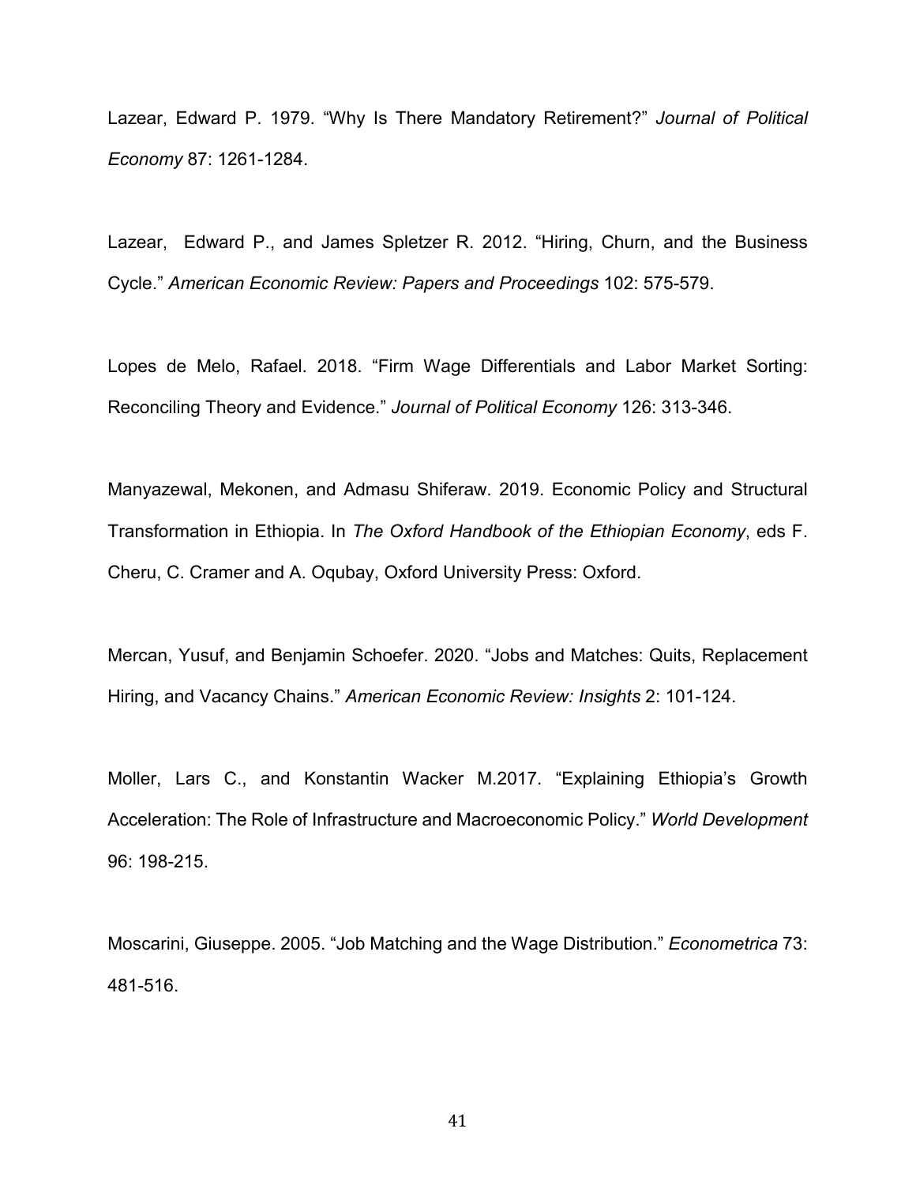Lazear, Edward P. 1979. “Why Is There Mandatory Retirement?” *Journal of Political Economy* 87: 1261-1284.

Lazear, Edward P., and James Spletzer R. 2012. “Hiring, Churn, and the Business Cycle.” *American Economic Review: Papers and Proceedings* 102: 575-579.

Lopes de Melo, Rafael. 2018. “Firm Wage Differentials and Labor Market Sorting: Reconciling Theory and Evidence.” *Journal of Political Economy* 126: 313-346.

Manyazewal, Mekonen, and Admasu Shiferaw. 2019. Economic Policy and Structural Transformation in Ethiopia. In *The Oxford Handbook of the Ethiopian Economy*, eds F. Cheru, C. Cramer and A. Oqubay, Oxford University Press: Oxford.

Mercan, Yusuf, and Benjamin Schoefer. 2020. “Jobs and Matches: Quits, Replacement Hiring, and Vacancy Chains.” *American Economic Review: Insights* 2: 101-124.

Moller, Lars C., and Konstantin Wacker M.2017. “Explaining Ethiopia’s Growth Acceleration: The Role of Infrastructure and Macroeconomic Policy.” *World Development* 96: 198-215.

Moscarini, Giuseppe. 2005. “Job Matching and the Wage Distribution.” *Econometrica* 73: 481-516.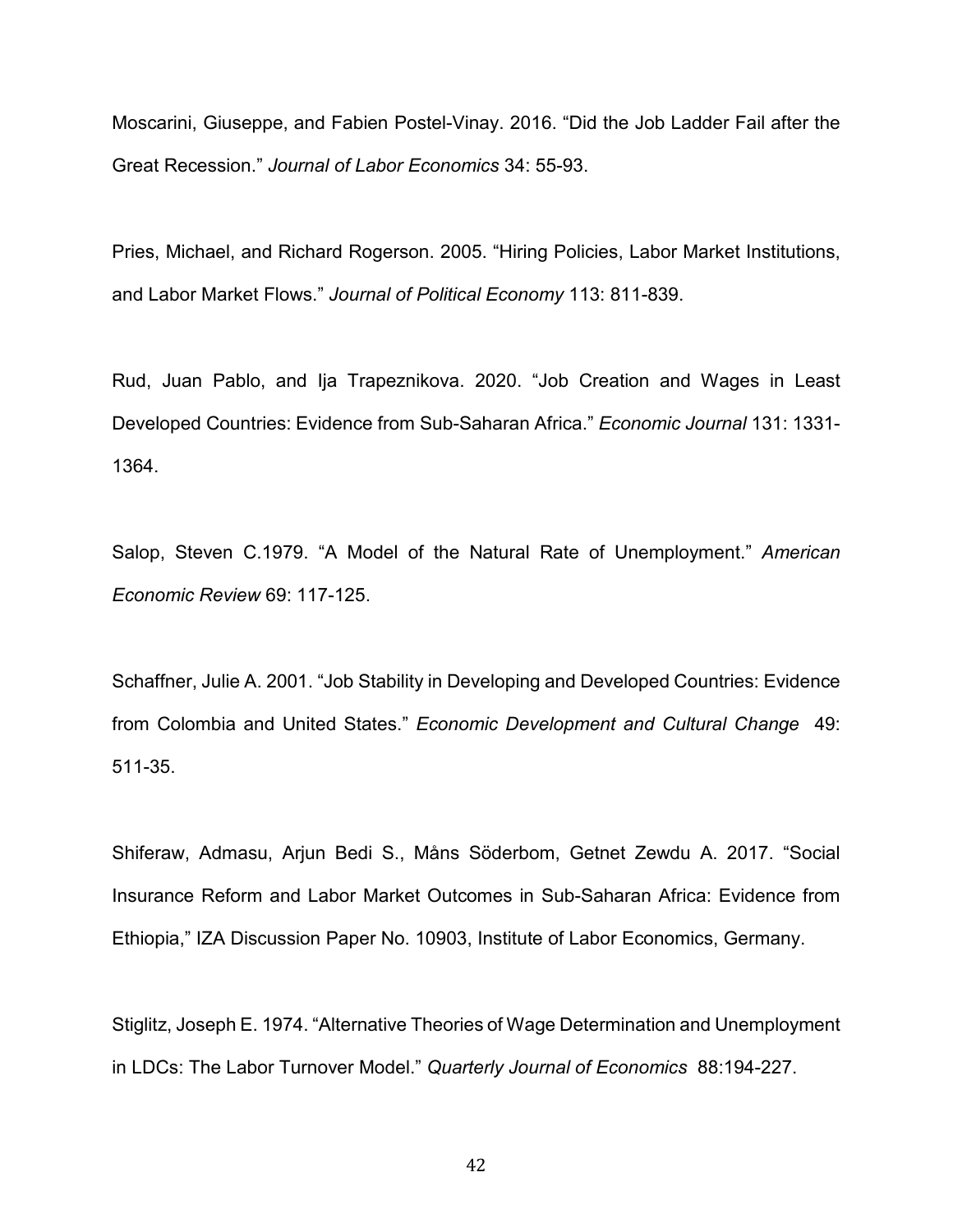Moscarini, Giuseppe, and Fabien Postel-Vinay. 2016. "Did the Job Ladder Fail after the Great Recession." *Journal of Labor Economics* 34: 55-93.

Pries, Michael, and Richard Rogerson. 2005. "Hiring Policies, Labor Market Institutions, and Labor Market Flows." *Journal of Political Economy* 113: 811-839.

Rud, Juan Pablo, and Ija Trapeznikova. 2020. "Job Creation and Wages in Least Developed Countries: Evidence from Sub-Saharan Africa." *Economic Journal* 131: 1331-1364.

Salop, Steven C.1979. "A Model of the Natural Rate of Unemployment." *American Economic Review* 69: 117-125.

Schaffner, Julie A. 2001. "Job Stability in Developing and Developed Countries: Evidence from Colombia and United States." *Economic Development and Cultural Change* 49: 511-35.

Shiferaw, Admasu, Arjun Bedi S., Måns Söderbom, Getnet Zewdu A. 2017. "Social Insurance Reform and Labor Market Outcomes in Sub-Saharan Africa: Evidence from Ethiopia," IZA Discussion Paper No. 10903, Institute of Labor Economics, Germany.

Stiglitz, Joseph E. 1974. "Alternative Theories of Wage Determination and Unemployment in LDCs: The Labor Turnover Model." *Quarterly Journal of Economics* 88:194-227.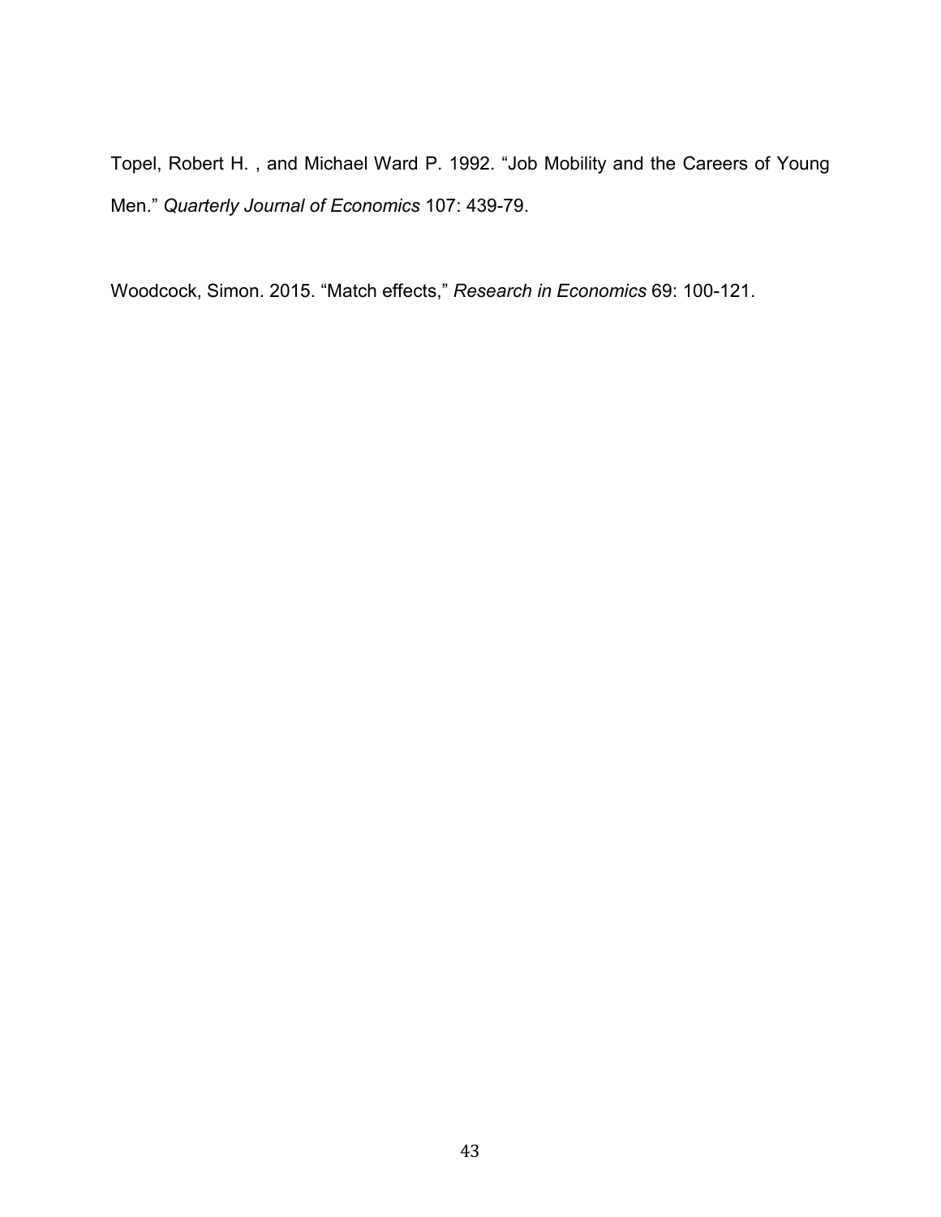Topel, Robert H. , and Michael Ward P. 1992. “Job Mobility and the Careers of Young Men.” *Quarterly Journal of Economics* 107: 439-79.

Woodcock, Simon. 2015. “Match effects,” *Research in Economics* 69: 100-121.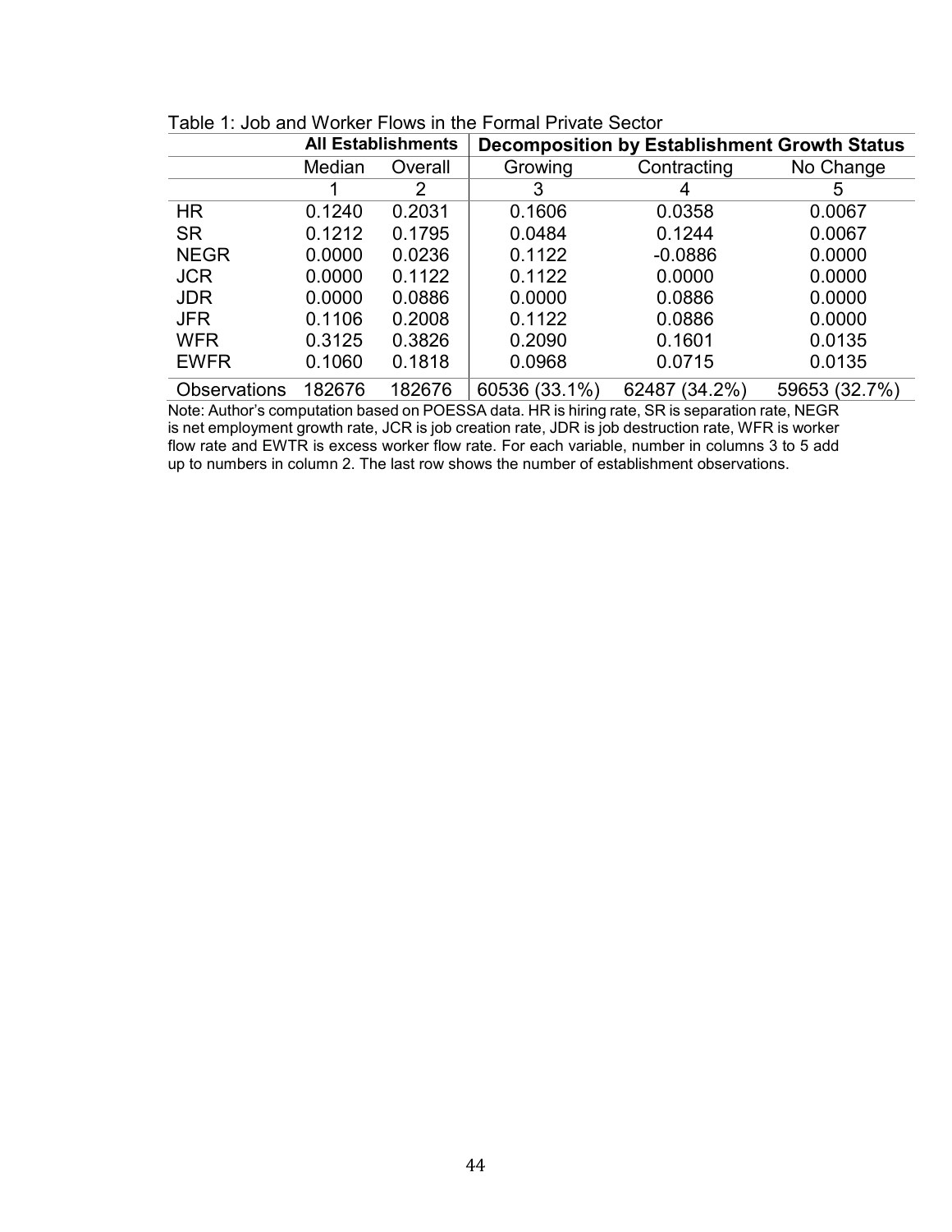Table 1: Job and Worker Flows in the Formal Private Sector

| | **All Establishments** | | **Decomposition by Establishment Growth Status** | | |
|---|---|---|---|---|---|
| | Median | Overall | Growing | Contracting | No Change |
| | 1 | 2 | 3 | 4 | 5 |
| HR | 0.1240 | 0.2031 | 0.1606 | 0.0358 | 0.0067 |
| SR | 0.1212 | 0.1795 | 0.0484 | 0.1244 | 0.0067 |
| NEGR | 0.0000 | 0.0236 | 0.1122 | -0.0886 | 0.0000 |
| JCR | 0.0000 | 0.1122 | 0.1122 | 0.0000 | 0.0000 |
| JDR | 0.0000 | 0.0886 | 0.0000 | 0.0886 | 0.0000 |
| JFR | 0.1106 | 0.2008 | 0.1122 | 0.0886 | 0.0000 |
| WFR | 0.3125 | 0.3826 | 0.2090 | 0.1601 | 0.0135 |
| EWFR | 0.1060 | 0.1818 | 0.0968 | 0.0715 | 0.0135 |
| Observations | 182676 | 182676 | 60536 (33.1%) | 62487 (34.2%) | 59653 (32.7%) |

Note: Author's computation based on POESSA data. HR is hiring rate, SR is separation rate, NEGR is net employment growth rate, JCR is job creation rate, JDR is job destruction rate, WFR is worker flow rate and EWTR is excess worker flow rate. For each variable, number in columns 3 to 5 add up to numbers in column 2. The last row shows the number of establishment observations.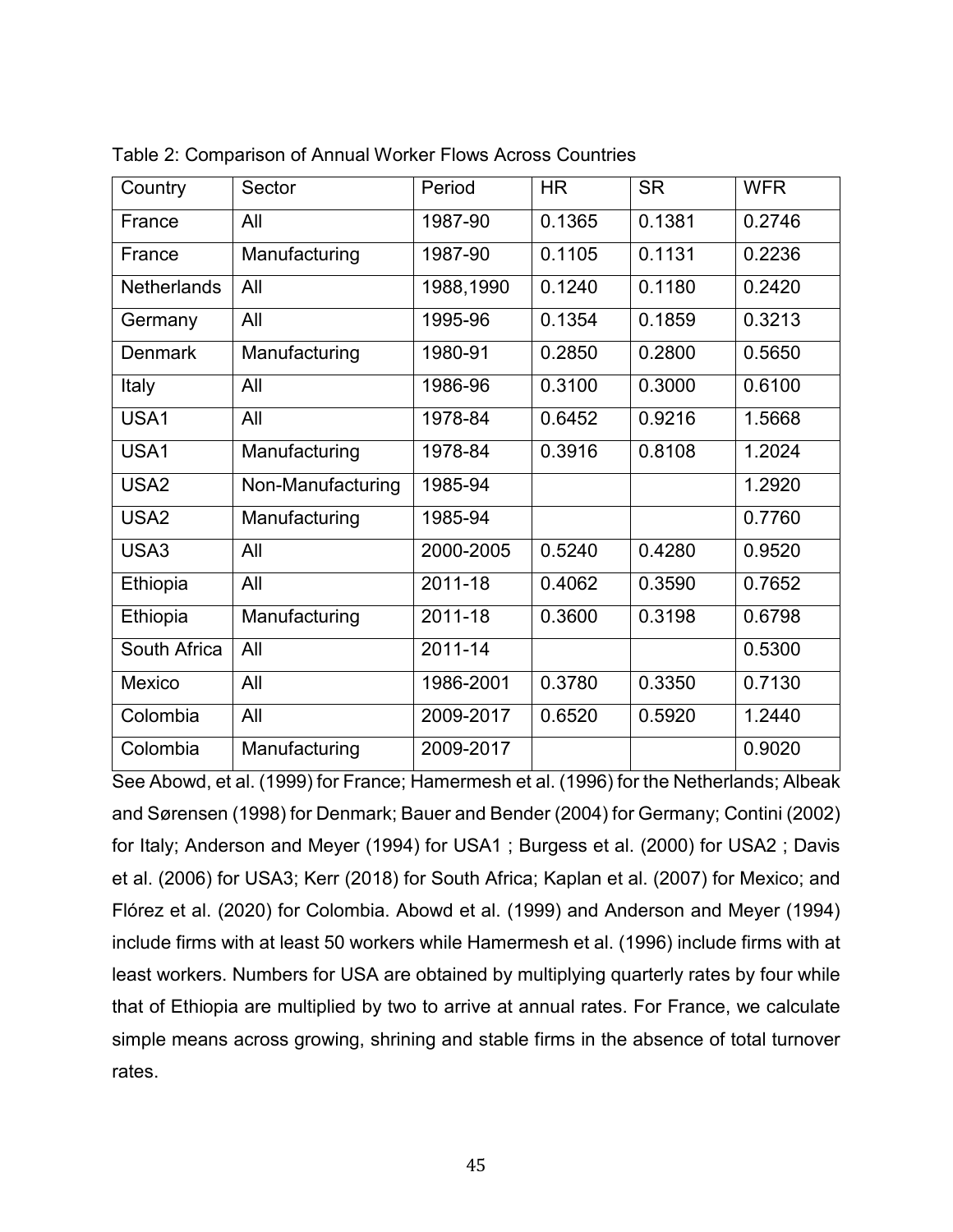Table 2: Comparison of Annual Worker Flows Across Countries

| Country | Sector | Period | HR | SR | WFR |
|---|---|---|---|---|---|
| France | All | 1987-90 | 0.1365 | 0.1381 | 0.2746 |
| France | Manufacturing | 1987-90 | 0.1105 | 0.1131 | 0.2236 |
| Netherlands | All | 1988,1990 | 0.1240 | 0.1180 | 0.2420 |
| Germany | All | 1995-96 | 0.1354 | 0.1859 | 0.3213 |
| Denmark | Manufacturing | 1980-91 | 0.2850 | 0.2800 | 0.5650 |
| Italy | All | 1986-96 | 0.3100 | 0.3000 | 0.6100 |
| USA1 | All | 1978-84 | 0.6452 | 0.9216 | 1.5668 |
| USA1 | Manufacturing | 1978-84 | 0.3916 | 0.8108 | 1.2024 |
| USA2 | Non-Manufacturing | 1985-94 | | | 1.2920 |
| USA2 | Manufacturing | 1985-94 | | | 0.7760 |
| USA3 | All | 2000-2005 | 0.5240 | 0.4280 | 0.9520 |
| Ethiopia | All | 2011-18 | 0.4062 | 0.3590 | 0.7652 |
| Ethiopia | Manufacturing | 2011-18 | 0.3600 | 0.3198 | 0.6798 |
| South Africa | All | 2011-14 | | | 0.5300 |
| Mexico | All | 1986-2001 | 0.3780 | 0.3350 | 0.7130 |
| Colombia | All | 2009-2017 | 0.6520 | 0.5920 | 1.2440 |
| Colombia | Manufacturing | 2009-2017 | | | 0.9020 |

See Abowd, et al. (1999) for France; Hamermesh et al. (1996) for the Netherlands; Albeak and Sørensen (1998) for Denmark; Bauer and Bender (2004) for Germany; Contini (2002) for Italy; Anderson and Meyer (1994) for USA1 ; Burgess et al. (2000) for USA2 ; Davis et al. (2006) for USA3; Kerr (2018) for South Africa; Kaplan et al. (2007) for Mexico; and Flórez et al. (2020) for Colombia. Abowd et al. (1999) and Anderson and Meyer (1994) include firms with at least 50 workers while Hamermesh et al. (1996) include firms with at least workers. Numbers for USA are obtained by multiplying quarterly rates by four while that of Ethiopia are multiplied by two to arrive at annual rates. For France, we calculate simple means across growing, shrining and stable firms in the absence of total turnover rates.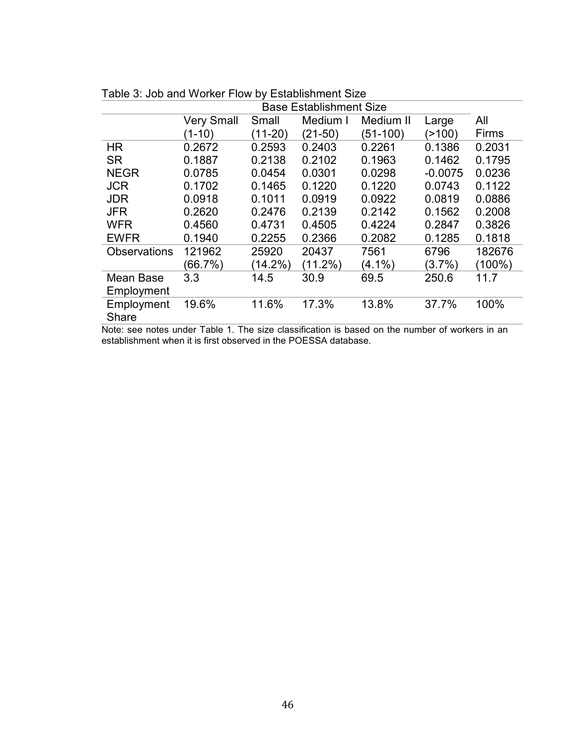Table 3: Job and Worker Flow by Establishment Size

| | Base Establishment Size | | | | | |
|---|---|---|---|---|---|---|
| | Very Small (1-10) | Small (11-20) | Medium I (21-50) | Medium II (51-100) | Large (>100) | All Firms |
| HR | 0.2672 | 0.2593 | 0.2403 | 0.2261 | 0.1386 | 0.2031 |
| SR | 0.1887 | 0.2138 | 0.2102 | 0.1963 | 0.1462 | 0.1795 |
| NEGR | 0.0785 | 0.0454 | 0.0301 | 0.0298 | -0.0075 | 0.0236 |
| JCR | 0.1702 | 0.1465 | 0.1220 | 0.1220 | 0.0743 | 0.1122 |
| JDR | 0.0918 | 0.1011 | 0.0919 | 0.0922 | 0.0819 | 0.0886 |
| JFR | 0.2620 | 0.2476 | 0.2139 | 0.2142 | 0.1562 | 0.2008 |
| WFR | 0.4560 | 0.4731 | 0.4505 | 0.4224 | 0.2847 | 0.3826 |
| EWFR | 0.1940 | 0.2255 | 0.2366 | 0.2082 | 0.1285 | 0.1818 |
| Observations | 121962 (66.7%) | 25920 (14.2%) | 20437 (11.2%) | 7561 (4.1%) | 6796 (3.7%) | 182676 (100%) |
| Mean Base Employment | 3.3 | 14.5 | 30.9 | 69.5 | 250.6 | 11.7 |
| Employment Share | 19.6% | 11.6% | 17.3% | 13.8% | 37.7% | 100% |

Note: see notes under Table 1. The size classification is based on the number of workers in an establishment when it is first observed in the POESSA database.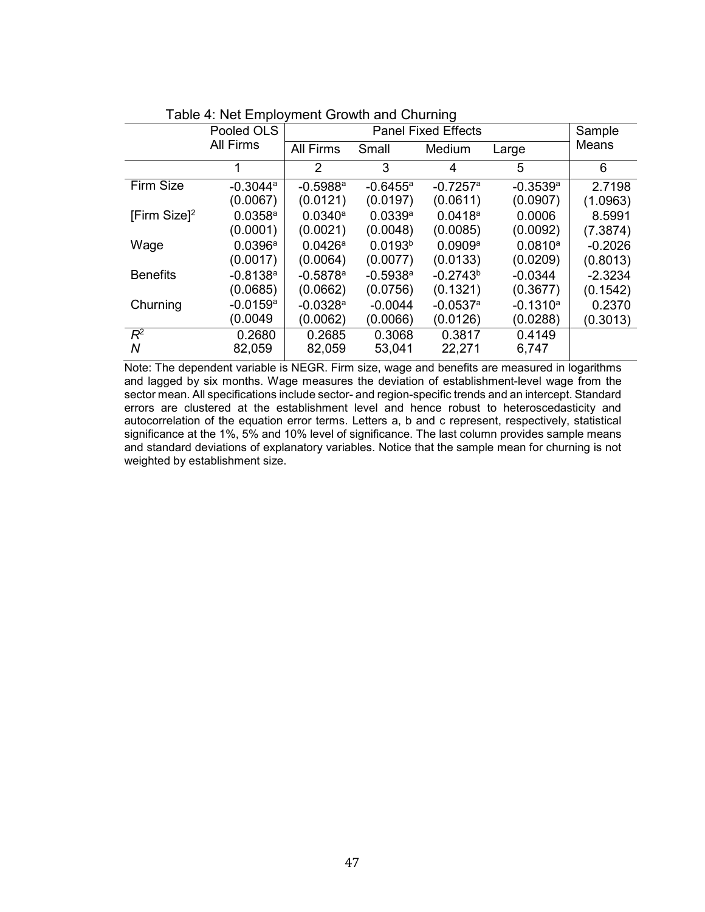Table 4: Net Employment Growth and Churning

| | Pooled OLS | Panel Fixed Effects | | | | Sample |
|---|---|---|---|---|---|---|
| | All Firms | All Firms | Small | Medium | Large | Means |
| | 1 | 2 | 3 | 4 | 5 | 6 |
| Firm Size | -0.3044[a] | -0.5988[a] | -0.6455[a] | -0.7257[a] | -0.3539[a] | 2.7198 |
| | (0.0067) | (0.0121) | (0.0197) | (0.0611) | (0.0907) | (1.0963) |
| [Firm Size]$^2$ | 0.0358[a] | 0.0340[a] | 0.0339[a] | 0.0418[a] | 0.0006 | 8.5991 |
| | (0.0001) | (0.0021) | (0.0048) | (0.0085) | (0.0092) | (7.3874) |
| Wage | 0.0396[a] | 0.0426[a] | 0.0193[b] | 0.0909[a] | 0.0810[a] | -0.2026 |
| | (0.0017) | (0.0064) | (0.0077) | (0.0133) | (0.0209) | (0.8013) |
| Benefits | -0.8138[a] | -0.5878[a] | -0.5938[a] | -0.2743[b] | -0.0344 | -2.3234 |
| | (0.0685) | (0.0662) | (0.0756) | (0.1321) | (0.3677) | (0.1542) |
| Churning | -0.0159[a] | -0.0328[a] | -0.0044 | -0.0537[a] | -0.1310[a] | 0.2370 |
| | (0.0049 | (0.0062) | (0.0066) | (0.0126) | (0.0288) | (0.3013) |
| $R^2$ | 0.2680 | 0.2685 | 0.3068 | 0.3817 | 0.4149 | |
| $N$ | 82,059 | 82,059 | 53,041 | 22,271 | 6,747 | |

Note: The dependent variable is NEGR. Firm size, wage and benefits are measured in logarithms and lagged by six months. Wage measures the deviation of establishment-level wage from the sector mean. All specifications include sector- and region-specific trends and an intercept. Standard errors are clustered at the establishment level and hence robust to heteroscedasticity and autocorrelation of the equation error terms. Letters a, b and c represent, respectively, statistical significance at the 1%, 5% and 10% level of significance. The last column provides sample means and standard deviations of explanatory variables. Notice that the sample mean for churning is not weighted by establishment size.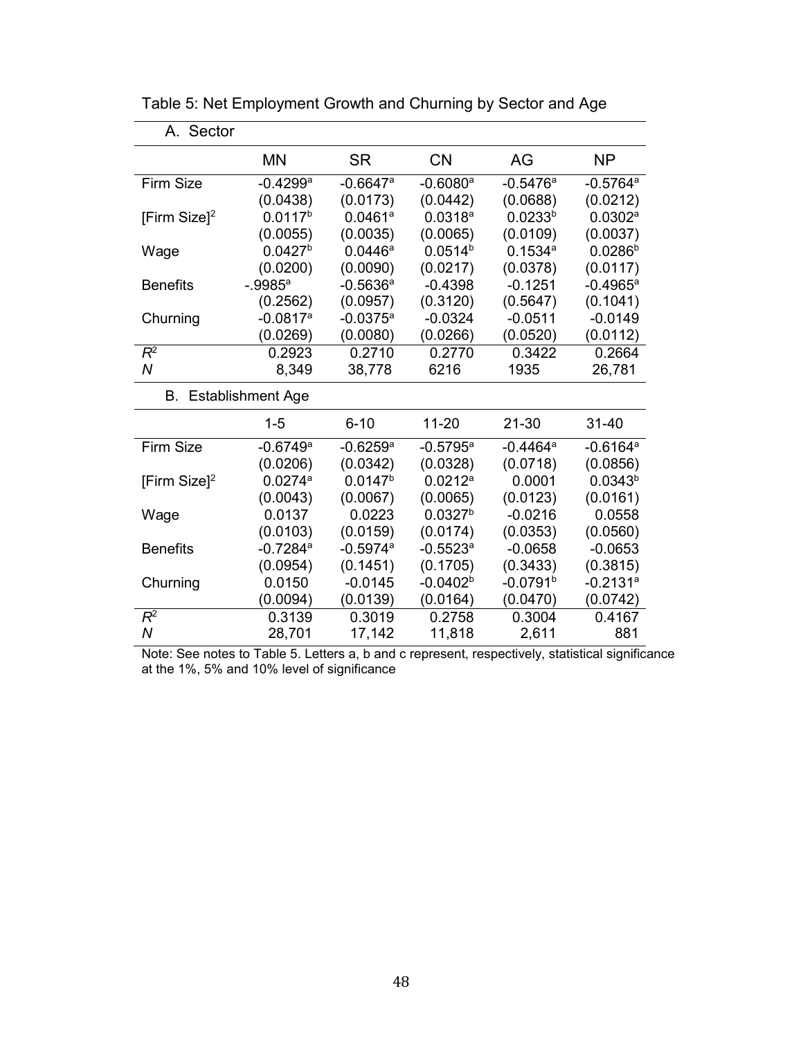Table 5: Net Employment Growth and Churning by Sector and Age

A. Sector

| | MN | SR | CN | AG | NP |
|---|---|---|---|---|---|
| Firm Size | -0.4299[a] | -0.6647[a] | -0.6080[a] | -0.5476[a] | -0.5764[a] |
| | (0.0438) | (0.0173) | (0.0442) | (0.0688) | (0.0212) |
| [Firm Size]$^2$ | 0.0117[b] | 0.0461[a] | 0.0318[a] | 0.0233[b] | 0.0302[a] |
| | (0.0055) | (0.0035) | (0.0065) | (0.0109) | (0.0037) |
| Wage | 0.0427[b] | 0.0446[a] | 0.0514[b] | 0.1534[a] | 0.0286[b] |
| | (0.0200) | (0.0090) | (0.0217) | (0.0378) | (0.0117) |
| Benefits | -.9985[a] | -0.5636[a] | -0.4398 | -0.1251 | -0.4965[a] |
| | (0.2562) | (0.0957) | (0.3120) | (0.5647) | (0.1041) |
| Churning | -0.0817[a] | -0.0375[a] | -0.0324 | -0.0511 | -0.0149 |
| | (0.0269) | (0.0080) | (0.0266) | (0.0520) | (0.0112) |
| $R^2$ | 0.2923 | 0.2710 | 0.2770 | 0.3422 | 0.2664 |
| $N$ | 8,349 | 38,778 | 6216 | 1935 | 26,781 |

B. Establishment Age

| | 1-5 | 6-10 | 11-20 | 21-30 | 31-40 |
|---|---|---|---|---|---|
| Firm Size | -0.6749[a] | -0.6259[a] | -0.5795[a] | -0.4464[a] | -0.6164[a] |
| | (0.0206) | (0.0342) | (0.0328) | (0.0718) | (0.0856) |
| [Firm Size]$^2$ | 0.0274[a] | 0.0147[b] | 0.0212[a] | 0.0001 | 0.0343[b] |
| | (0.0043) | (0.0067) | (0.0065) | (0.0123) | (0.0161) |
| Wage | 0.0137 | 0.0223 | 0.0327[b] | -0.0216 | 0.0558 |
| | (0.0103) | (0.0159) | (0.0174) | (0.0353) | (0.0560) |
| Benefits | -0.7284[a] | -0.5974[a] | -0.5523[a] | -0.0658 | -0.0653 |
| | (0.0954) | (0.1451) | (0.1705) | (0.3433) | (0.3815) |
| Churning | 0.0150 | -0.0145 | -0.0402[b] | -0.0791[b] | -0.2131[a] |
| | (0.0094) | (0.0139) | (0.0164) | (0.0470) | (0.0742) |
| $R^2$ | 0.3139 | 0.3019 | 0.2758 | 0.3004 | 0.4167 |
| $N$ | 28,701 | 17,142 | 11,818 | 2,611 | 881 |

Note: See notes to Table 5. Letters a, b and c represent, respectively, statistical significance at the 1%, 5% and 10% level of significance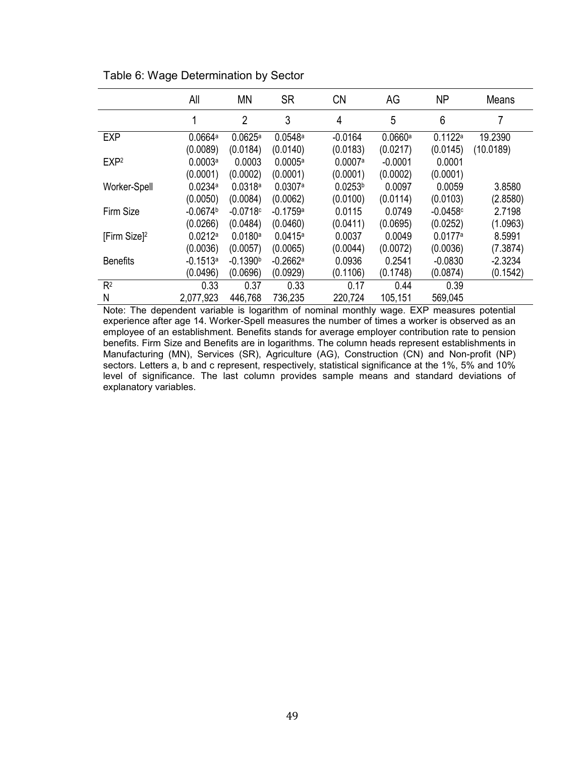Table 6: Wage Determination by Sector

| | All | MN | SR | CN | AG | NP | Means |
|---|---|---|---|---|---|---|---|
| | 1 | 2 | 3 | 4 | 5 | 6 | 7 |
| EXP | 0.0664[a] | 0.0625[a] | 0.0548[a] | -0.0164 | 0.0660[a] | 0.1122[a] | 19.2390 |
| | (0.0089) | (0.0184) | (0.0140) | (0.0183) | (0.0217) | (0.0145) | (10.0189) |
| $EXP^2$ | 0.0003[a] | 0.0003 | 0.0005[a] | 0.0007[a] | -0.0001 | 0.0001 | |
| | (0.0001) | (0.0002) | (0.0001) | (0.0001) | (0.0002) | (0.0001) | |
| Worker-Spell | 0.0234[a] | 0.0318[a] | 0.0307[a] | 0.0253[b] | 0.0097 | 0.0059 | 3.8580 |
| | (0.0050) | (0.0084) | (0.0062) | (0.0100) | (0.0114) | (0.0103) | (2.8580) |
| Firm Size | -0.0674[b] | -0.0718[c] | -0.1759[a] | 0.0115 | 0.0749 | -0.0458[c] | 2.7198 |
| | (0.0266) | (0.0484) | (0.0460) | (0.0411) | (0.0695) | (0.0252) | (1.0963) |
| $[\text{Firm Size}]^2$ | 0.0212[a] | 0.0180[a] | 0.0415[a] | 0.0037 | 0.0049 | 0.0177[a] | 8.5991 |
| | (0.0036) | (0.0057) | (0.0065) | (0.0044) | (0.0072) | (0.0036) | (7.3874) |
| Benefits | -0.1513[a] | -0.1390[b] | -0.2662[a] | 0.0936 | 0.2541 | -0.0830 | -2.3234 |
| | (0.0496) | (0.0696) | (0.0929) | (0.1106) | (0.1748) | (0.0874) | (0.1542) |
| $R^2$ | 0.33 | 0.37 | 0.33 | 0.17 | 0.44 | 0.39 | |
| N | 2,077,923 | 446,768 | 736,235 | 220,724 | 105,151 | 569,045 | |

Note: The dependent variable is logarithm of nominal monthly wage. EXP measures potential experience after age 14. Worker-Spell measures the number of times a worker is observed as an employee of an establishment. Benefits stands for average employer contribution rate to pension benefits. Firm Size and Benefits are in logarithms. The column heads represent establishments in Manufacturing (MN), Services (SR), Agriculture (AG), Construction (CN) and Non-profit (NP) sectors. Letters a, b and c represent, respectively, statistical significance at the 1%, 5% and 10% level of significance. The last column provides sample means and standard deviations of explanatory variables.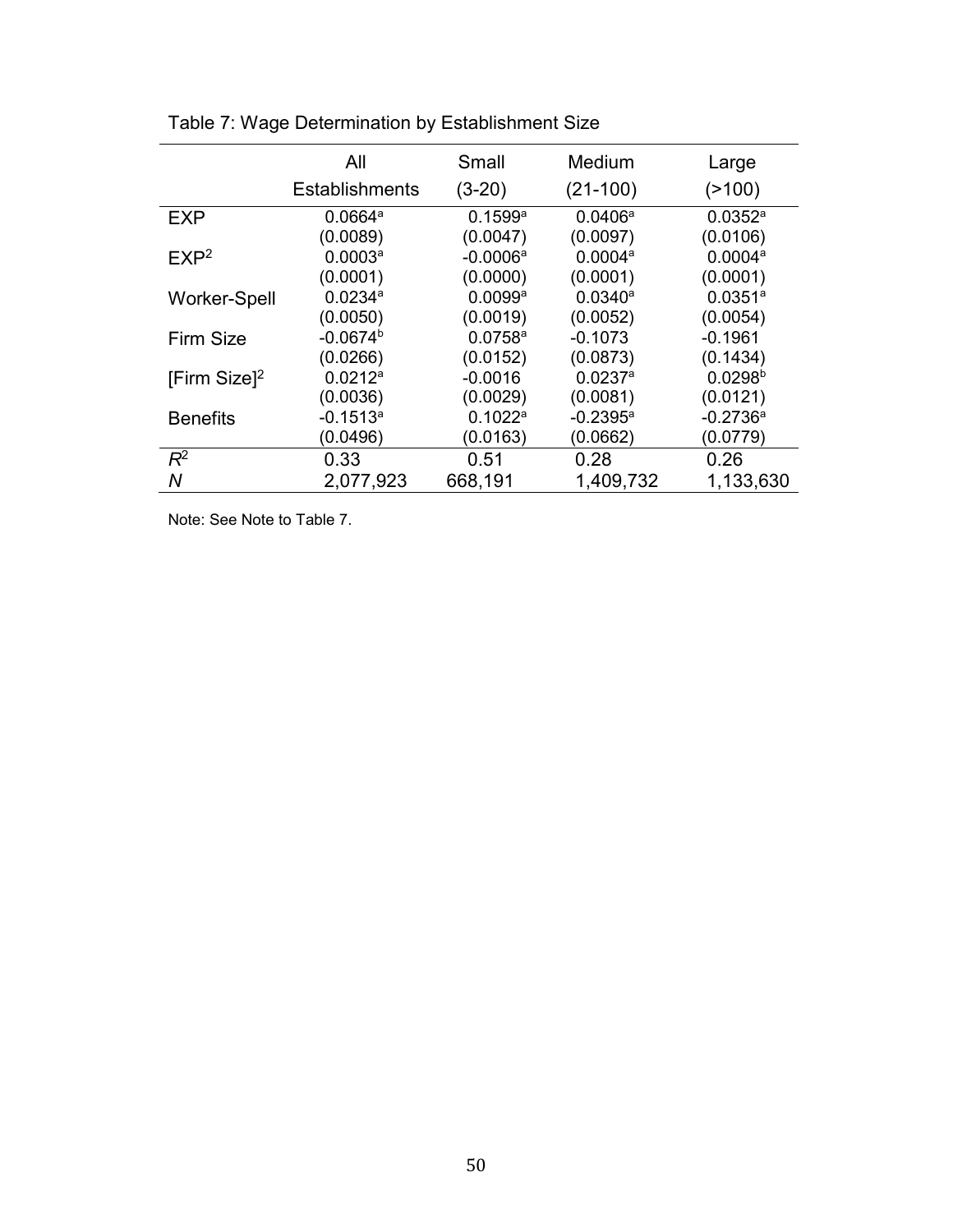Table 7: Wage Determination by Establishment Size

| | All Establishments | Small (3-20) | Medium (21-100) | Large (>100) |
|---|---|---|---|---|
| EXP | 0.0664[a] | 0.1599[a] | 0.0406[a] | 0.0352[a] |
| | (0.0089) | (0.0047) | (0.0097) | (0.0106) |
| $EXP^2$ | 0.0003[a] | -0.0006[a] | 0.0004[a] | 0.0004[a] |
| | (0.0001) | (0.0000) | (0.0001) | (0.0001) |
| Worker-Spell | 0.0234[a] | 0.0099[a] | 0.0340[a] | 0.0351[a] |
| | (0.0050) | (0.0019) | (0.0052) | (0.0054) |
| Firm Size | -0.0674[b] | 0.0758[a] | -0.1073 | -0.1961 |
| | (0.0266) | (0.0152) | (0.0873) | (0.1434) |
| $[\text{Firm Size}]^2$ | 0.0212[a] | -0.0016 | 0.0237[a] | 0.0298[b] |
| | (0.0036) | (0.0029) | (0.0081) | (0.0121) |
| Benefits | -0.1513[a] | 0.1022[a] | -0.2395[a] | -0.2736[a] |
| | (0.0496) | (0.0163) | (0.0662) | (0.0779) |
| $R^2$ | 0.33 | 0.51 | 0.28 | 0.26 |
| $N$ | 2,077,923 | 668,191 | 1,409,732 | 1,133,630 |

Note: See Note to Table 7.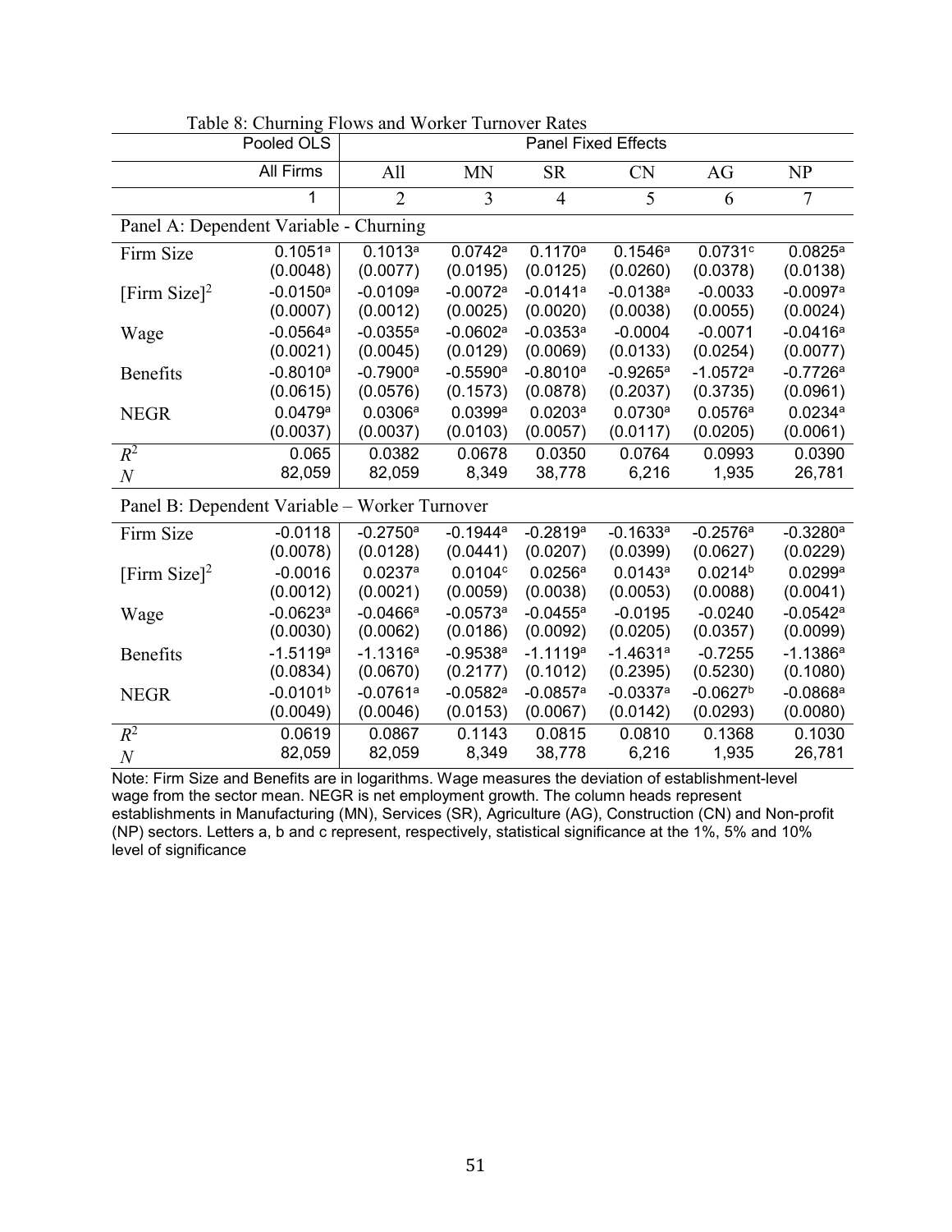Table 8: Churning Flows and Worker Turnover Rates

| | Pooled OLS | Panel Fixed Effects | | | | | |
|---|---|---|---|---|---|---|---|
| | All Firms | All | MN | SR | CN | AG | NP |
| | 1 | 2 | 3 | 4 | 5 | 6 | 7 |
| **Panel A: Dependent Variable - Churning** | | | | | | | |
| Firm Size | 0.1051[a] | 0.1013[a] | 0.0742[a] | 0.1170[a] | 0.1546[a] | 0.0731[c] | 0.0825[a] |
| | (0.0048) | (0.0077) | (0.0195) | (0.0125) | (0.0260) | (0.0378) | (0.0138) |
| [Firm Size]$^2$ | -0.0150[a] | -0.0109[a] | -0.0072[a] | -0.0141[a] | -0.0138[a] | -0.0033 | -0.0097[a] |
| | (0.0007) | (0.0012) | (0.0025) | (0.0020) | (0.0038) | (0.0055) | (0.0024) |
| Wage | -0.0564[a] | -0.0355[a] | -0.0602[a] | -0.0353[a] | -0.0004 | -0.0071 | -0.0416[a] |
| | (0.0021) | (0.0045) | (0.0129) | (0.0069) | (0.0133) | (0.0254) | (0.0077) |
| Benefits | -0.8010[a] | -0.7900[a] | -0.5590[a] | -0.8010[a] | -0.9265[a] | -1.0572[a] | -0.7726[a] |
| | (0.0615) | (0.0576) | (0.1573) | (0.0878) | (0.2037) | (0.3735) | (0.0961) |
| NEGR | 0.0479[a] | 0.0306[a] | 0.0399[a] | 0.0203[a] | 0.0730[a] | 0.0576[a] | 0.0234[a] |
| | (0.0037) | (0.0037) | (0.0103) | (0.0057) | (0.0117) | (0.0205) | (0.0061) |
| $R^2$ | 0.065 | 0.0382 | 0.0678 | 0.0350 | 0.0764 | 0.0993 | 0.0390 |
| $N$ | 82,059 | 82,059 | 8,349 | 38,778 | 6,216 | 1,935 | 26,781 |
| **Panel B: Dependent Variable – Worker Turnover** | | | | | | | |
| Firm Size | -0.0118 | -0.2750[a] | -0.1944[a] | -0.2819[a] | -0.1633[a] | -0.2576[a] | -0.3280[a] |
| | (0.0078) | (0.0128) | (0.0441) | (0.0207) | (0.0399) | (0.0627) | (0.0229) |
| [Firm Size]$^2$ | -0.0016 | 0.0237[a] | 0.0104[c] | 0.0256[a] | 0.0143[a] | 0.0214[b] | 0.0299[a] |
| | (0.0012) | (0.0021) | (0.0059) | (0.0038) | (0.0053) | (0.0088) | (0.0041) |
| Wage | -0.0623[a] | -0.0466[a] | -0.0573[a] | -0.0455[a] | -0.0195 | -0.0240 | -0.0542[a] |
| | (0.0030) | (0.0062) | (0.0186) | (0.0092) | (0.0205) | (0.0357) | (0.0099) |
| Benefits | -1.5119[a] | -1.1316[a] | -0.9538[a] | -1.1119[a] | -1.4631[a] | -0.7255 | -1.1386[a] |
| | (0.0834) | (0.0670) | (0.2177) | (0.1012) | (0.2395) | (0.5230) | (0.1080) |
| NEGR | -0.0101[b] | -0.0761[a] | -0.0582[a] | -0.0857[a] | -0.0337[a] | -0.0627[b] | -0.0868[a] |
| | (0.0049) | (0.0046) | (0.0153) | (0.0067) | (0.0142) | (0.0293) | (0.0080) |
| $R^2$ | 0.0619 | 0.0867 | 0.1143 | 0.0815 | 0.0810 | 0.1368 | 0.1030 |
| $N$ | 82,059 | 82,059 | 8,349 | 38,778 | 6,216 | 1,935 | 26,781 |

Note: Firm Size and Benefits are in logarithms. Wage measures the deviation of establishment-level wage from the sector mean. NEGR is net employment growth. The column heads represent establishments in Manufacturing (MN), Services (SR), Agriculture (AG), Construction (CN) and Non-profit (NP) sectors. Letters a, b and c represent, respectively, statistical significance at the 1%, 5% and 10% level of significance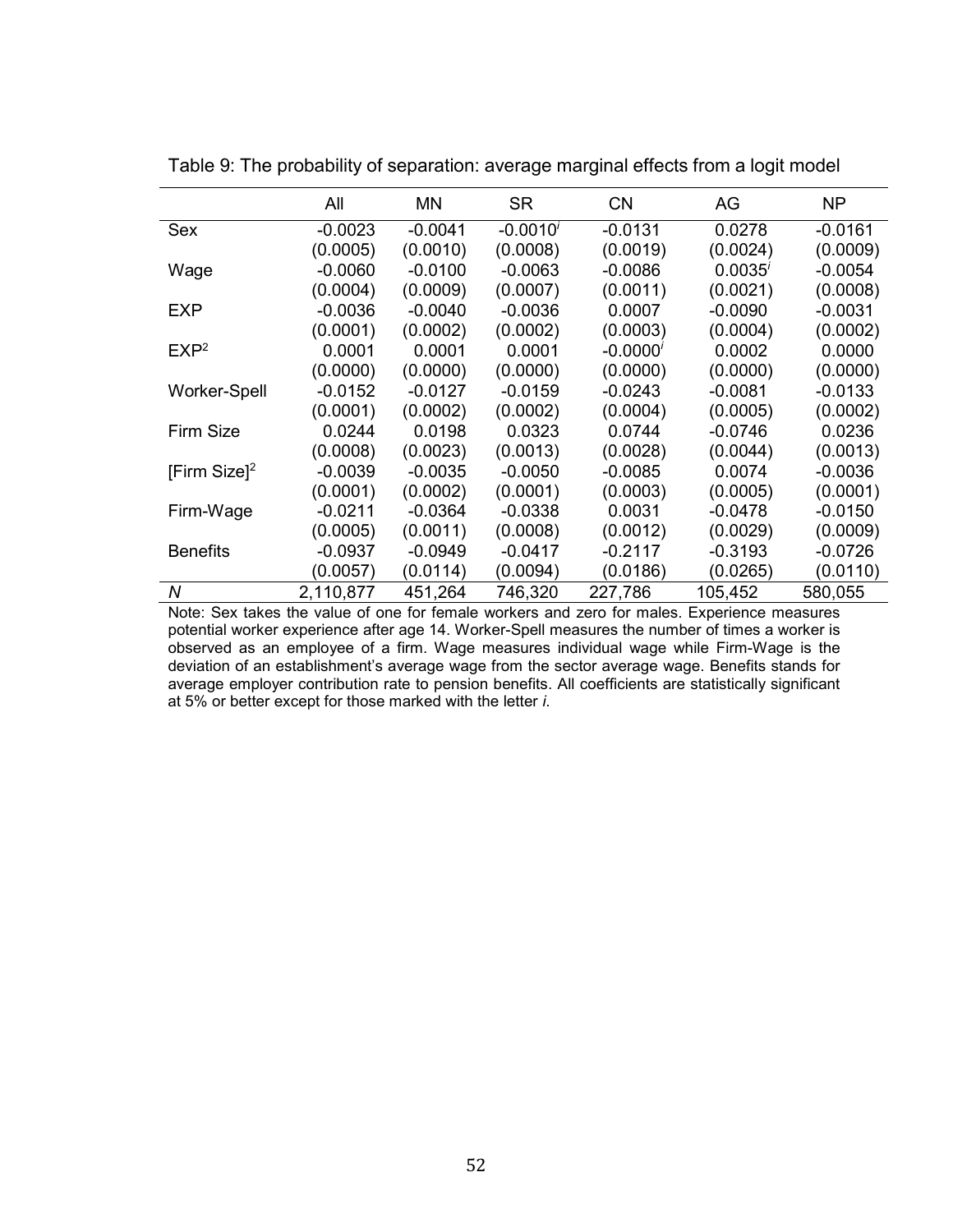Table 9: The probability of separation: average marginal effects from a logit model

| | All | MN | SR | CN | AG | NP |
|---|---|---|---|---|---|---|
| Sex | -0.0023 | -0.0041 | -0.0010[i] | -0.0131 | 0.0278 | -0.0161 |
| | (0.0005) | (0.0010) | (0.0008) | (0.0019) | (0.0024) | (0.0009) |
| Wage | -0.0060 | -0.0100 | -0.0063 | -0.0086 | 0.0035[i] | -0.0054 |
| | (0.0004) | (0.0009) | (0.0007) | (0.0011) | (0.0021) | (0.0008) |
| EXP | -0.0036 | -0.0040 | -0.0036 | 0.0007 | -0.0090 | -0.0031 |
| | (0.0001) | (0.0002) | (0.0002) | (0.0003) | (0.0004) | (0.0002) |
| $EXP^2$ | 0.0001 | 0.0001 | 0.0001 | -0.0000[i] | 0.0002 | 0.0000 |
| | (0.0000) | (0.0000) | (0.0000) | (0.0000) | (0.0000) | (0.0000) |
| Worker-Spell | -0.0152 | -0.0127 | -0.0159 | -0.0243 | -0.0081 | -0.0133 |
| | (0.0001) | (0.0002) | (0.0002) | (0.0004) | (0.0005) | (0.0002) |
| Firm Size | 0.0244 | 0.0198 | 0.0323 | 0.0744 | -0.0746 | 0.0236 |
| | (0.0008) | (0.0023) | (0.0013) | (0.0028) | (0.0044) | (0.0013) |
| $[\text{Firm Size}]^2$ | -0.0039 | -0.0035 | -0.0050 | -0.0085 | 0.0074 | -0.0036 |
| | (0.0001) | (0.0002) | (0.0001) | (0.0003) | (0.0005) | (0.0001) |
| Firm-Wage | -0.0211 | -0.0364 | -0.0338 | 0.0031 | -0.0478 | -0.0150 |
| | (0.0005) | (0.0011) | (0.0008) | (0.0012) | (0.0029) | (0.0009) |
| Benefits | -0.0937 | -0.0949 | -0.0417 | -0.2117 | -0.3193 | -0.0726 |
| | (0.0057) | (0.0114) | (0.0094) | (0.0186) | (0.0265) | (0.0110) |
| *N* | 2,110,877 | 451,264 | 746,320 | 227,786 | 105,452 | 580,055 |

Note: Sex takes the value of one for female workers and zero for males. Experience measures potential worker experience after age 14. Worker-Spell measures the number of times a worker is observed as an employee of a firm. Wage measures individual wage while Firm-Wage is the deviation of an establishment's average wage from the sector average wage. Benefits stands for average employer contribution rate to pension benefits. All coefficients are statistically significant at 5% or better except for those marked with the letter *i*.